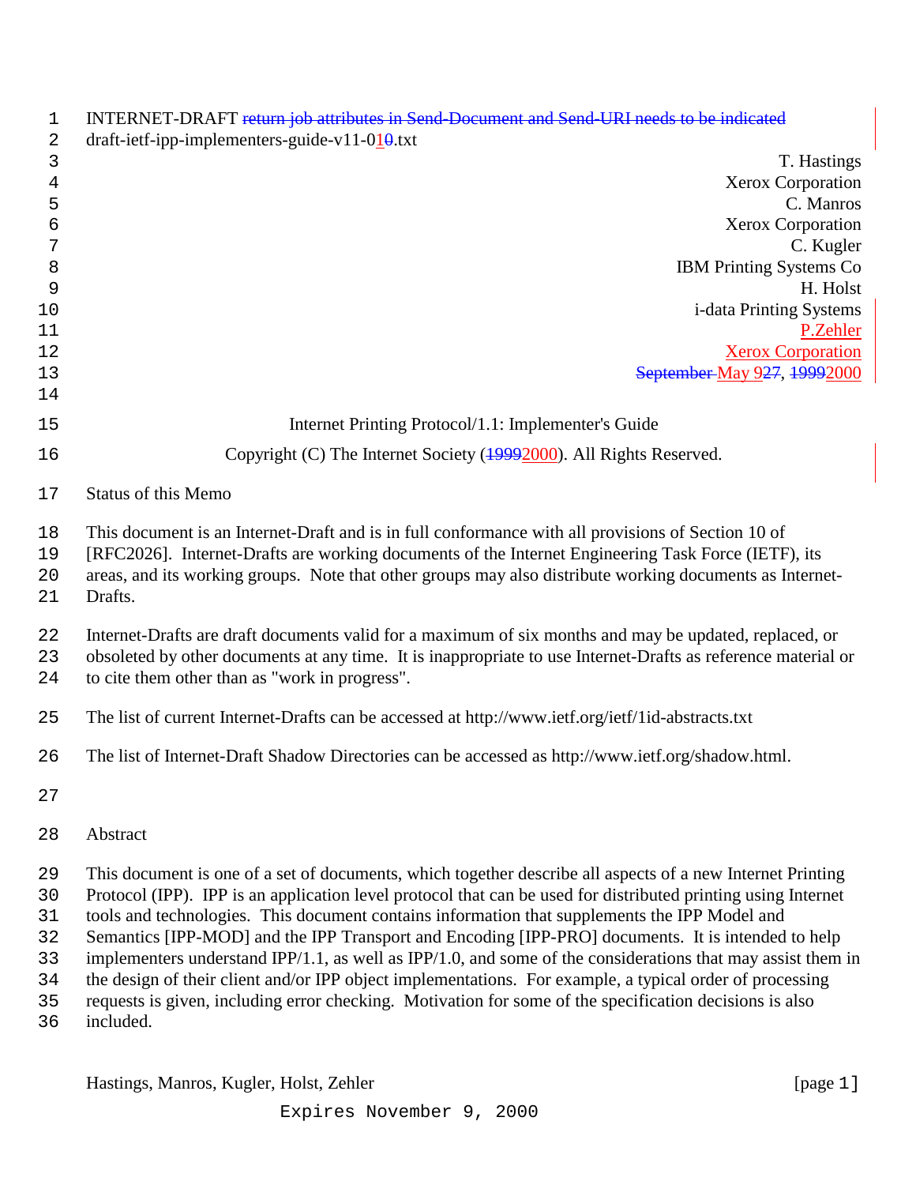INTERNET-DRAFT ~~return job attributes in Send-Document and Send-URI needs to be indicated~~
draft-ietf-ipp-implementers-guide-v11-01~~0~~.txt

T. Hastings
Xerox Corporation
C. Manros
Xerox Corporation
C. Kugler
IBM Printing Systems Co
H. Holst
i-data Printing Systems
P.Zehler
Xerox Corporation
~~September~~ May 9~~27~~, ~~1999~~2000

# Internet Printing Protocol/1.1: Implementer's Guide

Copyright (C) The Internet Society (~~1999~~2000). All Rights Reserved.

## Status of this Memo

This document is an Internet-Draft and is in full conformance with all provisions of Section 10 of [RFC2026]. Internet-Drafts are working documents of the Internet Engineering Task Force (IETF), its areas, and its working groups. Note that other groups may also distribute working documents as Internet-Drafts.

Internet-Drafts are draft documents valid for a maximum of six months and may be updated, replaced, or obsoleted by other documents at any time. It is inappropriate to use Internet-Drafts as reference material or to cite them other than as "work in progress".

The list of current Internet-Drafts can be accessed at http://www.ietf.org/ietf/1id-abstracts.txt

The list of Internet-Draft Shadow Directories can be accessed as http://www.ietf.org/shadow.html.

## Abstract

This document is one of a set of documents, which together describe all aspects of a new Internet Printing Protocol (IPP). IPP is an application level protocol that can be used for distributed printing using Internet tools and technologies. This document contains information that supplements the IPP Model and Semantics [IPP-MOD] and the IPP Transport and Encoding [IPP-PRO] documents. It is intended to help implementers understand IPP/1.1, as well as IPP/1.0, and some of the considerations that may assist them in the design of their client and/or IPP object implementations. For example, a typical order of processing requests is given, including error checking. Motivation for some of the specification decisions is also included.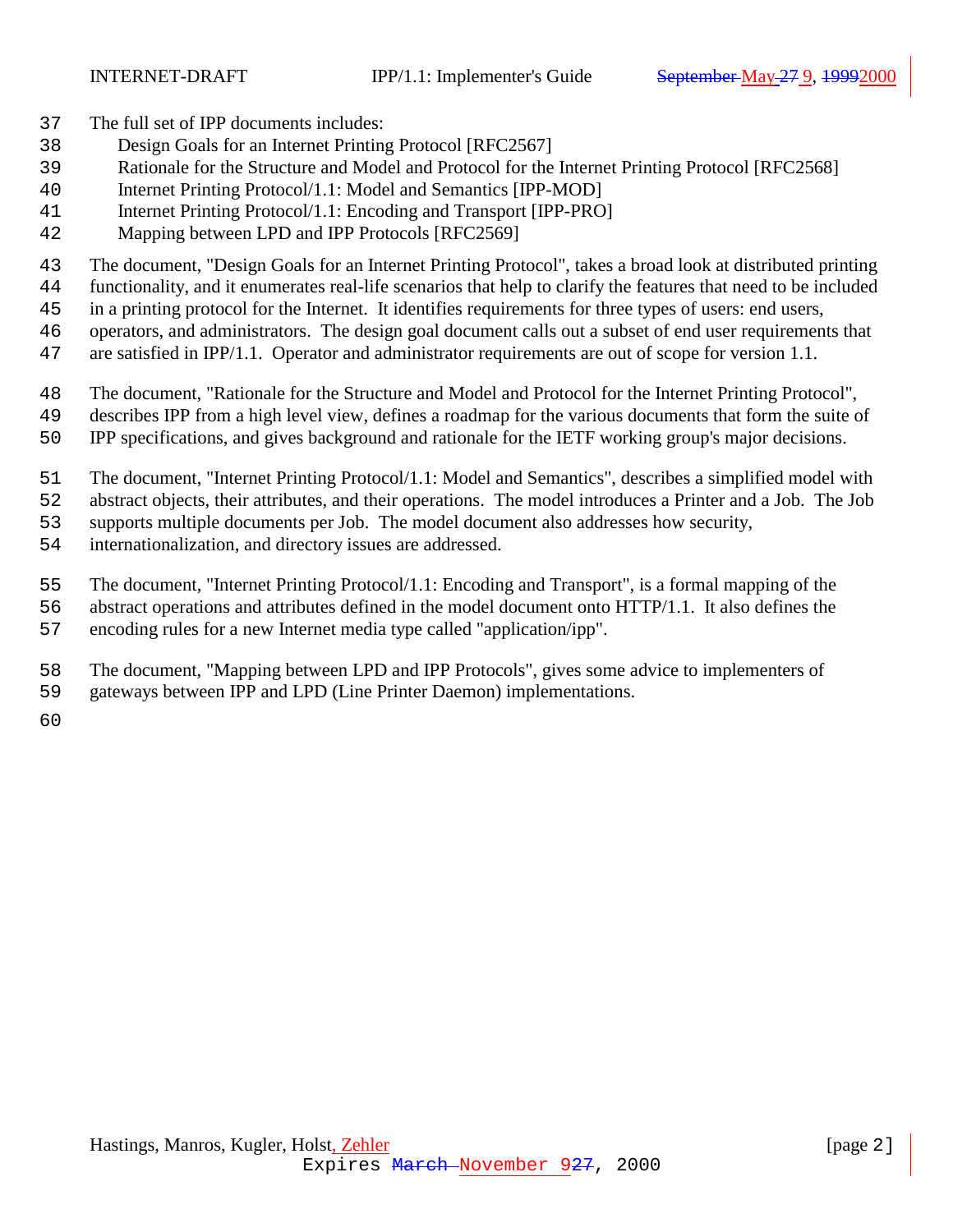The full set of IPP documents includes:

- Design Goals for an Internet Printing Protocol [RFC2567]
- Rationale for the Structure and Model and Protocol for the Internet Printing Protocol [RFC2568]
- Internet Printing Protocol/1.1: Model and Semantics [IPP-MOD]
- Internet Printing Protocol/1.1: Encoding and Transport [IPP-PRO]
- Mapping between LPD and IPP Protocols [RFC2569]

The document, "Design Goals for an Internet Printing Protocol", takes a broad look at distributed printing functionality, and it enumerates real-life scenarios that help to clarify the features that need to be included in a printing protocol for the Internet. It identifies requirements for three types of users: end users, operators, and administrators. The design goal document calls out a subset of end user requirements that are satisfied in IPP/1.1. Operator and administrator requirements are out of scope for version 1.1.

The document, "Rationale for the Structure and Model and Protocol for the Internet Printing Protocol", describes IPP from a high level view, defines a roadmap for the various documents that form the suite of IPP specifications, and gives background and rationale for the IETF working group's major decisions.

The document, "Internet Printing Protocol/1.1: Model and Semantics", describes a simplified model with abstract objects, their attributes, and their operations. The model introduces a Printer and a Job. The Job supports multiple documents per Job. The model document also addresses how security, internationalization, and directory issues are addressed.

The document, "Internet Printing Protocol/1.1: Encoding and Transport", is a formal mapping of the abstract operations and attributes defined in the model document onto HTTP/1.1. It also defines the encoding rules for a new Internet media type called "application/ipp".

The document, "Mapping between LPD and IPP Protocols", gives some advice to implementers of gateways between IPP and LPD (Line Printer Daemon) implementations.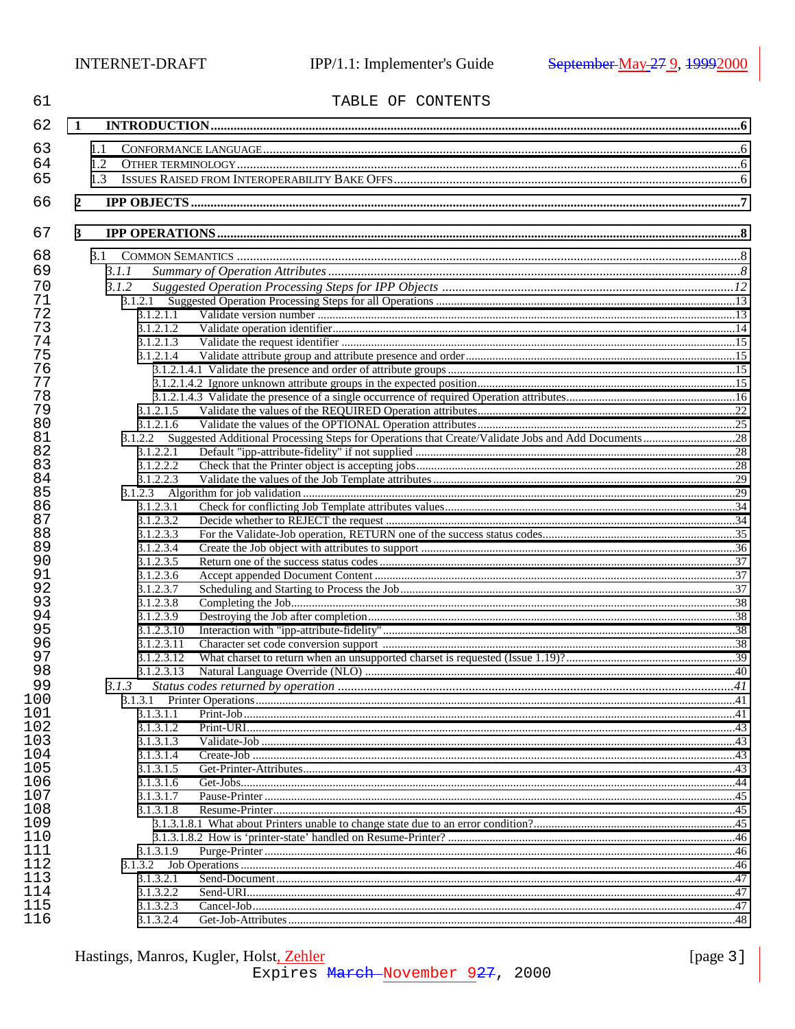TABLE OF CONTENTS

1 INTRODUCTION ......6

1.1 CONFORMANCE LANGUAGE ......6
1.2 OTHER TERMINOLOGY ......6
1.3 ISSUES RAISED FROM INTEROPERABILITY BAKE OFFS ......6

2 IPP OBJECTS ......7

3 IPP OPERATIONS ......8

3.1 COMMON SEMANTICS ......8
*3.1.1 Summary of Operation Attributes* ......8
*3.1.2 Suggested Operation Processing Steps for IPP Objects* ......12
3.1.2.1 Suggested Operation Processing Steps for all Operations ......13
3.1.2.1.1 Validate version number ......13
3.1.2.1.2 Validate operation identifier ......14
3.1.2.1.3 Validate the request identifier ......15
3.1.2.1.4 Validate attribute group and attribute presence and order ......15
3.1.2.1.4.1 Validate the presence and order of attribute groups ......15
3.1.2.1.4.2 Ignore unknown attribute groups in the expected position ......15
3.1.2.1.4.3 Validate the presence of a single occurrence of required Operation attributes ......16
3.1.2.1.5 Validate the values of the REQUIRED Operation attributes ......22
3.1.2.1.6 Validate the values of the OPTIONAL Operation attributes ......25
3.1.2.2 Suggested Additional Processing Steps for Operations that Create/Validate Jobs and Add Documents ......28
3.1.2.2.1 Default "ipp-attribute-fidelity" if not supplied ......28
3.1.2.2.2 Check that the Printer object is accepting jobs ......28
3.1.2.2.3 Validate the values of the Job Template attributes ......29
3.1.2.3 Algorithm for job validation ......29
3.1.2.3.1 Check for conflicting Job Template attributes values ......34
3.1.2.3.2 Decide whether to REJECT the request ......34
3.1.2.3.3 For the Validate-Job operation, RETURN one of the success status codes ......35
3.1.2.3.4 Create the Job object with attributes to support ......36
3.1.2.3.5 Return one of the success status codes ......37
3.1.2.3.6 Accept appended Document Content ......37
3.1.2.3.7 Scheduling and Starting to Process the Job ......37
3.1.2.3.8 Completing the Job ......38
3.1.2.3.9 Destroying the Job after completion ......38
3.1.2.3.10 Interaction with "ipp-attribute-fidelity" ......38
3.1.2.3.11 Character set code conversion support ......38
3.1.2.3.12 What charset to return when an unsupported charset is requested (Issue 1.19)? ......39
3.1.2.3.13 Natural Language Override (NLO) ......40
*3.1.3 Status codes returned by operation* ......41
3.1.3.1 Printer Operations ......41
3.1.3.1.1 Print-Job ......41
3.1.3.1.2 Print-URI ......43
3.1.3.1.3 Validate-Job ......43
3.1.3.1.4 Create-Job ......43
3.1.3.1.5 Get-Printer-Attributes ......43
3.1.3.1.6 Get-Jobs ......44
3.1.3.1.7 Pause-Printer ......45
3.1.3.1.8 Resume-Printer ......45
3.1.3.1.8.1 What about Printers unable to change state due to an error condition? ......45
3.1.3.1.8.2 How is 'printer-state' handled on Resume-Printer? ......46
3.1.3.1.9 Purge-Printer ......46
3.1.3.2 Job Operations ......46
3.1.3.2.1 Send-Document ......47
3.1.3.2.2 Send-URI ......47
3.1.3.2.3 Cancel-Job ......47
3.1.3.2.4 Get-Job-Attributes ......48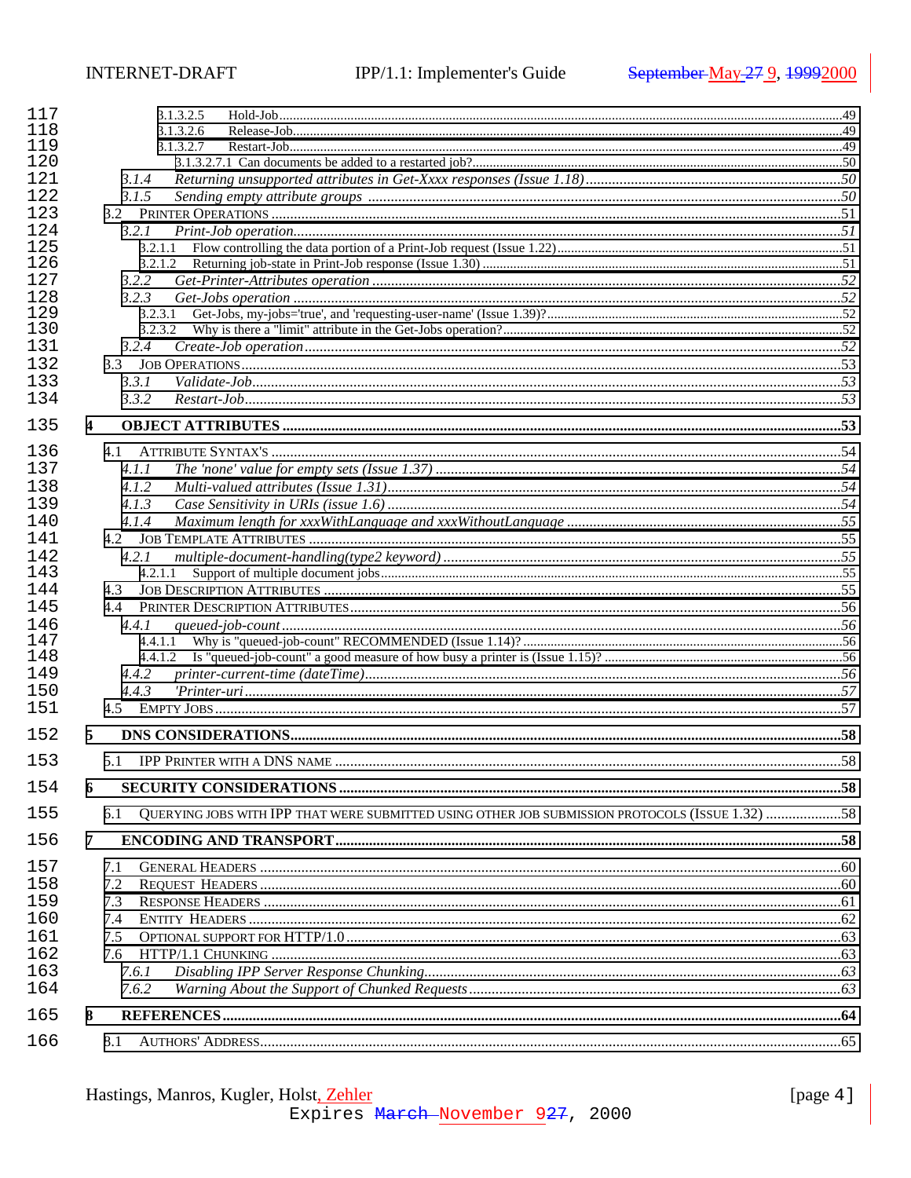117 3.1.3.2.5 Hold-Job ........................................................................................................49
118 3.1.3.2.6 Release-Job ....................................................................................................49
119 3.1.3.2.7 Restart-Job .....................................................................................................49
120 3.1.3.2.7.1 Can documents be added to a restarted job? ................................................50
121 *3.1.4 Returning unsupported attributes in Get-Xxxx responses (Issue 1.18)* ....................50
122 *3.1.5 Sending empty attribute groups* ......................................................................50
123 3.2 PRINTER OPERATIONS ....................................................................................51
124 *3.2.1 Print-Job operation* ......................................................................................51
125 3.2.1.1 Flow controlling the data portion of a Print-Job request (Issue 1.22) ....................51
126 3.2.1.2 Returning job-state in Print-Job response (Issue 1.30) .........................................51
127 *3.2.2 Get-Printer-Attributes operation* ....................................................................52
128 *3.2.3 Get-Jobs operation* ......................................................................................52
129 3.2.3.1 Get-Jobs, my-jobs='true', and 'requesting-user-name' (Issue 1.39)? ......................52
130 3.2.3.2 Why is there a "limit" attribute in the Get-Jobs operation? ....................................52
131 *3.2.4 Create-Job operation* ...................................................................................52
132 3.3 JOB OPERATIONS ..........................................................................................53
133 *3.3.1 Validate-Job* ................................................................................................53
134 *3.3.2 Restart-Job* ..................................................................................................53
135 **4 OBJECT ATTRIBUTES ......................................................................................53**
136 4.1 ATTRIBUTE SYNTAX'S ....................................................................................54
137 *4.1.1 The 'none' value for empty sets (Issue 1.37)* ...................................................54
138 *4.1.2 Multi-valued attributes (Issue 1.31)* ...............................................................54
139 *4.1.3 Case Sensitivity in URIs (issue 1.6)* ..............................................................54
140 *4.1.4 Maximum length for xxxWithLanguage and xxxWithoutLanguage* .........................55
141 4.2 JOB TEMPLATE ATTRIBUTES ...........................................................................55
142 *4.2.1 multiple-document-handling(type2 keyword)* ...................................................55
143 4.2.1.1 Support of multiple document jobs ..................................................................55
144 4.3 JOB DESCRIPTION ATTRIBUTES .......................................................................55
145 4.4 PRINTER DESCRIPTION ATTRIBUTES ................................................................56
146 *4.4.1 queued-job-count* .........................................................................................56
147 4.4.1.1 Why is "queued-job-count" RECOMMENDED (Issue 1.14)? ...................................56
148 4.4.1.2 Is "queued-job-count" a good measure of how busy a printer is (Issue 1.15)? ...........56
149 *4.4.2 printer-current-time (dateTime)* ....................................................................56
150 *4.4.3 'Printer-uri* ..................................................................................................57
151 4.5 EMPTY JOBS ..................................................................................................57
152 **5 DNS CONSIDERATIONS ....................................................................................58**
153 5.1 IPP PRINTER WITH A DNS NAME .....................................................................58
154 **6 SECURITY CONSIDERATIONS ...........................................................................58**
155 6.1 QUERYING JOBS WITH IPP THAT WERE SUBMITTED USING OTHER JOB SUBMISSION PROTOCOLS (ISSUE 1.32) ......58
156 **7 ENCODING AND TRANSPORT ...........................................................................58**
157 7.1 GENERAL HEADERS ........................................................................................60
158 7.2 REQUEST HEADERS ........................................................................................60
159 7.3 RESPONSE HEADERS ......................................................................................61
160 7.4 ENTITY HEADERS ...........................................................................................62
161 7.5 OPTIONAL SUPPORT FOR HTTP/1.0 ..................................................................63
162 7.6 HTTP/1.1 CHUNKING ......................................................................................63
163 *7.6.1 Disabling IPP Server Response Chunking* .......................................................63
164 *7.6.2 Warning About the Support of Chunked Requests* .............................................63
165 **8 REFERENCES ...................................................................................................64**
166 8.1 AUTHORS' ADDRESS .......................................................................................65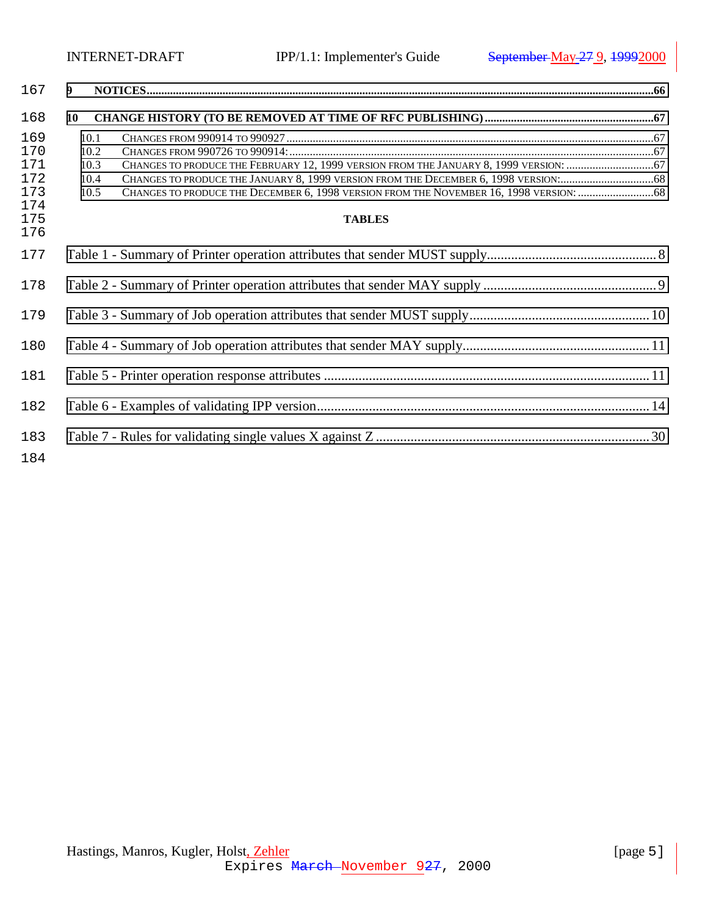9 NOTICES........................................................................................................................................................66

10 CHANGE HISTORY (TO BE REMOVED AT TIME OF RFC PUBLISHING)..........................................................67

10.1 CHANGES FROM 990914 TO 990927..........................................................................................................................67
10.2 CHANGES FROM 990726 TO 990914:........................................................................................................................67
10.3 CHANGES TO PRODUCE THE FEBRUARY 12, 1999 VERSION FROM THE JANUARY 8, 1999 VERSION: ..............................67
10.4 CHANGES TO PRODUCE THE JANUARY 8, 1999 VERSION FROM THE DECEMBER 6, 1998 VERSION:................................68
10.5 CHANGES TO PRODUCE THE DECEMBER 6, 1998 VERSION FROM THE NOVEMBER 16, 1998 VERSION: ..........................68

**TABLES**

Table 1 - Summary of Printer operation attributes that sender MUST supply................................................. 8

Table 2 - Summary of Printer operation attributes that sender MAY supply .................................................. 9

Table 3 - Summary of Job operation attributes that sender MUST supply.................................................... 10

Table 4 - Summary of Job operation attributes that sender MAY supply...................................................... 11

Table 5 - Printer operation response attributes ............................................................................................... 11

Table 6 - Examples of validating IPP version................................................................................................ 14

Table 7 - Rules for validating single values X against Z ............................................................................... 30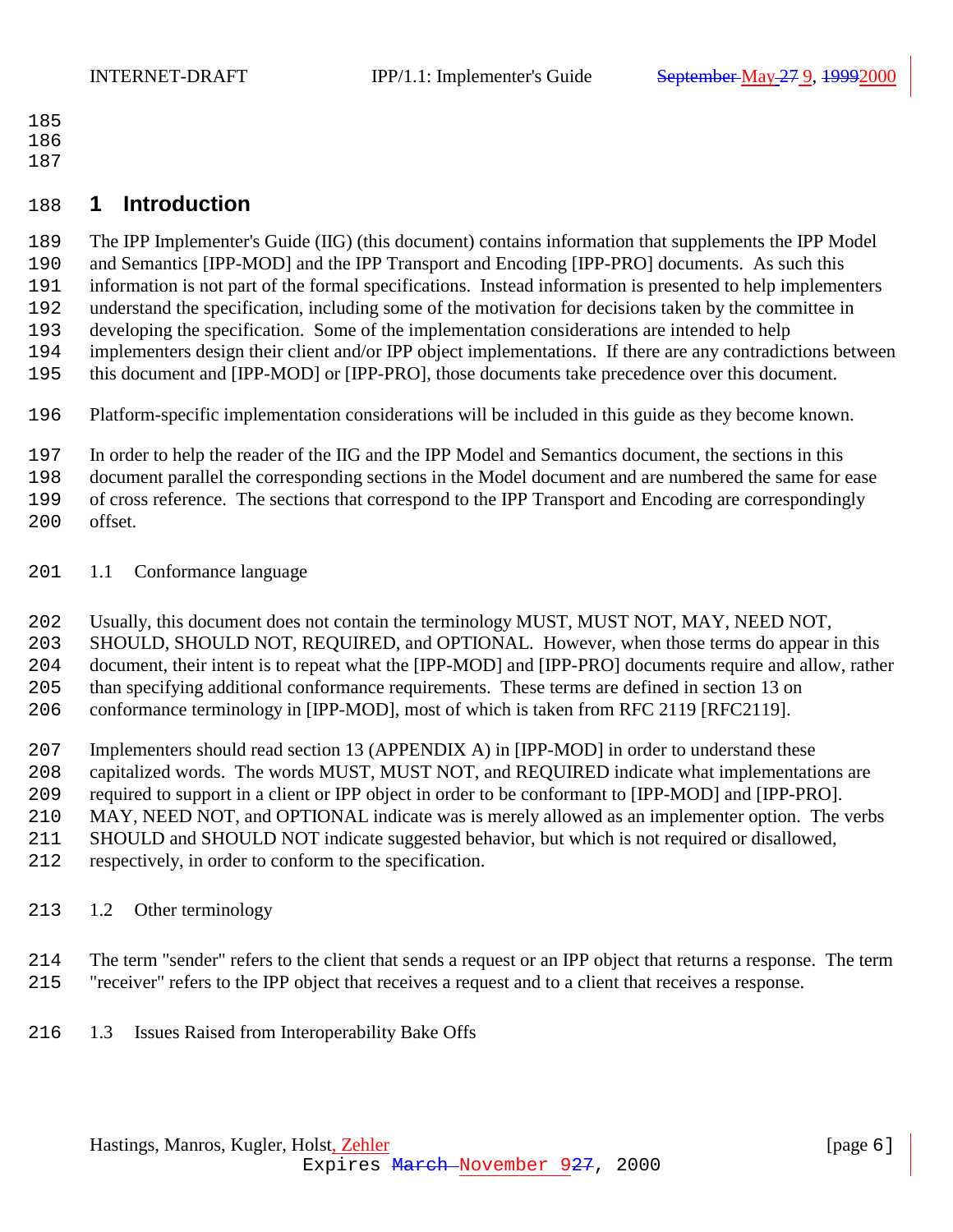# 1 Introduction

The IPP Implementer's Guide (IIG) (this document) contains information that supplements the IPP Model and Semantics [IPP-MOD] and the IPP Transport and Encoding [IPP-PRO] documents. As such this information is not part of the formal specifications. Instead information is presented to help implementers understand the specification, including some of the motivation for decisions taken by the committee in developing the specification. Some of the implementation considerations are intended to help implementers design their client and/or IPP object implementations. If there are any contradictions between this document and [IPP-MOD] or [IPP-PRO], those documents take precedence over this document.

Platform-specific implementation considerations will be included in this guide as they become known.

In order to help the reader of the IIG and the IPP Model and Semantics document, the sections in this document parallel the corresponding sections in the Model document and are numbered the same for ease of cross reference. The sections that correspond to the IPP Transport and Encoding are correspondingly offset.

## 1.1 Conformance language

Usually, this document does not contain the terminology MUST, MUST NOT, MAY, NEED NOT, SHOULD, SHOULD NOT, REQUIRED, and OPTIONAL. However, when those terms do appear in this document, their intent is to repeat what the [IPP-MOD] and [IPP-PRO] documents require and allow, rather than specifying additional conformance requirements. These terms are defined in section 13 on conformance terminology in [IPP-MOD], most of which is taken from RFC 2119 [RFC2119].

Implementers should read section 13 (APPENDIX A) in [IPP-MOD] in order to understand these capitalized words. The words MUST, MUST NOT, and REQUIRED indicate what implementations are required to support in a client or IPP object in order to be conformant to [IPP-MOD] and [IPP-PRO]. MAY, NEED NOT, and OPTIONAL indicate was is merely allowed as an implementer option. The verbs SHOULD and SHOULD NOT indicate suggested behavior, but which is not required or disallowed, respectively, in order to conform to the specification.

## 1.2 Other terminology

The term "sender" refers to the client that sends a request or an IPP object that returns a response. The term "receiver" refers to the IPP object that receives a request and to a client that receives a response.

## 1.3 Issues Raised from Interoperability Bake Offs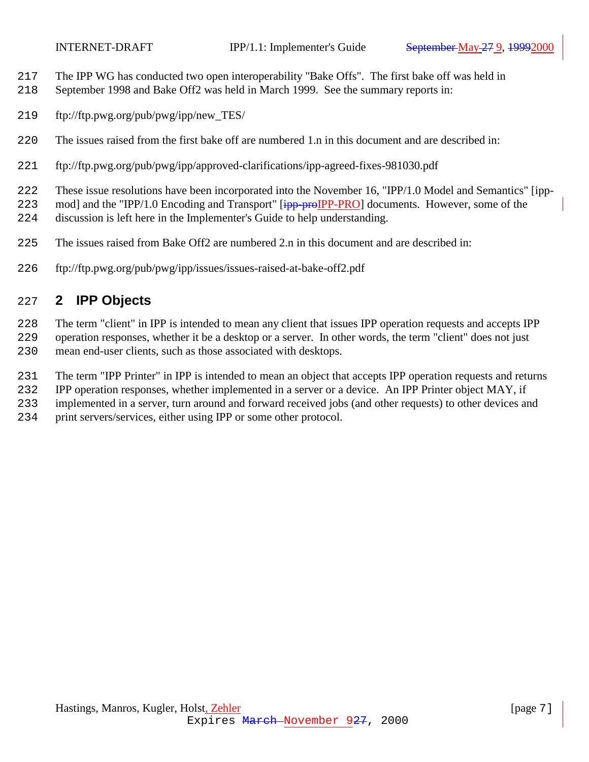The IPP WG has conducted two open interoperability "Bake Offs". The first bake off was held in September 1998 and Bake Off2 was held in March 1999. See the summary reports in:

ftp://ftp.pwg.org/pub/pwg/ipp/new_TES/

The issues raised from the first bake off are numbered 1.n in this document and are described in:

ftp://ftp.pwg.org/pub/pwg/ipp/approved-clarifications/ipp-agreed-fixes-981030.pdf

These issue resolutions have been incorporated into the November 16, "IPP/1.0 Model and Semantics" [ipp-mod] and the "IPP/1.0 Encoding and Transport" [~~ipp-pro~~IPP-PRO] documents. However, some of the discussion is left here in the Implementer's Guide to help understanding.

The issues raised from Bake Off2 are numbered 2.n in this document and are described in:

ftp://ftp.pwg.org/pub/pwg/ipp/issues/issues-raised-at-bake-off2.pdf

# 2 IPP Objects

The term "client" in IPP is intended to mean any client that issues IPP operation requests and accepts IPP operation responses, whether it be a desktop or a server. In other words, the term "client" does not just mean end-user clients, such as those associated with desktops.

The term "IPP Printer" in IPP is intended to mean an object that accepts IPP operation requests and returns IPP operation responses, whether implemented in a server or a device. An IPP Printer object MAY, if implemented in a server, turn around and forward received jobs (and other requests) to other devices and print servers/services, either using IPP or some other protocol.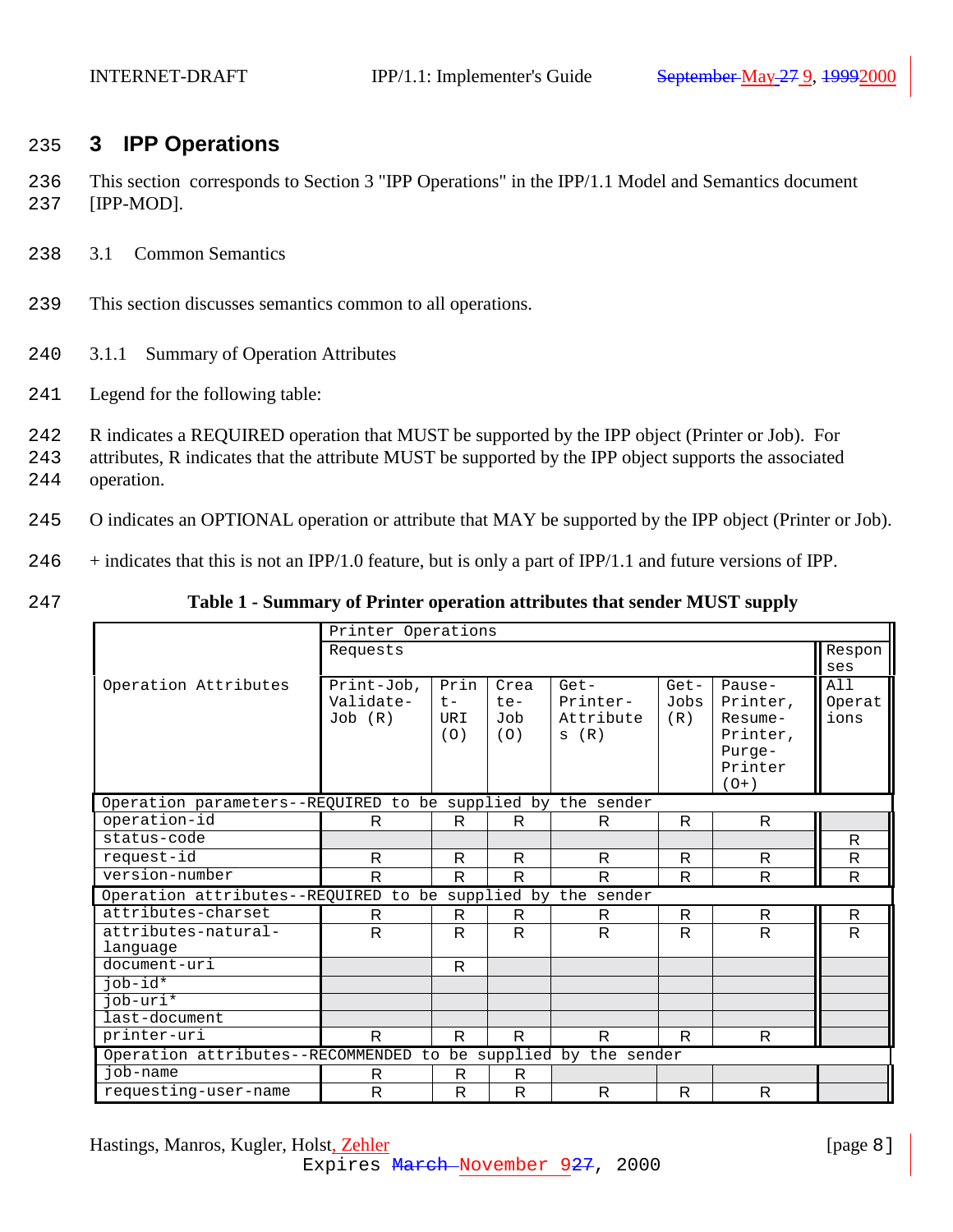# 3 IPP Operations

This section corresponds to Section 3 "IPP Operations" in the IPP/1.1 Model and Semantics document [IPP-MOD].

## 3.1 Common Semantics

This section discusses semantics common to all operations.

### 3.1.1 Summary of Operation Attributes

Legend for the following table:

R indicates a REQUIRED operation that MUST be supported by the IPP object (Printer or Job). For attributes, R indicates that the attribute MUST be supported by the IPP object supports the associated operation.

O indicates an OPTIONAL operation or attribute that MAY be supported by the IPP object (Printer or Job).

+ indicates that this is not an IPP/1.0 feature, but is only a part of IPP/1.1 and future versions of IPP.

**Table 1 - Summary of Printer operation attributes that sender MUST supply**

| | Printer Operations | | | | | | |
|---|---|---|---|---|---|---|---|
| | Requests | | | | | | Responses |
| Operation Attributes | Print-Job, Validate-Job (R) | Print-URI (O) | Create-Job (O) | Get-Printer-Attributes (R) | Get-Jobs (R) | Pause-Printer, Resume-Printer, Purge-Printer (O+) | All Operations |
| Operation parameters--REQUIRED to be supplied by the sender | | | | | | | |
| operation-id | R | R | R | R | R | R | |
| status-code | | | | | | | R |
| request-id | R | R | R | R | R | R | R |
| version-number | R | R | R | R | R | R | R |
| Operation attributes--REQUIRED to be supplied by the sender | | | | | | | |
| attributes-charset | R | R | R | R | R | R | R |
| attributes-natural-language | R | R | R | R | R | R | R |
| document-uri | | R | | | | | |
| job-id* | | | | | | | |
| job-uri* | | | | | | | |
| last-document | | | | | | | |
| printer-uri | R | R | R | R | R | R | |
| Operation attributes--RECOMMENDED to be supplied by the sender | | | | | | | |
| job-name | R | R | R | | | | |
| requesting-user-name | R | R | R | R | R | R | |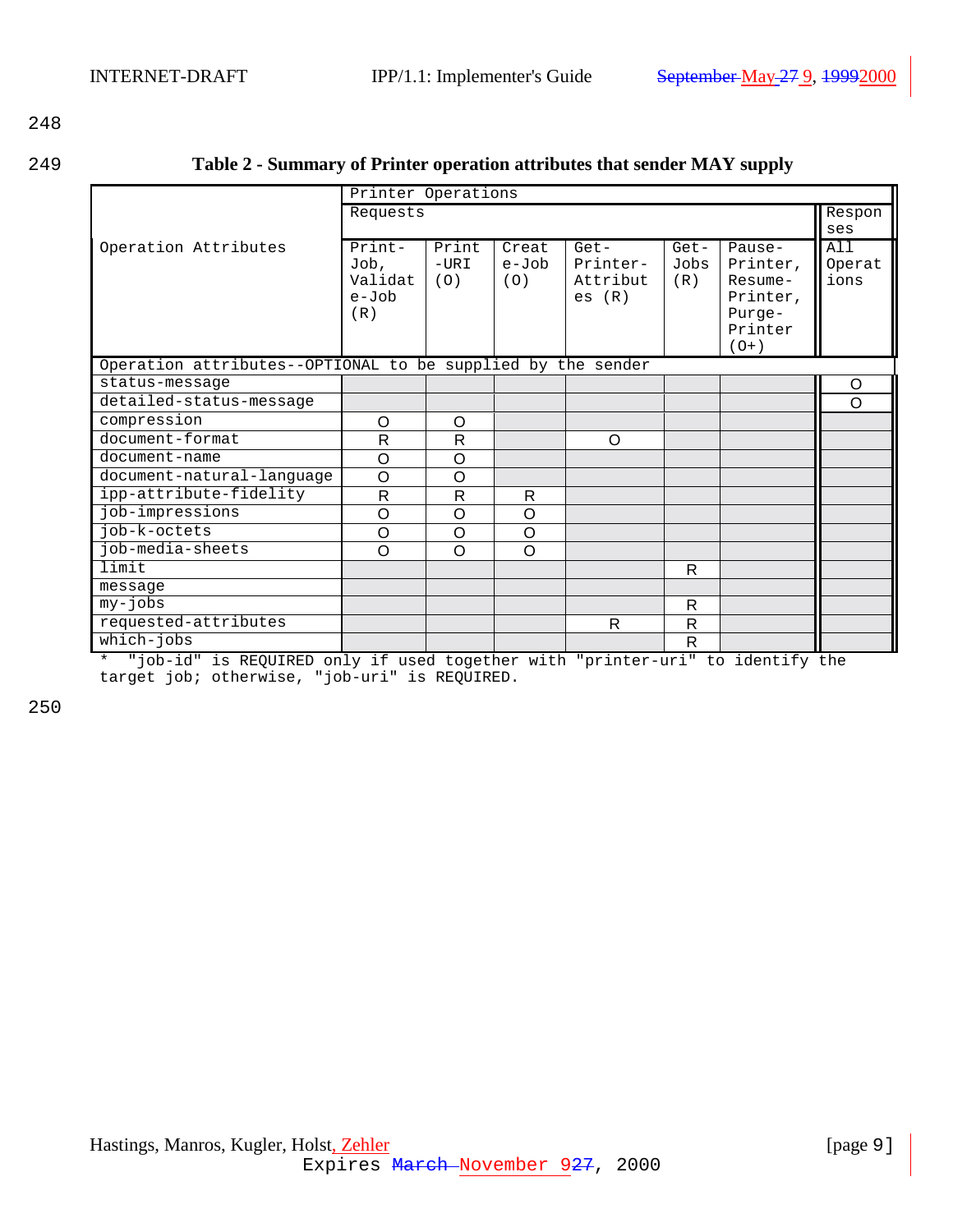**Table 2 - Summary of Printer operation attributes that sender MAY supply**

| Operation Attributes | Printer Operations | | | | | | |
|---|---|---|---|---|---|---|---|
| | Requests | | | | | | Responses |
| | Print-Job, Validate-Job (R) | Print-URI (O) | Create-Job (O) | Get-Printer-Attributes (R) | Get-Jobs (R) | Pause-Printer, Resume-Printer, Purge-Printer (O+) | All Operations |
| Operation attributes--OPTIONAL to be supplied by the sender | | | | | | | |
| status-message | | | | | | | O |
| detailed-status-message | | | | | | | O |
| compression | O | O | | | | | |
| document-format | R | R | | O | | | |
| document-name | O | O | | | | | |
| document-natural-language | O | O | | | | | |
| ipp-attribute-fidelity | R | R | R | | | | |
| job-impressions | O | O | O | | | | |
| job-k-octets | O | O | O | | | | |
| job-media-sheets | O | O | O | | | | |
| limit | | | | | R | | |
| message | | | | | | | |
| my-jobs | | | | | R | | |
| requested-attributes | | | | R | R | | |
| which-jobs | | | | | R | | |

\* "job-id" is REQUIRED only if used together with "printer-uri" to identify the target job; otherwise, "job-uri" is REQUIRED.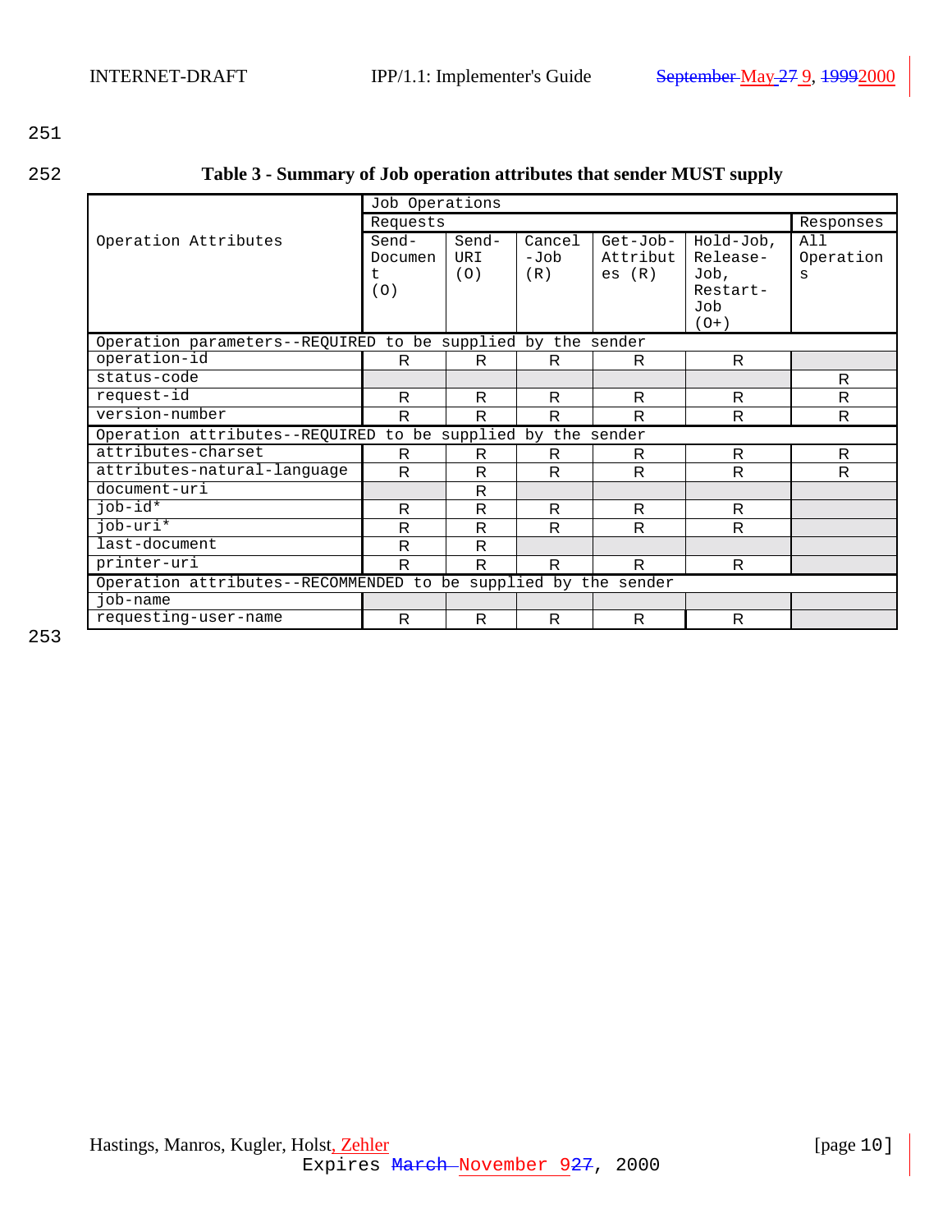Table 3 - Summary of Job operation attributes that sender MUST supply

| Operation Attributes | Job Operations | | | | | |
|---|---|---|---|---|---|---|
| | Requests | | | | | Responses |
| | Send-Document (O) | Send-URI (O) | Cancel-Job (R) | Get-Job-Attributes (R) | Hold-Job, Release-Job, Restart-Job (O+) | All Operations |
| Operation parameters--REQUIRED to be supplied by the sender | | | | | | |
| operation-id | R | R | R | R | R | |
| status-code | | | | | | R |
| request-id | R | R | R | R | R | R |
| version-number | R | R | R | R | R | R |
| Operation attributes--REQUIRED to be supplied by the sender | | | | | | |
| attributes-charset | R | R | R | R | R | R |
| attributes-natural-language | R | R | R | R | R | R |
| document-uri | | R | | | | |
| job-id* | R | R | R | R | R | |
| job-uri* | R | R | R | R | R | |
| last-document | R | R | | | | |
| printer-uri | R | R | R | R | R | |
| Operation attributes--RECOMMENDED to be supplied by the sender | | | | | | |
| job-name | | | | | | |
| requesting-user-name | R | R | R | R | R | |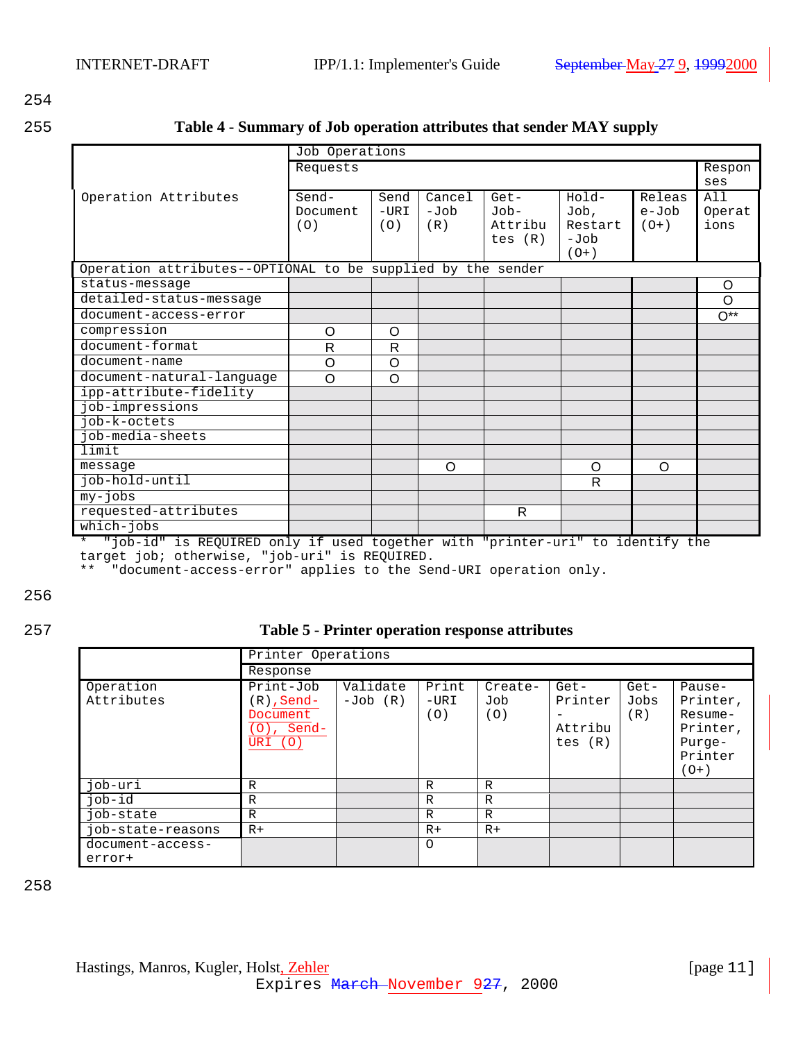**Table 4 - Summary of Job operation attributes that sender MAY supply**

| Operation Attributes | Job Operations | | | | | | |
|---|---|---|---|---|---|---|---|
| | Requests | | | | | | Responses |
| | Send-Document (O) | Send-URI (O) | Cancel-Job (R) | Get-Job-Attributes (R) | Hold-Job, Restart-Job (O+) | Release-Job (O+) | All Operations |
| Operation attributes--OPTIONAL to be supplied by the sender | | | | | | | |
| status-message | | | | | | | O |
| detailed-status-message | | | | | | | O |
| document-access-error | | | | | | | O** |
| compression | O | O | | | | | |
| document-format | R | R | | | | | |
| document-name | O | O | | | | | |
| document-natural-language | O | O | | | | | |
| ipp-attribute-fidelity | | | | | | | |
| job-impressions | | | | | | | |
| job-k-octets | | | | | | | |
| job-media-sheets | | | | | | | |
| limit | | | | | | | |
| message | | | O | | O | O | |
| job-hold-until | | | | | R | | |
| my-jobs | | | | | | | |
| requested-attributes | | | | R | | | |
| which-jobs | | | | | | | |

* "job-id" is REQUIRED only if used together with "printer-uri" to identify the target job; otherwise, "job-uri" is REQUIRED.
** "document-access-error" applies to the Send-URI operation only.

**Table 5 - Printer operation response attributes**

| Operation Attributes | Printer Operations | | | | | | |
|---|---|---|---|---|---|---|---|
| | Response | | | | | | |
| | Print-Job (R), Send-Document (O), Send-URI (O) | Validate-Job (R) | Print-URI (O) | Create-Job (O) | Get-Printer-Attributes (R) | Get-Jobs (R) | Pause-Printer, Resume-Printer, Purge-Printer (O+) |
| job-uri | R | | R | R | | | |
| job-id | R | | R | R | | | |
| job-state | R | | R | R | | | |
| job-state-reasons | R+ | | R+ | R+ | | | |
| document-access-error+ | | | O | | | | |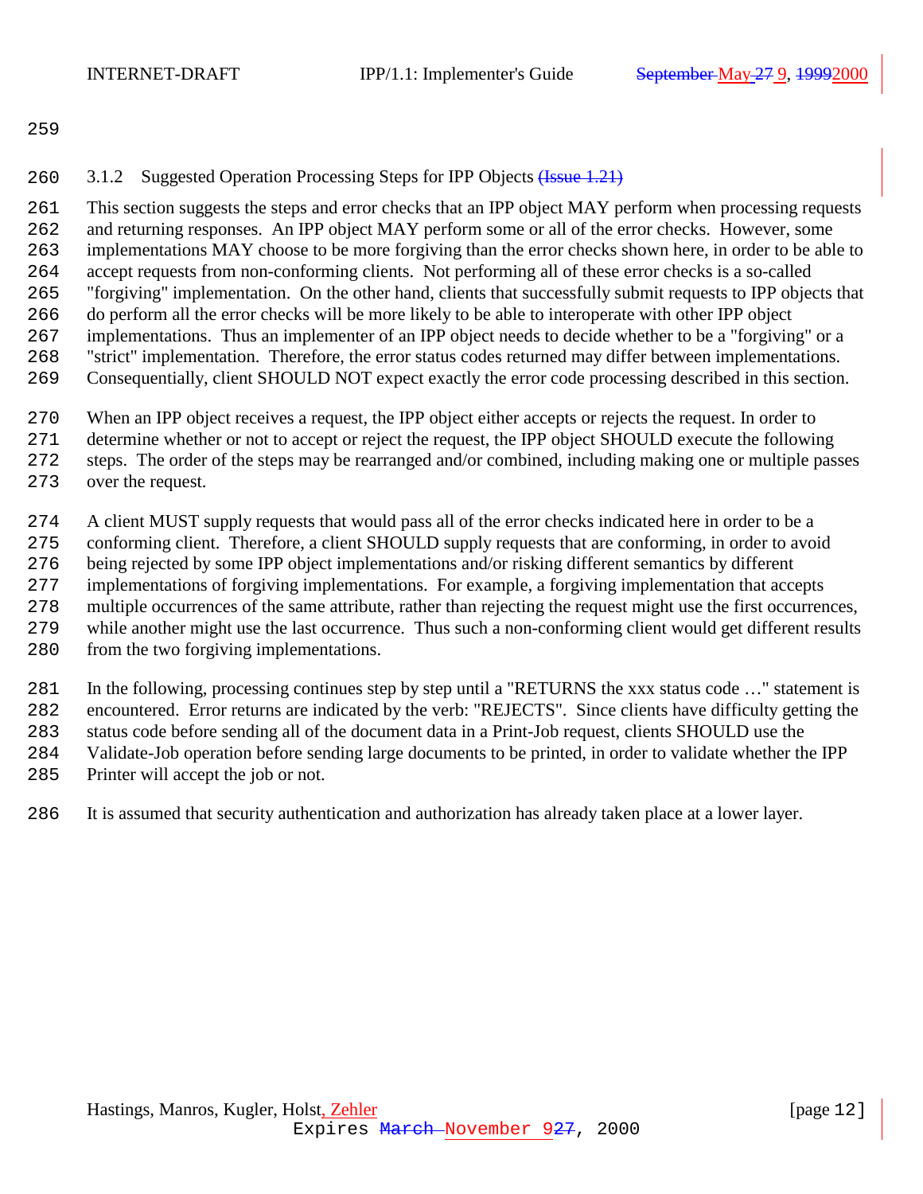### 3.1.2 Suggested Operation Processing Steps for IPP Objects (Issue 1.21)

This section suggests the steps and error checks that an IPP object MAY perform when processing requests and returning responses. An IPP object MAY perform some or all of the error checks. However, some implementations MAY choose to be more forgiving than the error checks shown here, in order to be able to accept requests from non-conforming clients. Not performing all of these error checks is a so-called "forgiving" implementation. On the other hand, clients that successfully submit requests to IPP objects that do perform all the error checks will be more likely to be able to interoperate with other IPP object implementations. Thus an implementer of an IPP object needs to decide whether to be a "forgiving" or a "strict" implementation. Therefore, the error status codes returned may differ between implementations. Consequentially, client SHOULD NOT expect exactly the error code processing described in this section.

When an IPP object receives a request, the IPP object either accepts or rejects the request. In order to determine whether or not to accept or reject the request, the IPP object SHOULD execute the following steps. The order of the steps may be rearranged and/or combined, including making one or multiple passes over the request.

A client MUST supply requests that would pass all of the error checks indicated here in order to be a conforming client. Therefore, a client SHOULD supply requests that are conforming, in order to avoid being rejected by some IPP object implementations and/or risking different semantics by different implementations of forgiving implementations. For example, a forgiving implementation that accepts multiple occurrences of the same attribute, rather than rejecting the request might use the first occurrences, while another might use the last occurrence. Thus such a non-conforming client would get different results from the two forgiving implementations.

In the following, processing continues step by step until a "RETURNS the xxx status code …" statement is encountered. Error returns are indicated by the verb: "REJECTS". Since clients have difficulty getting the status code before sending all of the document data in a Print-Job request, clients SHOULD use the Validate-Job operation before sending large documents to be printed, in order to validate whether the IPP Printer will accept the job or not.

It is assumed that security authentication and authorization has already taken place at a lower layer.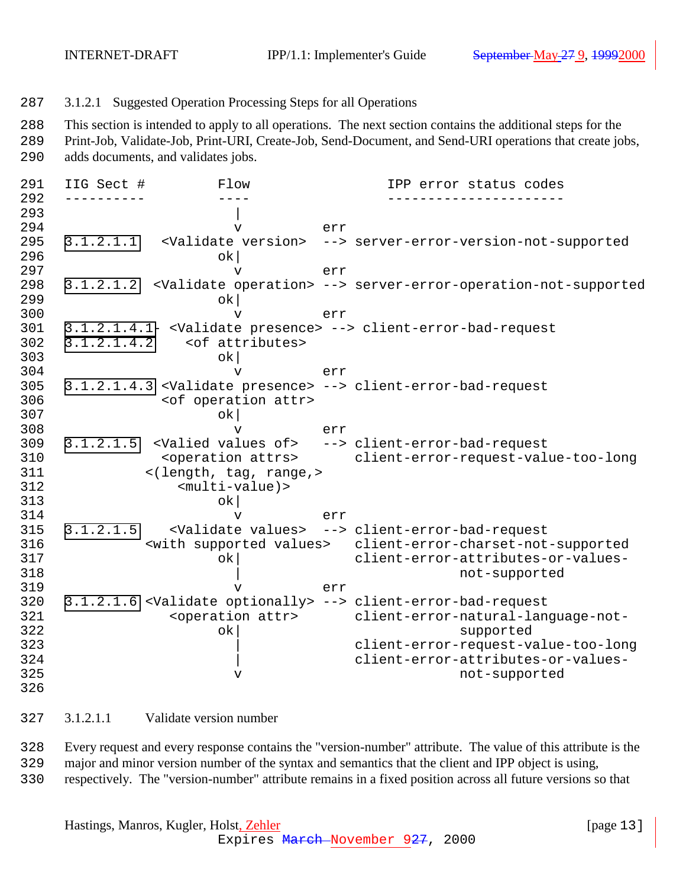#### 3.1.2.1 Suggested Operation Processing Steps for all Operations

This section is intended to apply to all operations. The next section contains the additional steps for the Print-Job, Validate-Job, Print-URI, Create-Job, Send-Document, and Send-URI operations that create jobs, adds documents, and validates jobs.

```
IIG Sect #         Flow                 IPP error status codes
----------         ----                 ----------------------
                     |
                     v           err
3.1.2.1.1   <Validate version>  --> server-error-version-not-supported
                    ok|
                     v           err
3.1.2.1.2  <Validate operation> --> server-error-operation-not-supported
                    ok|
                     v           err
3.1.2.1.4.1- <Validate presence> --> client-error-bad-request
3.1.2.1.4.2    <of attributes>
                    ok|
                     v           err
3.1.2.1.4.3 <Validate presence> --> client-error-bad-request
            <of operation attr>
                    ok|
                     v           err
3.1.2.1.5  <Valied values of>   --> client-error-bad-request
            <operation attrs>       client-error-request-value-too-long
          <(length, tag, range,>
              <multi-value)>
                    ok|
                     v           err
3.1.2.1.5    <Validate values>  --> client-error-bad-request
          <with supported values>   client-error-charset-not-supported
                    ok|             client-error-attributes-or-values-
                     |                           not-supported
                     v           err
3.1.2.1.6 <Validate optionally> --> client-error-bad-request
             <operation attr>       client-error-natural-language-not-
                    ok|                          supported
                     |              client-error-request-value-too-long
                     |              client-error-attributes-or-values-
                     v                           not-supported
```

##### 3.1.2.1.1 Validate version number

Every request and every response contains the "version-number" attribute. The value of this attribute is the major and minor version number of the syntax and semantics that the client and IPP object is using, respectively. The "version-number" attribute remains in a fixed position across all future versions so that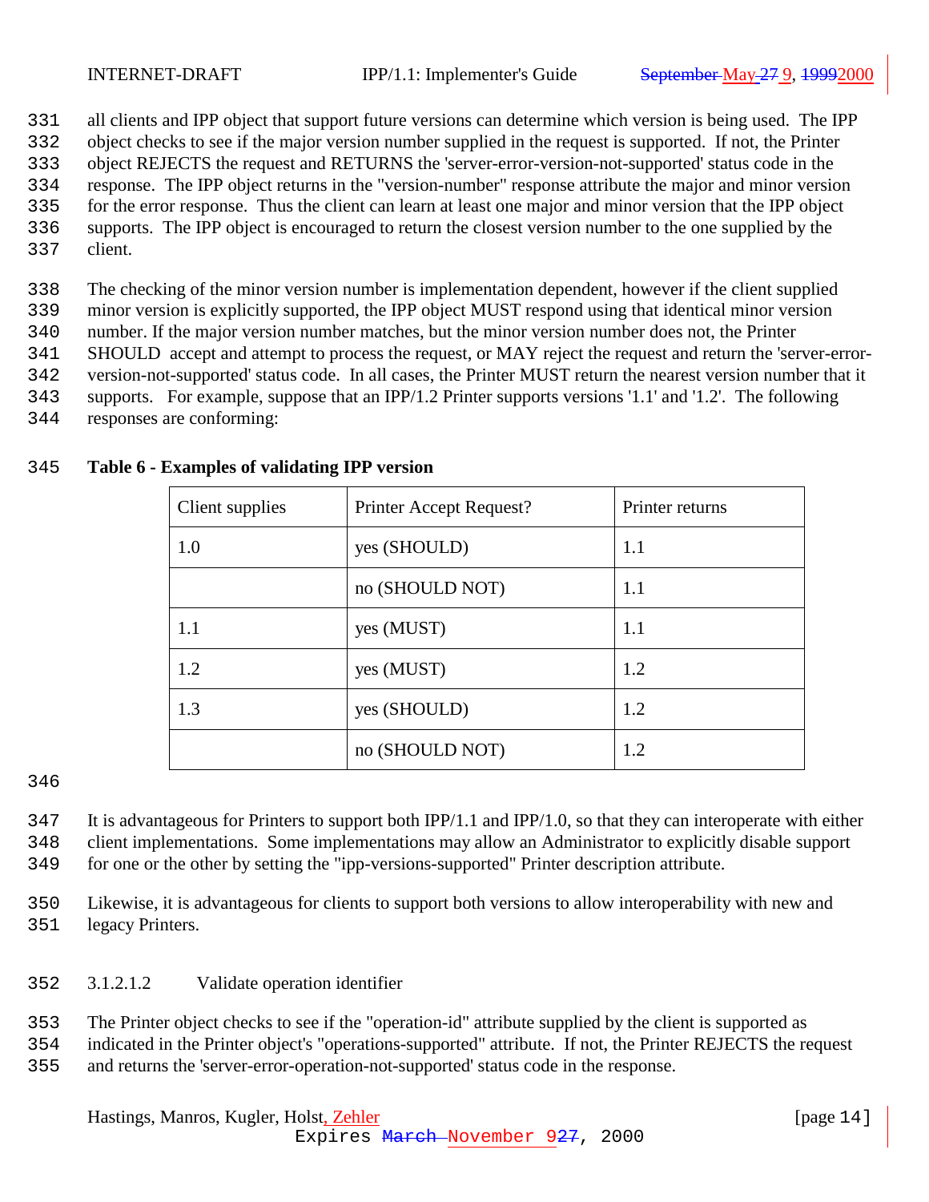all clients and IPP object that support future versions can determine which version is being used. The IPP object checks to see if the major version number supplied in the request is supported. If not, the Printer object REJECTS the request and RETURNS the 'server-error-version-not-supported' status code in the response. The IPP object returns in the "version-number" response attribute the major and minor version for the error response. Thus the client can learn at least one major and minor version that the IPP object supports. The IPP object is encouraged to return the closest version number to the one supplied by the client.

The checking of the minor version number is implementation dependent, however if the client supplied minor version is explicitly supported, the IPP object MUST respond using that identical minor version number. If the major version number matches, but the minor version number does not, the Printer SHOULD accept and attempt to process the request, or MAY reject the request and return the 'server-error-version-not-supported' status code. In all cases, the Printer MUST return the nearest version number that it supports. For example, suppose that an IPP/1.2 Printer supports versions '1.1' and '1.2'. The following responses are conforming:

**Table 6 - Examples of validating IPP version**

| Client supplies | Printer Accept Request? | Printer returns |
|---|---|---|
| 1.0 | yes (SHOULD) | 1.1 |
| | no (SHOULD NOT) | 1.1 |
| 1.1 | yes (MUST) | 1.1 |
| 1.2 | yes (MUST) | 1.2 |
| 1.3 | yes (SHOULD) | 1.2 |
| | no (SHOULD NOT) | 1.2 |

It is advantageous for Printers to support both IPP/1.1 and IPP/1.0, so that they can interoperate with either client implementations. Some implementations may allow an Administrator to explicitly disable support for one or the other by setting the "ipp-versions-supported" Printer description attribute.

Likewise, it is advantageous for clients to support both versions to allow interoperability with new and legacy Printers.

##### 3.1.2.1.2 Validate operation identifier

The Printer object checks to see if the "operation-id" attribute supplied by the client is supported as indicated in the Printer object's "operations-supported" attribute. If not, the Printer REJECTS the request and returns the 'server-error-operation-not-supported' status code in the response.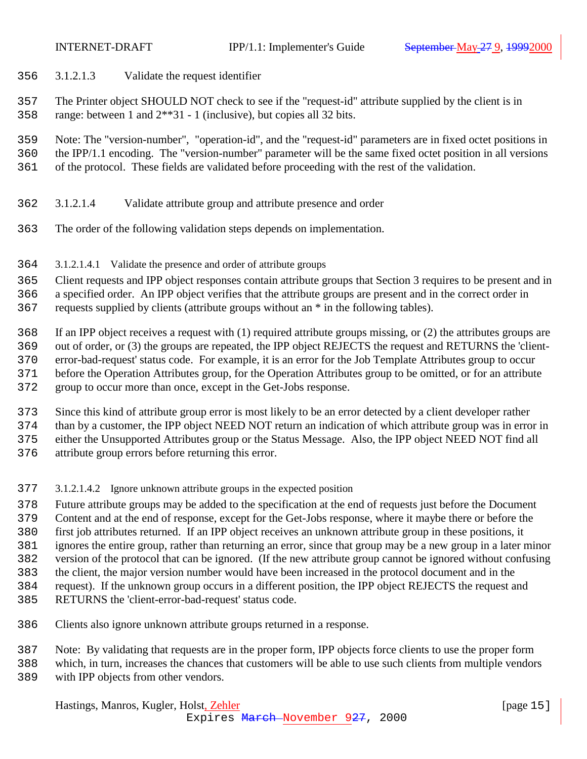#### 3.1.2.1.3 Validate the request identifier

The Printer object SHOULD NOT check to see if the "request-id" attribute supplied by the client is in range: between 1 and 2**31 - 1 (inclusive), but copies all 32 bits.

Note: The "version-number", "operation-id", and the "request-id" parameters are in fixed octet positions in the IPP/1.1 encoding. The "version-number" parameter will be the same fixed octet position in all versions of the protocol. These fields are validated before proceeding with the rest of the validation.

#### 3.1.2.1.4 Validate attribute group and attribute presence and order

The order of the following validation steps depends on implementation.

##### 3.1.2.1.4.1 Validate the presence and order of attribute groups

Client requests and IPP object responses contain attribute groups that Section 3 requires to be present and in a specified order. An IPP object verifies that the attribute groups are present and in the correct order in requests supplied by clients (attribute groups without an * in the following tables).

If an IPP object receives a request with (1) required attribute groups missing, or (2) the attributes groups are out of order, or (3) the groups are repeated, the IPP object REJECTS the request and RETURNS the 'client-error-bad-request' status code. For example, it is an error for the Job Template Attributes group to occur before the Operation Attributes group, for the Operation Attributes group to be omitted, or for an attribute group to occur more than once, except in the Get-Jobs response.

Since this kind of attribute group error is most likely to be an error detected by a client developer rather than by a customer, the IPP object NEED NOT return an indication of which attribute group was in error in either the Unsupported Attributes group or the Status Message. Also, the IPP object NEED NOT find all attribute group errors before returning this error.

##### 3.1.2.1.4.2 Ignore unknown attribute groups in the expected position

Future attribute groups may be added to the specification at the end of requests just before the Document Content and at the end of response, except for the Get-Jobs response, where it maybe there or before the first job attributes returned. If an IPP object receives an unknown attribute group in these positions, it ignores the entire group, rather than returning an error, since that group may be a new group in a later minor version of the protocol that can be ignored. (If the new attribute group cannot be ignored without confusing the client, the major version number would have been increased in the protocol document and in the request). If the unknown group occurs in a different position, the IPP object REJECTS the request and RETURNS the 'client-error-bad-request' status code.

Clients also ignore unknown attribute groups returned in a response.

Note: By validating that requests are in the proper form, IPP objects force clients to use the proper form which, in turn, increases the chances that customers will be able to use such clients from multiple vendors with IPP objects from other vendors.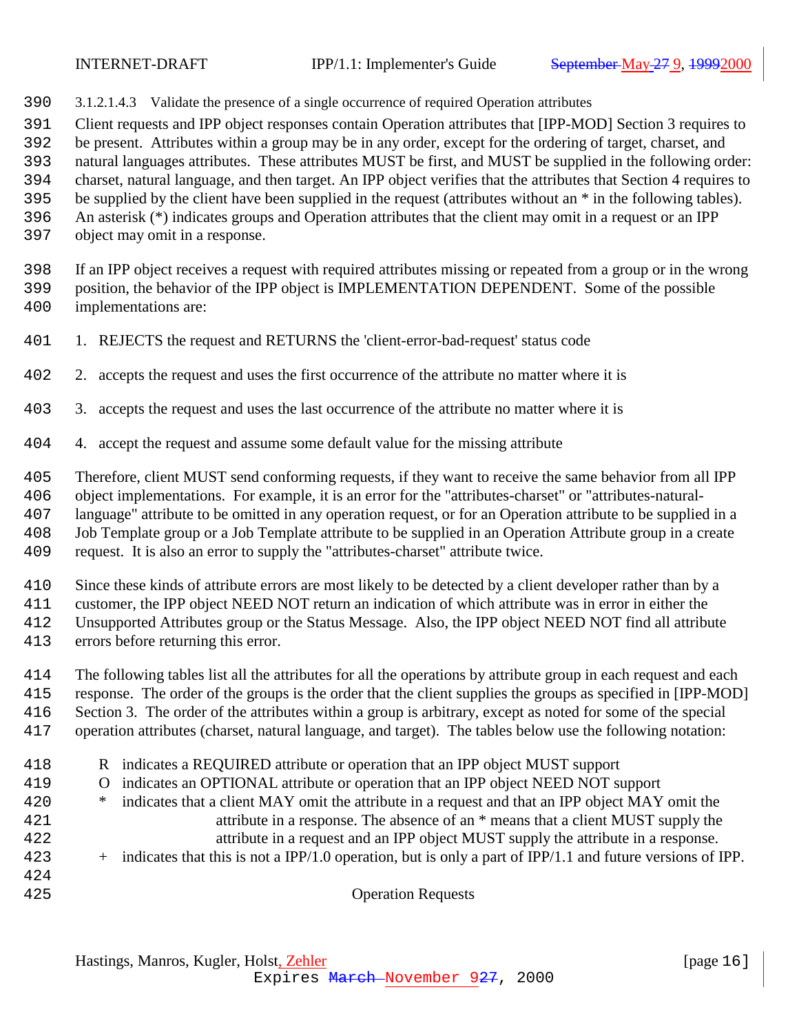#### 3.1.2.1.4.3 Validate the presence of a single occurrence of required Operation attributes

Client requests and IPP object responses contain Operation attributes that [IPP-MOD] Section 3 requires to be present. Attributes within a group may be in any order, except for the ordering of target, charset, and natural languages attributes. These attributes MUST be first, and MUST be supplied in the following order: charset, natural language, and then target. An IPP object verifies that the attributes that Section 4 requires to be supplied by the client have been supplied in the request (attributes without an * in the following tables). An asterisk (*) indicates groups and Operation attributes that the client may omit in a request or an IPP object may omit in a response.

If an IPP object receives a request with required attributes missing or repeated from a group or in the wrong position, the behavior of the IPP object is IMPLEMENTATION DEPENDENT. Some of the possible implementations are:

1. REJECTS the request and RETURNS the 'client-error-bad-request' status code
2. accepts the request and uses the first occurrence of the attribute no matter where it is
3. accepts the request and uses the last occurrence of the attribute no matter where it is
4. accept the request and assume some default value for the missing attribute

Therefore, client MUST send conforming requests, if they want to receive the same behavior from all IPP object implementations. For example, it is an error for the "attributes-charset" or "attributes-natural-language" attribute to be omitted in any operation request, or for an Operation attribute to be supplied in a Job Template group or a Job Template attribute to be supplied in an Operation Attribute group in a create request. It is also an error to supply the "attributes-charset" attribute twice.

Since these kinds of attribute errors are most likely to be detected by a client developer rather than by a customer, the IPP object NEED NOT return an indication of which attribute was in error in either the Unsupported Attributes group or the Status Message. Also, the IPP object NEED NOT find all attribute errors before returning this error.

The following tables list all the attributes for all the operations by attribute group in each request and each response. The order of the groups is the order that the client supplies the groups as specified in [IPP-MOD] Section 3. The order of the attributes within a group is arbitrary, except as noted for some of the special operation attributes (charset, natural language, and target). The tables below use the following notation:

- R indicates a REQUIRED attribute or operation that an IPP object MUST support
- O indicates an OPTIONAL attribute or operation that an IPP object NEED NOT support
- * indicates that a client MAY omit the attribute in a request and that an IPP object MAY omit the attribute in a response. The absence of an * means that a client MUST supply the attribute in a request and an IPP object MUST supply the attribute in a response.
- + indicates that this is not a IPP/1.0 operation, but is only a part of IPP/1.1 and future versions of IPP.

Operation Requests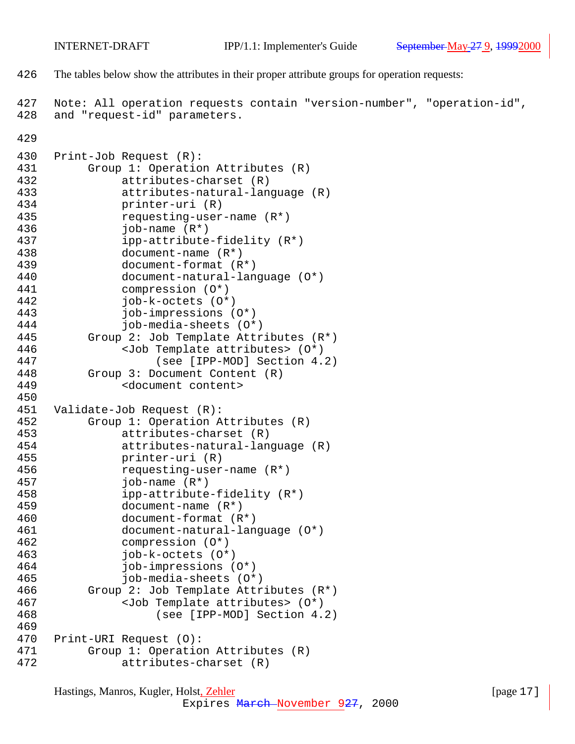The tables below show the attributes in their proper attribute groups for operation requests:

Note: All operation requests contain "version-number", "operation-id", and "request-id" parameters.

```
Print-Job Request (R):
     Group 1: Operation Attributes (R)
          attributes-charset (R)
          attributes-natural-language (R)
          printer-uri (R)
          requesting-user-name (R*)
          job-name (R*)
          ipp-attribute-fidelity (R*)
          document-name (R*)
          document-format (R*)
          document-natural-language (O*)
          compression (O*)
          job-k-octets (O*)
          job-impressions (O*)
          job-media-sheets (O*)
     Group 2: Job Template Attributes (R*)
          <Job Template attributes> (O*)
               (see [IPP-MOD] Section 4.2)
     Group 3: Document Content (R)
          <document content>

Validate-Job Request (R):
     Group 1: Operation Attributes (R)
          attributes-charset (R)
          attributes-natural-language (R)
          printer-uri (R)
          requesting-user-name (R*)
          job-name (R*)
          ipp-attribute-fidelity (R*)
          document-name (R*)
          document-format (R*)
          document-natural-language (O*)
          compression (O*)
          job-k-octets (O*)
          job-impressions (O*)
          job-media-sheets (O*)
     Group 2: Job Template Attributes (R*)
          <Job Template attributes> (O*)
               (see [IPP-MOD] Section 4.2)

Print-URI Request (O):
     Group 1: Operation Attributes (R)
          attributes-charset (R)
```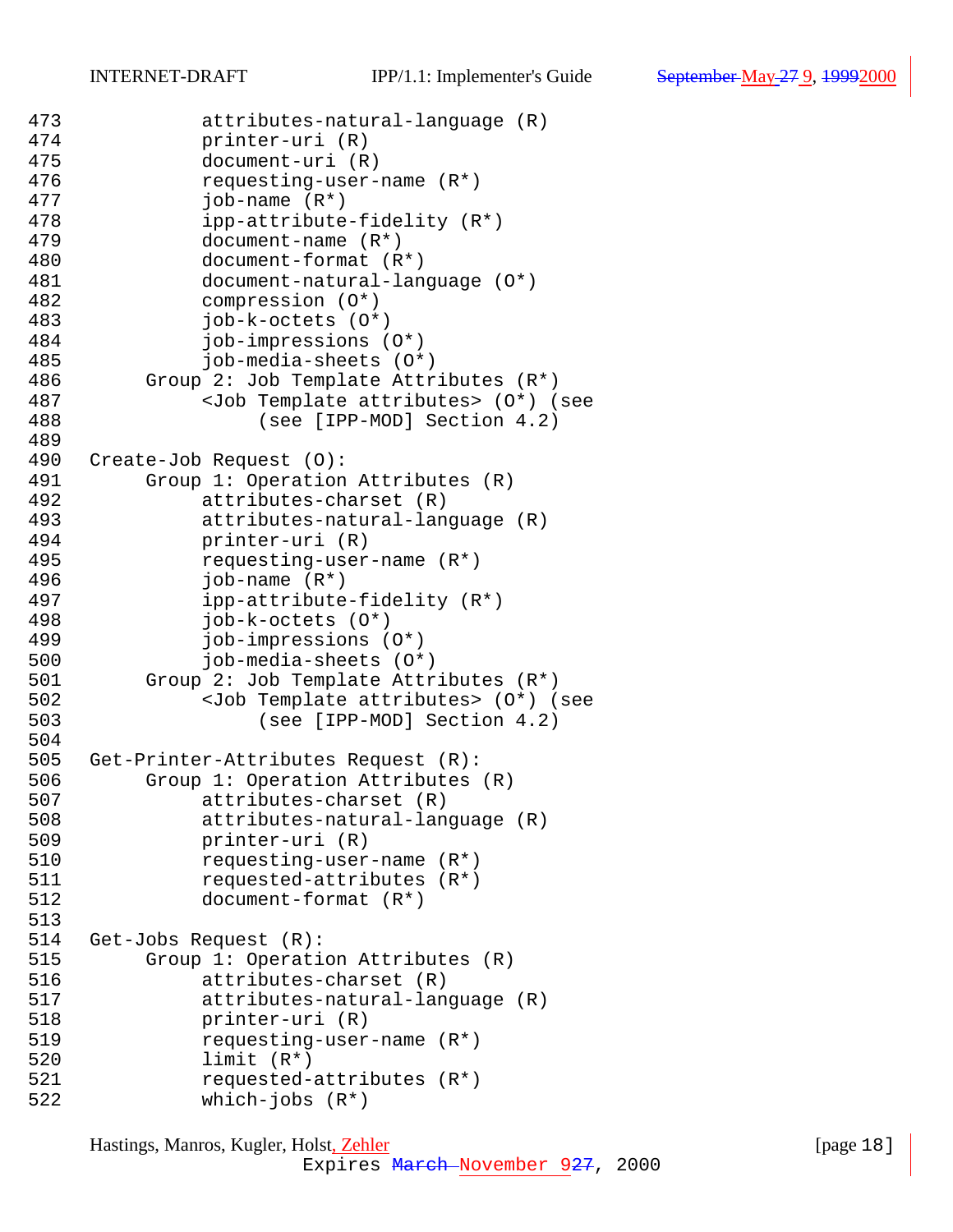```
          attributes-natural-language (R)
          printer-uri (R)
          document-uri (R)
          requesting-user-name (R*)
          job-name (R*)
          ipp-attribute-fidelity (R*)
          document-name (R*)
          document-format (R*)
          document-natural-language (O*)
          compression (O*)
          job-k-octets (O*)
          job-impressions (O*)
          job-media-sheets (O*)
     Group 2: Job Template Attributes (R*)
          <Job Template attributes> (O*) (see
               (see [IPP-MOD] Section 4.2)

Create-Job Request (O):
     Group 1: Operation Attributes (R)
          attributes-charset (R)
          attributes-natural-language (R)
          printer-uri (R)
          requesting-user-name (R*)
          job-name (R*)
          ipp-attribute-fidelity (R*)
          job-k-octets (O*)
          job-impressions (O*)
          job-media-sheets (O*)
     Group 2: Job Template Attributes (R*)
          <Job Template attributes> (O*) (see
               (see [IPP-MOD] Section 4.2)

Get-Printer-Attributes Request (R):
     Group 1: Operation Attributes (R)
          attributes-charset (R)
          attributes-natural-language (R)
          printer-uri (R)
          requesting-user-name (R*)
          requested-attributes (R*)
          document-format (R*)

Get-Jobs Request (R):
     Group 1: Operation Attributes (R)
          attributes-charset (R)
          attributes-natural-language (R)
          printer-uri (R)
          requesting-user-name (R*)
          limit (R*)
          requested-attributes (R*)
          which-jobs (R*)
```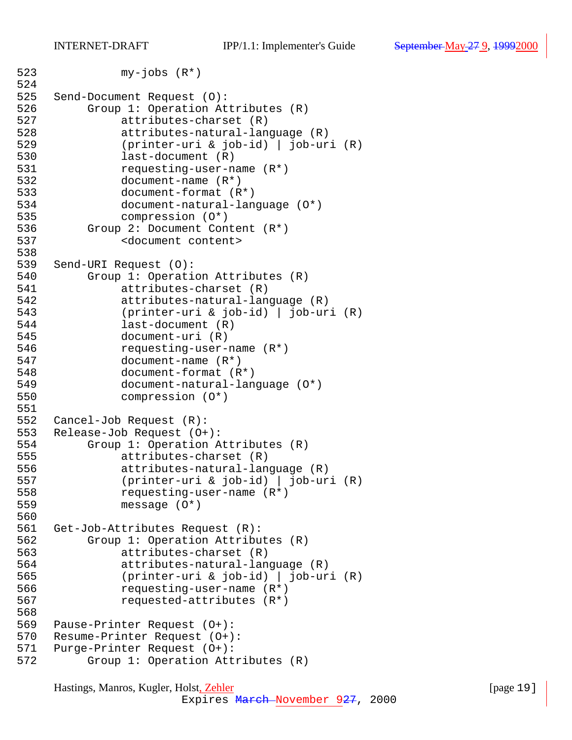```
523            my-jobs (R*)
524
525   Send-Document Request (O):
526         Group 1: Operation Attributes (R)
527               attributes-charset (R)
528               attributes-natural-language (R)
529               (printer-uri & job-id) | job-uri (R)
530               last-document (R)
531               requesting-user-name (R*)
532               document-name (R*)
533               document-format (R*)
534               document-natural-language (O*)
535               compression (O*)
536         Group 2: Document Content (R*)
537               <document content>
538
539   Send-URI Request (O):
540         Group 1: Operation Attributes (R)
541               attributes-charset (R)
542               attributes-natural-language (R)
543               (printer-uri & job-id) | job-uri (R)
544               last-document (R)
545               document-uri (R)
546               requesting-user-name (R*)
547               document-name (R*)
548               document-format (R*)
549               document-natural-language (O*)
550               compression (O*)
551
552   Cancel-Job Request (R):
553   Release-Job Request (O+):
554         Group 1: Operation Attributes (R)
555               attributes-charset (R)
556               attributes-natural-language (R)
557               (printer-uri & job-id) | job-uri (R)
558               requesting-user-name (R*)
559               message (O*)
560
561   Get-Job-Attributes Request (R):
562         Group 1: Operation Attributes (R)
563               attributes-charset (R)
564               attributes-natural-language (R)
565               (printer-uri & job-id) | job-uri (R)
566               requesting-user-name (R*)
567               requested-attributes (R*)
568
569   Pause-Printer Request (O+):
570   Resume-Printer Request (O+):
571   Purge-Printer Request (O+):
572         Group 1: Operation Attributes (R)
```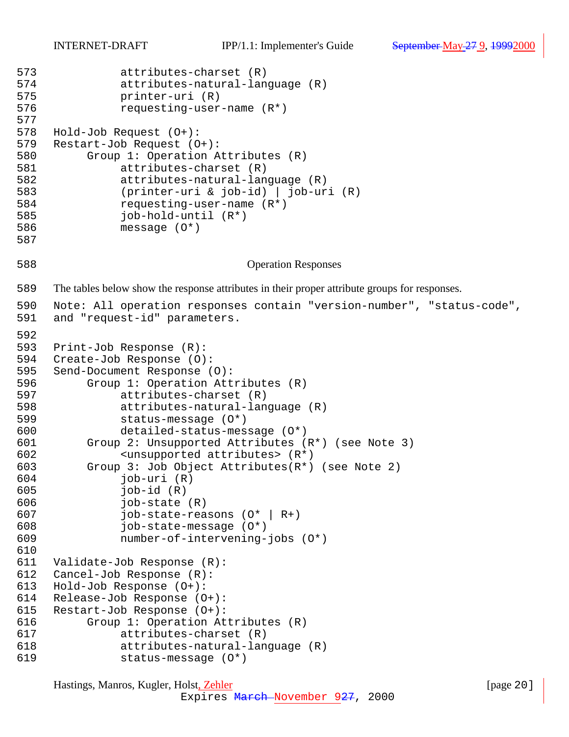```
          attributes-charset (R)
          attributes-natural-language (R)
          printer-uri (R)
          requesting-user-name (R*)

Hold-Job Request (O+):
Restart-Job Request (O+):
     Group 1: Operation Attributes (R)
          attributes-charset (R)
          attributes-natural-language (R)
          (printer-uri & job-id) | job-uri (R)
          requesting-user-name (R*)
          job-hold-until (R*)
          message (O*)
```

Operation Responses

The tables below show the response attributes in their proper attribute groups for responses.

```
Note: All operation responses contain "version-number", "status-code",
and "request-id" parameters.


Print-Job Response (R):
Create-Job Response (O):
Send-Document Response (O):
     Group 1: Operation Attributes (R)
          attributes-charset (R)
          attributes-natural-language (R)
          status-message (O*)
          detailed-status-message (O*)
     Group 2: Unsupported Attributes (R*) (see Note 3)
          <unsupported attributes> (R*)
     Group 3: Job Object Attributes(R*) (see Note 2)
          job-uri (R)
          job-id (R)
          job-state (R)
          job-state-reasons (O* | R+)
          job-state-message (O*)
          number-of-intervening-jobs (O*)

Validate-Job Response (R):
Cancel-Job Response (R):
Hold-Job Response (O+):
Release-Job Response (O+):
Restart-Job Response (O+):
     Group 1: Operation Attributes (R)
          attributes-charset (R)
          attributes-natural-language (R)
          status-message (O*)
```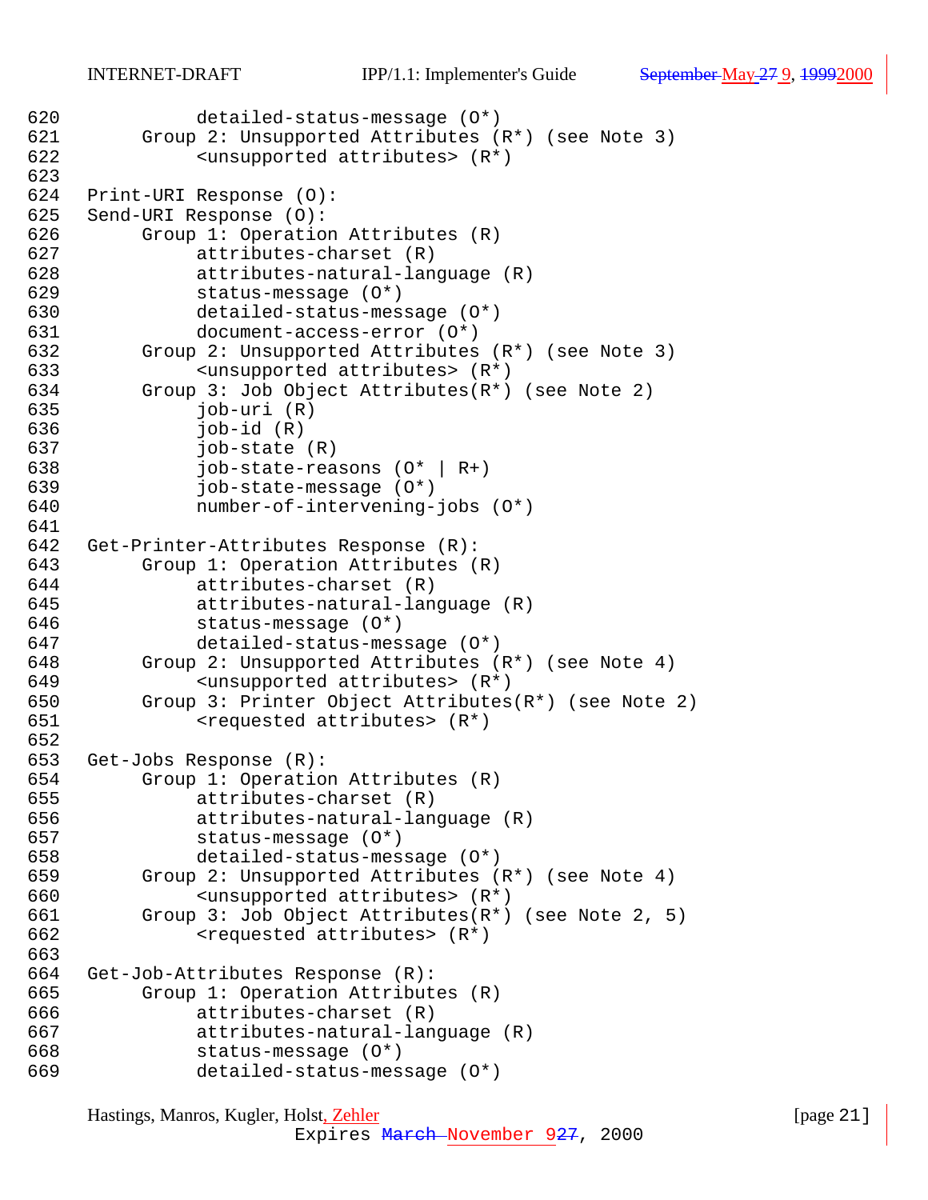```
620            detailed-status-message (O*)
621       Group 2: Unsupported Attributes (R*) (see Note 3)
622            <unsupported attributes> (R*)
623
624  Print-URI Response (O):
625  Send-URI Response (O):
626       Group 1: Operation Attributes (R)
627            attributes-charset (R)
628            attributes-natural-language (R)
629            status-message (O*)
630            detailed-status-message (O*)
631            document-access-error (O*)
632       Group 2: Unsupported Attributes (R*) (see Note 3)
633            <unsupported attributes> (R*)
634       Group 3: Job Object Attributes(R*) (see Note 2)
635            job-uri (R)
636            job-id (R)
637            job-state (R)
638            job-state-reasons (O* | R+)
639            job-state-message (O*)
640            number-of-intervening-jobs (O*)
641
642  Get-Printer-Attributes Response (R):
643       Group 1: Operation Attributes (R)
644            attributes-charset (R)
645            attributes-natural-language (R)
646            status-message (O*)
647            detailed-status-message (O*)
648       Group 2: Unsupported Attributes (R*) (see Note 4)
649            <unsupported attributes> (R*)
650       Group 3: Printer Object Attributes(R*) (see Note 2)
651            <requested attributes> (R*)
652
653  Get-Jobs Response (R):
654       Group 1: Operation Attributes (R)
655            attributes-charset (R)
656            attributes-natural-language (R)
657            status-message (O*)
658            detailed-status-message (O*)
659       Group 2: Unsupported Attributes (R*) (see Note 4)
660            <unsupported attributes> (R*)
661       Group 3: Job Object Attributes(R*) (see Note 2, 5)
662            <requested attributes> (R*)
663
664  Get-Job-Attributes Response (R):
665       Group 1: Operation Attributes (R)
666            attributes-charset (R)
667            attributes-natural-language (R)
668            status-message (O*)
669            detailed-status-message (O*)
```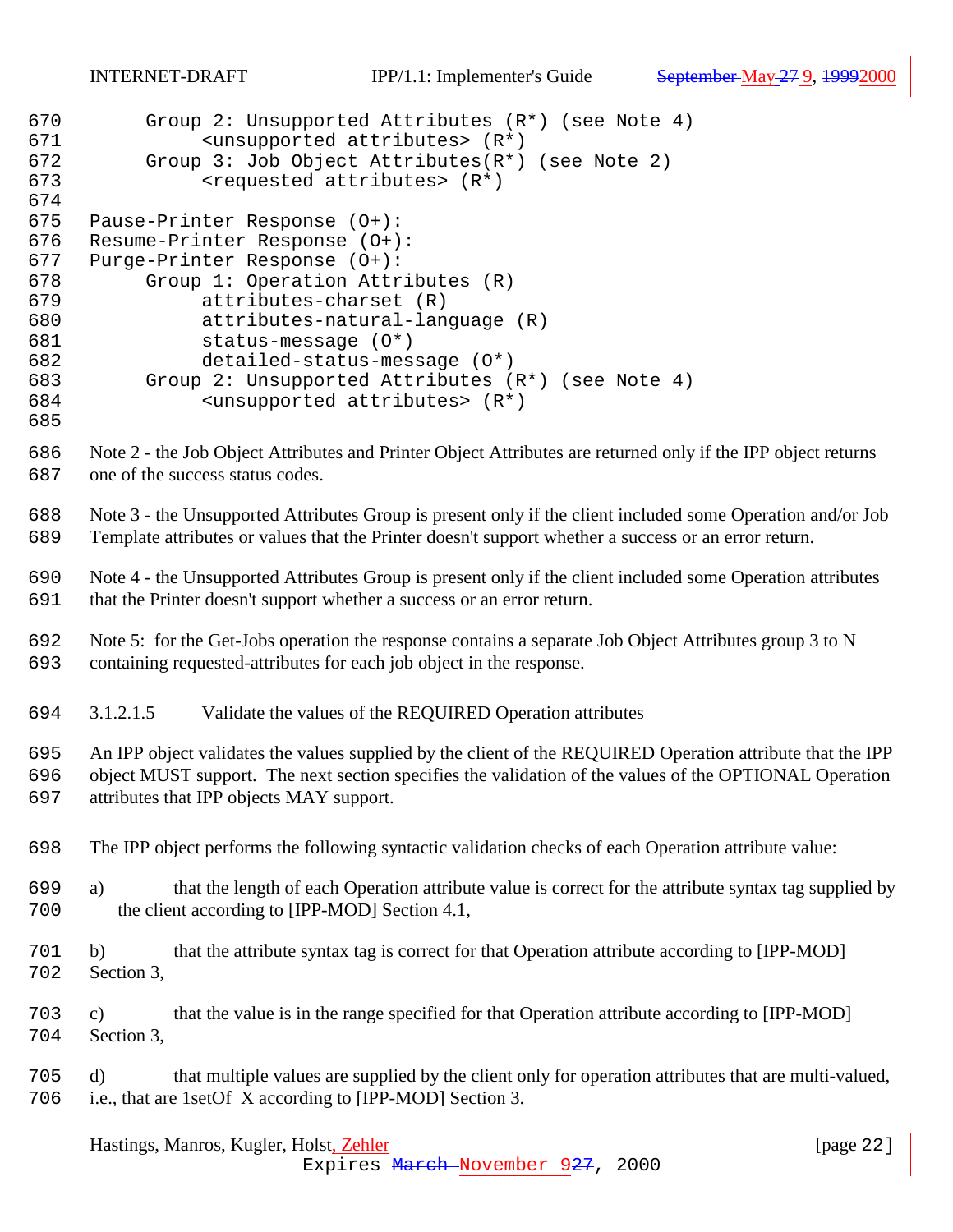```
     Group 2: Unsupported Attributes (R*) (see Note 4)
          <unsupported attributes> (R*)
     Group 3: Job Object Attributes(R*) (see Note 2)
          <requested attributes> (R*)

Pause-Printer Response (O+):
Resume-Printer Response (O+):
Purge-Printer Response (O+):
     Group 1: Operation Attributes (R)
          attributes-charset (R)
          attributes-natural-language (R)
          status-message (O*)
          detailed-status-message (O*)
     Group 2: Unsupported Attributes (R*) (see Note 4)
          <unsupported attributes> (R*)
```

Note 2 - the Job Object Attributes and Printer Object Attributes are returned only if the IPP object returns one of the success status codes.

Note 3 - the Unsupported Attributes Group is present only if the client included some Operation and/or Job Template attributes or values that the Printer doesn't support whether a success or an error return.

Note 4 - the Unsupported Attributes Group is present only if the client included some Operation attributes that the Printer doesn't support whether a success or an error return.

Note 5: for the Get-Jobs operation the response contains a separate Job Object Attributes group 3 to N containing requested-attributes for each job object in the response.

#### 3.1.2.1.5 Validate the values of the REQUIRED Operation attributes

An IPP object validates the values supplied by the client of the REQUIRED Operation attribute that the IPP object MUST support. The next section specifies the validation of the values of the OPTIONAL Operation attributes that IPP objects MAY support.

The IPP object performs the following syntactic validation checks of each Operation attribute value:

a) that the length of each Operation attribute value is correct for the attribute syntax tag supplied by the client according to [IPP-MOD] Section 4.1,

b) that the attribute syntax tag is correct for that Operation attribute according to [IPP-MOD] Section 3,

c) that the value is in the range specified for that Operation attribute according to [IPP-MOD] Section 3,

d) that multiple values are supplied by the client only for operation attributes that are multi-valued, i.e., that are 1setOf X according to [IPP-MOD] Section 3.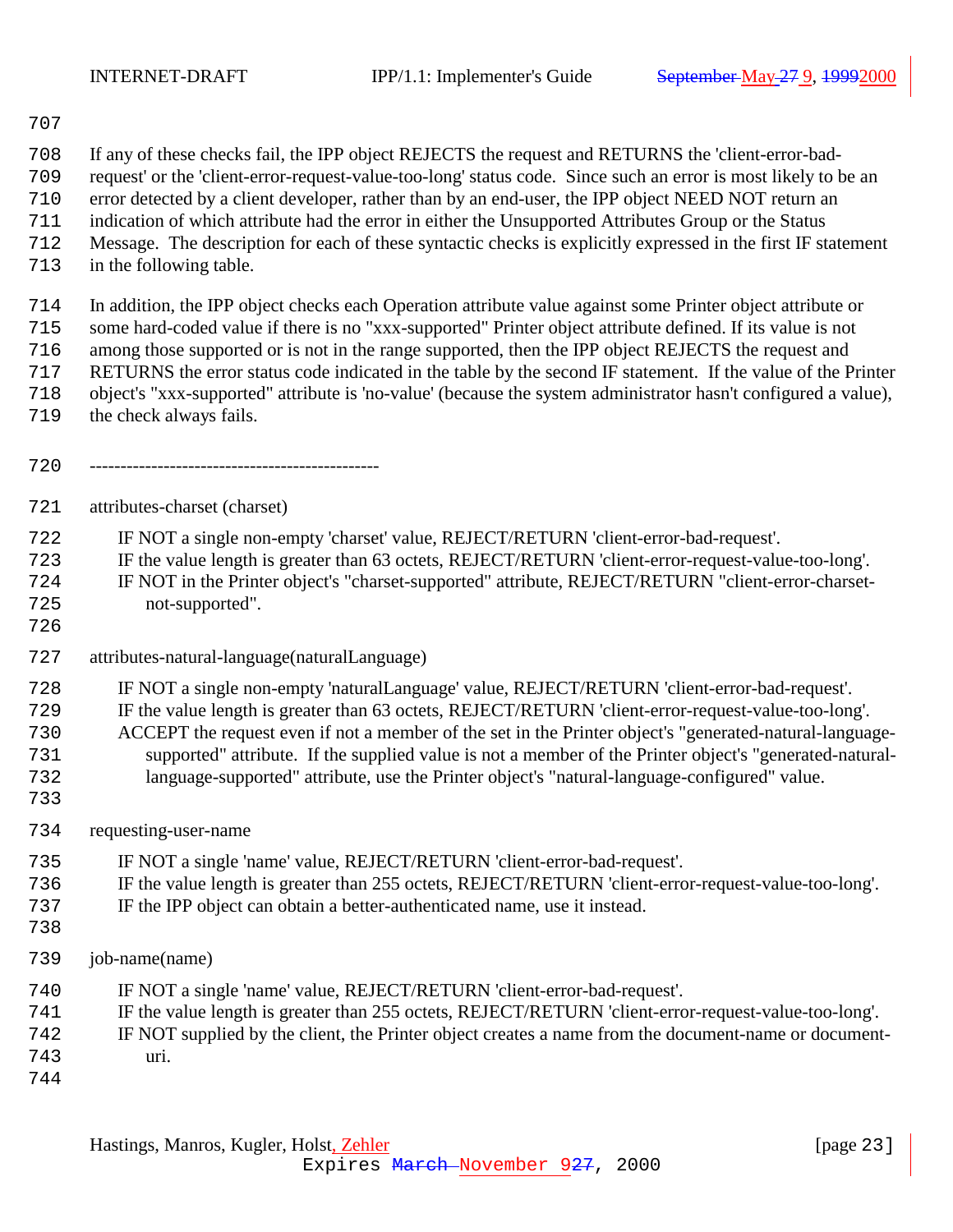If any of these checks fail, the IPP object REJECTS the request and RETURNS the 'client-error-bad-request' or the 'client-error-request-value-too-long' status code. Since such an error is most likely to be an error detected by a client developer, rather than by an end-user, the IPP object NEED NOT return an indication of which attribute had the error in either the Unsupported Attributes Group or the Status Message. The description for each of these syntactic checks is explicitly expressed in the first IF statement in the following table.

In addition, the IPP object checks each Operation attribute value against some Printer object attribute or some hard-coded value if there is no "xxx-supported" Printer object attribute defined. If its value is not among those supported or is not in the range supported, then the IPP object REJECTS the request and RETURNS the error status code indicated in the table by the second IF statement. If the value of the Printer object's "xxx-supported" attribute is 'no-value' (because the system administrator hasn't configured a value), the check always fails.

-----------------------------------------------

attributes-charset (charset)

IF NOT a single non-empty 'charset' value, REJECT/RETURN 'client-error-bad-request'.
IF the value length is greater than 63 octets, REJECT/RETURN 'client-error-request-value-too-long'.
IF NOT in the Printer object's "charset-supported" attribute, REJECT/RETURN "client-error-charset-not-supported".

attributes-natural-language(naturalLanguage)

IF NOT a single non-empty 'naturalLanguage' value, REJECT/RETURN 'client-error-bad-request'.
IF the value length is greater than 63 octets, REJECT/RETURN 'client-error-request-value-too-long'.
ACCEPT the request even if not a member of the set in the Printer object's "generated-natural-language-supported" attribute. If the supplied value is not a member of the Printer object's "generated-natural-language-supported" attribute, use the Printer object's "natural-language-configured" value.

requesting-user-name

IF NOT a single 'name' value, REJECT/RETURN 'client-error-bad-request'.
IF the value length is greater than 255 octets, REJECT/RETURN 'client-error-request-value-too-long'.
IF the IPP object can obtain a better-authenticated name, use it instead.

job-name(name)

IF NOT a single 'name' value, REJECT/RETURN 'client-error-bad-request'.
IF the value length is greater than 255 octets, REJECT/RETURN 'client-error-request-value-too-long'.
IF NOT supplied by the client, the Printer object creates a name from the document-name or document-uri.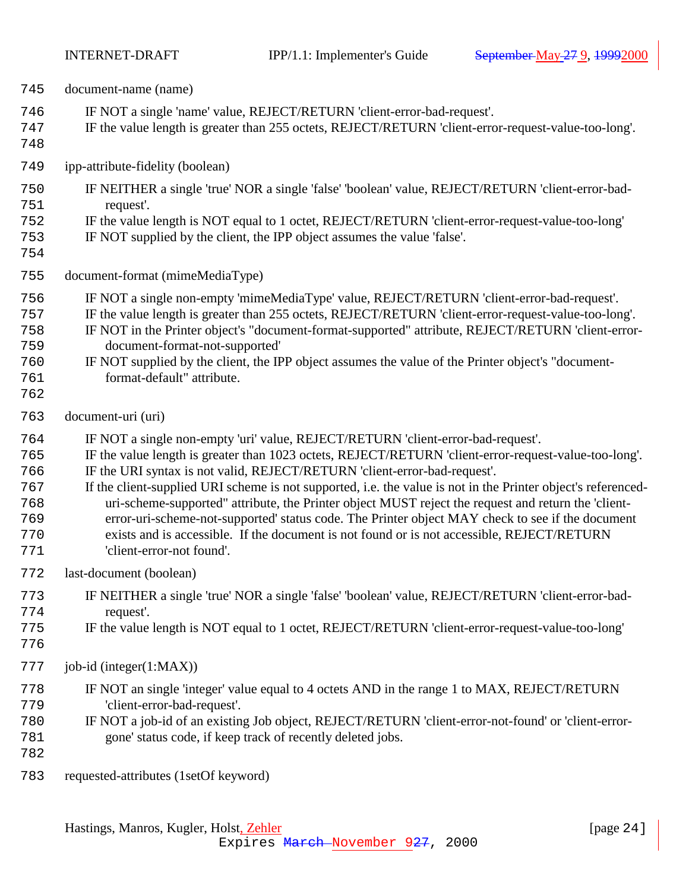document-name (name)

IF NOT a single 'name' value, REJECT/RETURN 'client-error-bad-request'.
IF the value length is greater than 255 octets, REJECT/RETURN 'client-error-request-value-too-long'.

ipp-attribute-fidelity (boolean)

IF NEITHER a single 'true' NOR a single 'false' 'boolean' value, REJECT/RETURN 'client-error-bad-request'.
IF the value length is NOT equal to 1 octet, REJECT/RETURN 'client-error-request-value-too-long'
IF NOT supplied by the client, the IPP object assumes the value 'false'.

document-format (mimeMediaType)

IF NOT a single non-empty 'mimeMediaType' value, REJECT/RETURN 'client-error-bad-request'.
IF the value length is greater than 255 octets, REJECT/RETURN 'client-error-request-value-too-long'.
IF NOT in the Printer object's "document-format-supported" attribute, REJECT/RETURN 'client-error-document-format-not-supported'
IF NOT supplied by the client, the IPP object assumes the value of the Printer object's "document-format-default" attribute.

document-uri (uri)

IF NOT a single non-empty 'uri' value, REJECT/RETURN 'client-error-bad-request'.
IF the value length is greater than 1023 octets, REJECT/RETURN 'client-error-request-value-too-long'.
IF the URI syntax is not valid, REJECT/RETURN 'client-error-bad-request'.
If the client-supplied URI scheme is not supported, i.e. the value is not in the Printer object's referenced-uri-scheme-supported" attribute, the Printer object MUST reject the request and return the 'client-error-uri-scheme-not-supported' status code. The Printer object MAY check to see if the document exists and is accessible. If the document is not found or is not accessible, REJECT/RETURN 'client-error-not found'.

last-document (boolean)

IF NEITHER a single 'true' NOR a single 'false' 'boolean' value, REJECT/RETURN 'client-error-bad-request'.
IF the value length is NOT equal to 1 octet, REJECT/RETURN 'client-error-request-value-too-long'

job-id (integer(1:MAX))

IF NOT an single 'integer' value equal to 4 octets AND in the range 1 to MAX, REJECT/RETURN 'client-error-bad-request'.
IF NOT a job-id of an existing Job object, REJECT/RETURN 'client-error-not-found' or 'client-error-gone' status code, if keep track of recently deleted jobs.

requested-attributes (1setOf keyword)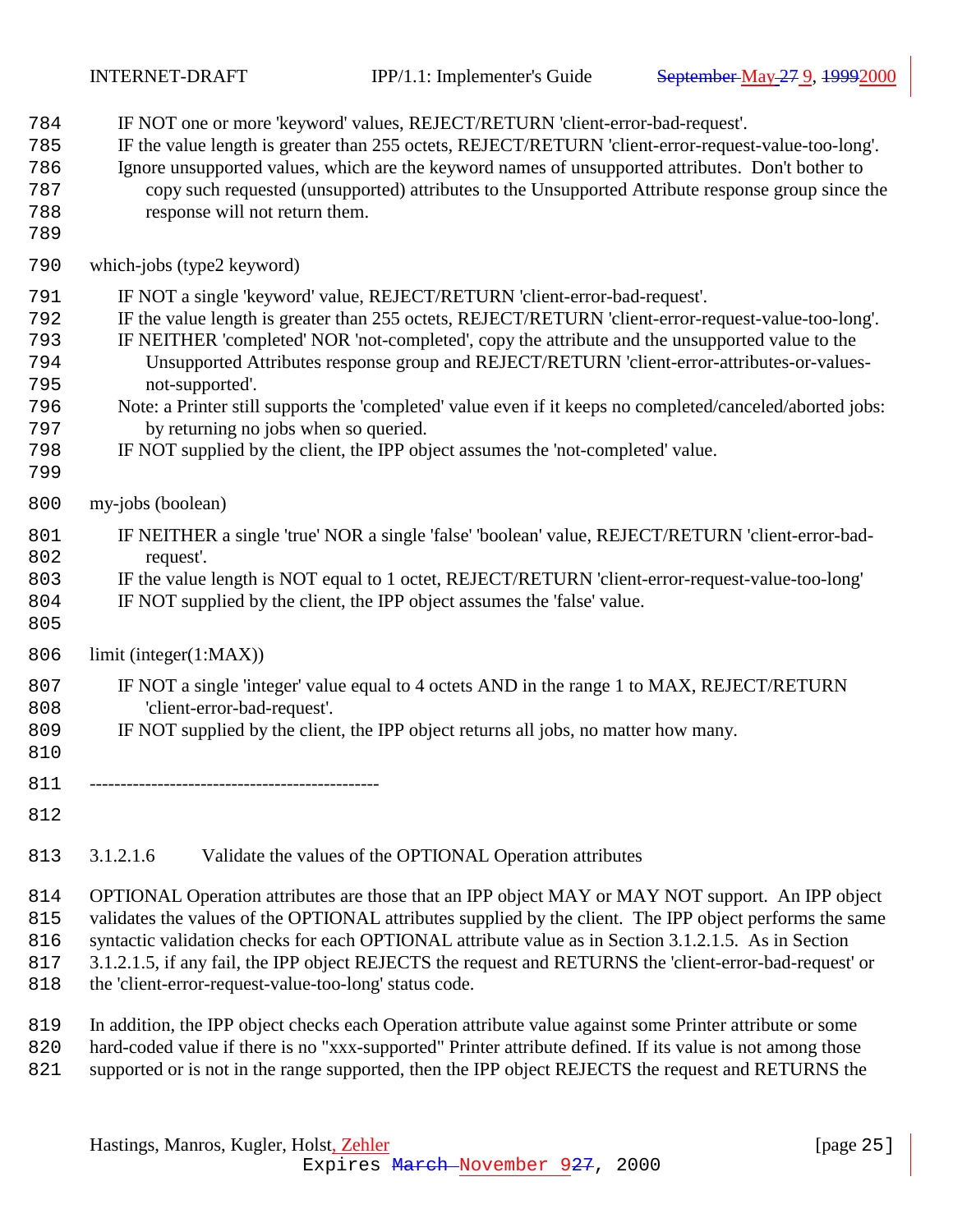IF NOT one or more 'keyword' values, REJECT/RETURN 'client-error-bad-request'.
IF the value length is greater than 255 octets, REJECT/RETURN 'client-error-request-value-too-long'.
Ignore unsupported values, which are the keyword names of unsupported attributes. Don't bother to copy such requested (unsupported) attributes to the Unsupported Attribute response group since the response will not return them.

which-jobs (type2 keyword)

IF NOT a single 'keyword' value, REJECT/RETURN 'client-error-bad-request'.
IF the value length is greater than 255 octets, REJECT/RETURN 'client-error-request-value-too-long'.
IF NEITHER 'completed' NOR 'not-completed', copy the attribute and the unsupported value to the Unsupported Attributes response group and REJECT/RETURN 'client-error-attributes-or-values-not-supported'.
Note: a Printer still supports the 'completed' value even if it keeps no completed/canceled/aborted jobs: by returning no jobs when so queried.
IF NOT supplied by the client, the IPP object assumes the 'not-completed' value.

my-jobs (boolean)

IF NEITHER a single 'true' NOR a single 'false' 'boolean' value, REJECT/RETURN 'client-error-bad-request'.
IF the value length is NOT equal to 1 octet, REJECT/RETURN 'client-error-request-value-too-long'
IF NOT supplied by the client, the IPP object assumes the 'false' value.

limit (integer(1:MAX))

IF NOT a single 'integer' value equal to 4 octets AND in the range 1 to MAX, REJECT/RETURN 'client-error-bad-request'.
IF NOT supplied by the client, the IPP object returns all jobs, no matter how many.

-----------------------------------------------

#### 3.1.2.1.6 Validate the values of the OPTIONAL Operation attributes

OPTIONAL Operation attributes are those that an IPP object MAY or MAY NOT support. An IPP object validates the values of the OPTIONAL attributes supplied by the client. The IPP object performs the same syntactic validation checks for each OPTIONAL attribute value as in Section 3.1.2.1.5. As in Section 3.1.2.1.5, if any fail, the IPP object REJECTS the request and RETURNS the 'client-error-bad-request' or the 'client-error-request-value-too-long' status code.

In addition, the IPP object checks each Operation attribute value against some Printer attribute or some hard-coded value if there is no "xxx-supported" Printer attribute defined. If its value is not among those supported or is not in the range supported, then the IPP object REJECTS the request and RETURNS the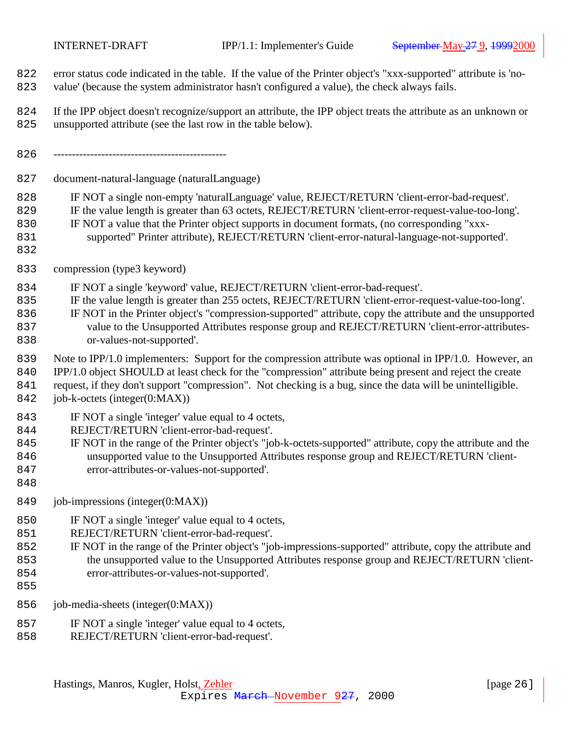error status code indicated in the table. If the value of the Printer object's "xxx-supported" attribute is 'no-value' (because the system administrator hasn't configured a value), the check always fails.

If the IPP object doesn't recognize/support an attribute, the IPP object treats the attribute as an unknown or unsupported attribute (see the last row in the table below).

----------------------------------------------

document-natural-language (naturalLanguage)

IF NOT a single non-empty 'naturalLanguage' value, REJECT/RETURN 'client-error-bad-request'.
IF the value length is greater than 63 octets, REJECT/RETURN 'client-error-request-value-too-long'.
IF NOT a value that the Printer object supports in document formats, (no corresponding "xxx-supported" Printer attribute), REJECT/RETURN 'client-error-natural-language-not-supported'.

compression (type3 keyword)

IF NOT a single 'keyword' value, REJECT/RETURN 'client-error-bad-request'.
IF the value length is greater than 255 octets, REJECT/RETURN 'client-error-request-value-too-long'.
IF NOT in the Printer object's "compression-supported" attribute, copy the attribute and the unsupported value to the Unsupported Attributes response group and REJECT/RETURN 'client-error-attributes-or-values-not-supported'.

Note to IPP/1.0 implementers: Support for the compression attribute was optional in IPP/1.0. However, an IPP/1.0 object SHOULD at least check for the "compression" attribute being present and reject the create request, if they don't support "compression". Not checking is a bug, since the data will be unintelligible.

job-k-octets (integer(0:MAX))

IF NOT a single 'integer' value equal to 4 octets,
REJECT/RETURN 'client-error-bad-request'.
IF NOT in the range of the Printer object's "job-k-octets-supported" attribute, copy the attribute and the unsupported value to the Unsupported Attributes response group and REJECT/RETURN 'client-error-attributes-or-values-not-supported'.

job-impressions (integer(0:MAX))

IF NOT a single 'integer' value equal to 4 octets,
REJECT/RETURN 'client-error-bad-request'.
IF NOT in the range of the Printer object's "job-impressions-supported" attribute, copy the attribute and the unsupported value to the Unsupported Attributes response group and REJECT/RETURN 'client-error-attributes-or-values-not-supported'.

job-media-sheets (integer(0:MAX))

IF NOT a single 'integer' value equal to 4 octets,
REJECT/RETURN 'client-error-bad-request'.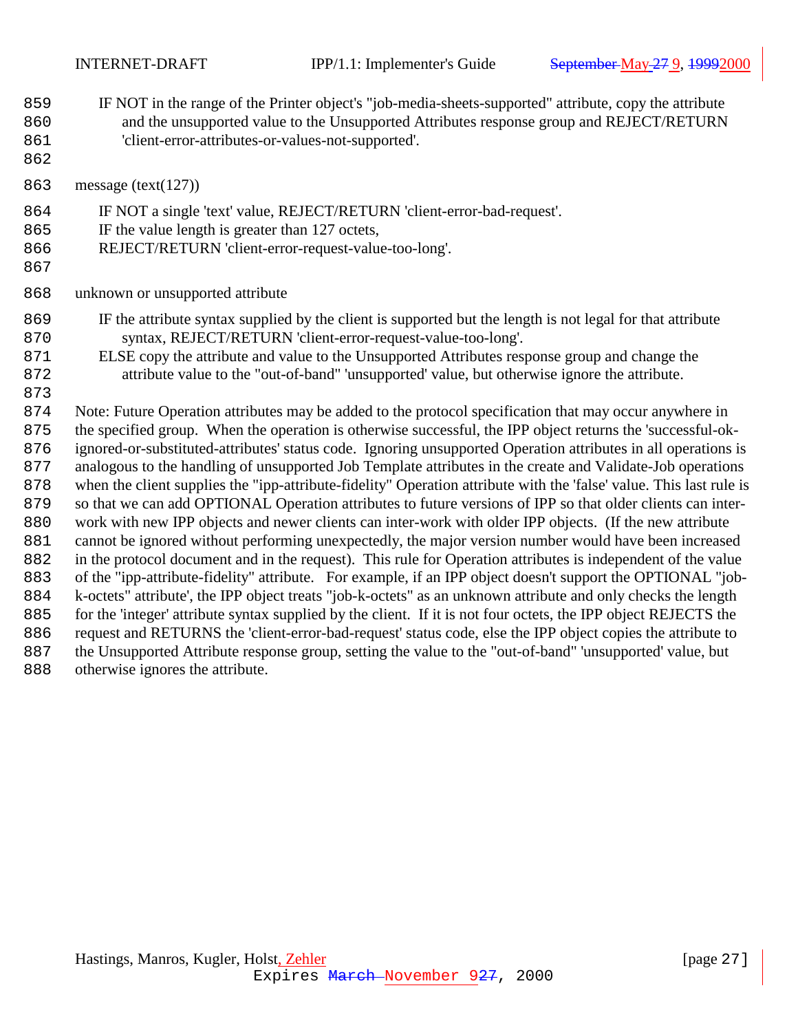IF NOT in the range of the Printer object's "job-media-sheets-supported" attribute, copy the attribute and the unsupported value to the Unsupported Attributes response group and REJECT/RETURN 'client-error-attributes-or-values-not-supported'.

message (text(127))

IF NOT a single 'text' value, REJECT/RETURN 'client-error-bad-request'.
IF the value length is greater than 127 octets,
REJECT/RETURN 'client-error-request-value-too-long'.

unknown or unsupported attribute

IF the attribute syntax supplied by the client is supported but the length is not legal for that attribute syntax, REJECT/RETURN 'client-error-request-value-too-long'.
ELSE copy the attribute and value to the Unsupported Attributes response group and change the attribute value to the "out-of-band" 'unsupported' value, but otherwise ignore the attribute.

Note: Future Operation attributes may be added to the protocol specification that may occur anywhere in the specified group. When the operation is otherwise successful, the IPP object returns the 'successful-ok-ignored-or-substituted-attributes' status code. Ignoring unsupported Operation attributes in all operations is analogous to the handling of unsupported Job Template attributes in the create and Validate-Job operations when the client supplies the "ipp-attribute-fidelity" Operation attribute with the 'false' value. This last rule is so that we can add OPTIONAL Operation attributes to future versions of IPP so that older clients can inter-work with new IPP objects and newer clients can inter-work with older IPP objects. (If the new attribute cannot be ignored without performing unexpectedly, the major version number would have been increased in the protocol document and in the request). This rule for Operation attributes is independent of the value of the "ipp-attribute-fidelity" attribute. For example, if an IPP object doesn't support the OPTIONAL "job-k-octets" attribute', the IPP object treats "job-k-octets" as an unknown attribute and only checks the length for the 'integer' attribute syntax supplied by the client. If it is not four octets, the IPP object REJECTS the request and RETURNS the 'client-error-bad-request' status code, else the IPP object copies the attribute to the Unsupported Attribute response group, setting the value to the "out-of-band" 'unsupported' value, but otherwise ignores the attribute.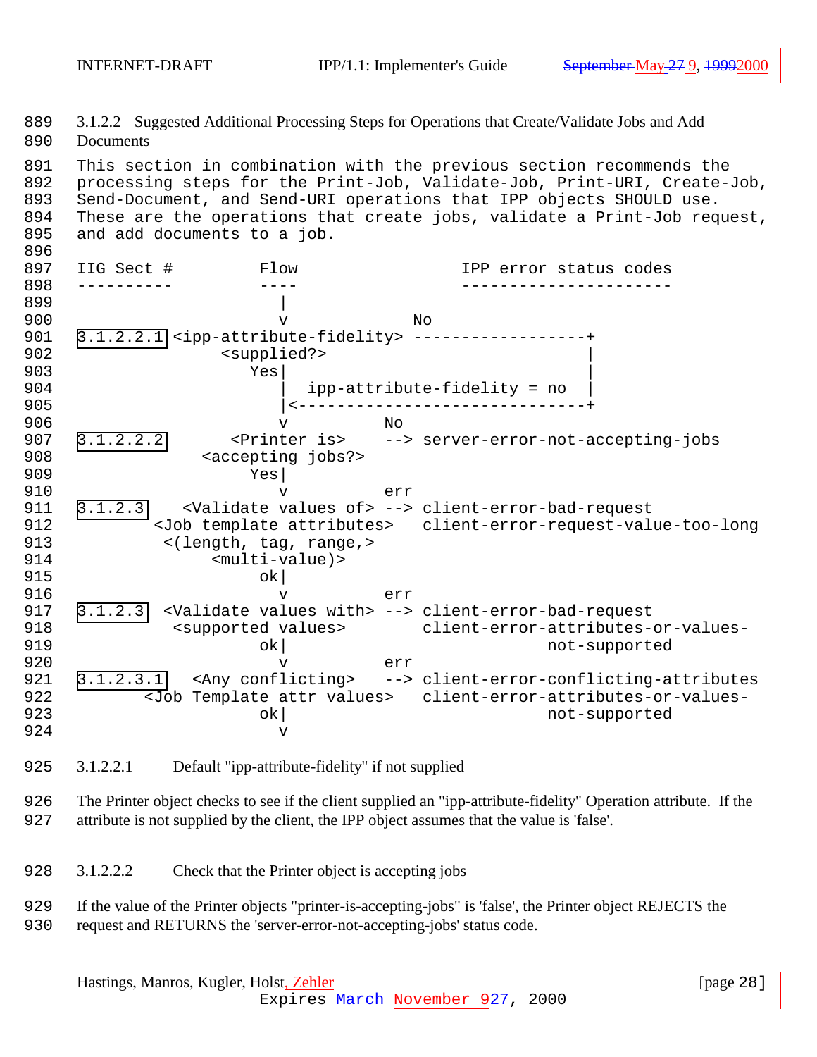#### 3.1.2.2 Suggested Additional Processing Steps for Operations that Create/Validate Jobs and Add Documents

This section in combination with the previous section recommends the processing steps for the Print-Job, Validate-Job, Print-URI, Create-Job, Send-Document, and Send-URI operations that IPP objects SHOULD use. These are the operations that create jobs, validate a Print-Job request, and add documents to a job.

```
IIG Sect #         Flow                  IPP error status codes
----------         ----                  ----------------------
                     |
                     v             No
3.1.2.2.1 <ipp-attribute-fidelity> ------------------+
               <supplied?>                            |
                  Yes|                                |
                     |  ipp-attribute-fidelity = no  |
                     |<------------------------------+
                     v          No
3.1.2.2.2       <Printer is>    --> server-error-not-accepting-jobs
             <accepting jobs?>
                  Yes|
                     v          err
3.1.2.3     <Validate values of> --> client-error-bad-request
          <Job template attributes>   client-error-request-value-too-long
           <(length, tag, range,>
                <multi-value)>
                   ok|
                     v          err
3.1.2.3   <Validate values with> --> client-error-bad-request
            <supported values>        client-error-attributes-or-values-
                   ok|                             not-supported
                     v          err
3.1.2.3.1    <Any conflicting>   --> client-error-conflicting-attributes
         <Job Template attr values>   client-error-attributes-or-values-
                   ok|                             not-supported
                     v
```

##### 3.1.2.2.1 Default "ipp-attribute-fidelity" if not supplied

The Printer object checks to see if the client supplied an "ipp-attribute-fidelity" Operation attribute. If the attribute is not supplied by the client, the IPP object assumes that the value is 'false'.

##### 3.1.2.2.2 Check that the Printer object is accepting jobs

If the value of the Printer objects "printer-is-accepting-jobs" is 'false', the Printer object REJECTS the request and RETURNS the 'server-error-not-accepting-jobs' status code.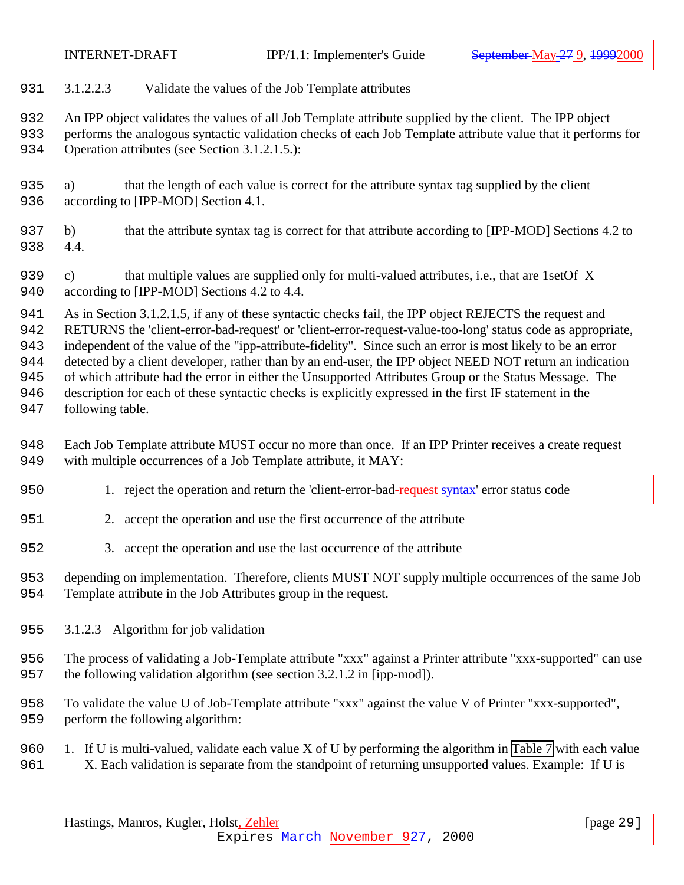#### 3.1.2.2.3 Validate the values of the Job Template attributes

An IPP object validates the values of all Job Template attribute supplied by the client. The IPP object performs the analogous syntactic validation checks of each Job Template attribute value that it performs for Operation attributes (see Section 3.1.2.1.5.):

a) that the length of each value is correct for the attribute syntax tag supplied by the client according to [IPP-MOD] Section 4.1.

b) that the attribute syntax tag is correct for that attribute according to [IPP-MOD] Sections 4.2 to 4.4.

c) that multiple values are supplied only for multi-valued attributes, i.e., that are 1setOf X according to [IPP-MOD] Sections 4.2 to 4.4.

As in Section 3.1.2.1.5, if any of these syntactic checks fail, the IPP object REJECTS the request and RETURNS the 'client-error-bad-request' or 'client-error-request-value-too-long' status code as appropriate, independent of the value of the "ipp-attribute-fidelity". Since such an error is most likely to be an error detected by a client developer, rather than by an end-user, the IPP object NEED NOT return an indication of which attribute had the error in either the Unsupported Attributes Group or the Status Message. The description for each of these syntactic checks is explicitly expressed in the first IF statement in the following table.

Each Job Template attribute MUST occur no more than once. If an IPP Printer receives a create request with multiple occurrences of a Job Template attribute, it MAY:

1. reject the operation and return the 'client-error-bad-request syntax' error status code
2. accept the operation and use the first occurrence of the attribute
3. accept the operation and use the last occurrence of the attribute

depending on implementation. Therefore, clients MUST NOT supply multiple occurrences of the same Job Template attribute in the Job Attributes group in the request.

### 3.1.2.3 Algorithm for job validation

The process of validating a Job-Template attribute "xxx" against a Printer attribute "xxx-supported" can use the following validation algorithm (see section 3.2.1.2 in [ipp-mod]).

To validate the value U of Job-Template attribute "xxx" against the value V of Printer "xxx-supported", perform the following algorithm:

1. If U is multi-valued, validate each value X of U by performing the algorithm in Table 7 with each value X. Each validation is separate from the standpoint of returning unsupported values. Example: If U is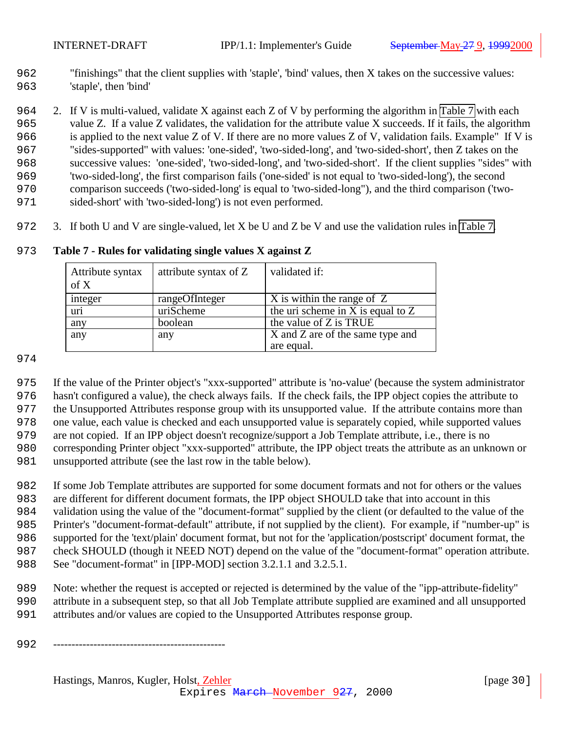"finishings" that the client supplies with 'staple', 'bind' values, then X takes on the successive values: 'staple', then 'bind'

2. If V is multi-valued, validate X against each Z of V by performing the algorithm in Table 7 with each value Z. If a value Z validates, the validation for the attribute value X succeeds. If it fails, the algorithm is applied to the next value Z of V. If there are no more values Z of V, validation fails. Example" If V is "sides-supported" with values: 'one-sided', 'two-sided-long', and 'two-sided-short', then Z takes on the successive values: 'one-sided', 'two-sided-long', and 'two-sided-short'. If the client supplies "sides" with 'two-sided-long', the first comparison fails ('one-sided' is not equal to 'two-sided-long'), the second comparison succeeds ('two-sided-long' is equal to 'two-sided-long"), and the third comparison ('two-sided-short' with 'two-sided-long') is not even performed.

3. If both U and V are single-valued, let X be U and Z be V and use the validation rules in Table 7.

**Table 7 - Rules for validating single values X against Z**

| Attribute syntax of X | attribute syntax of Z | validated if: |
|---|---|---|
| integer | rangeOfInteger | X is within the range of Z |
| uri | uriScheme | the uri scheme in X is equal to Z |
| any | boolean | the value of Z is TRUE |
| any | any | X and Z are of the same type and are equal. |

If the value of the Printer object's "xxx-supported" attribute is 'no-value' (because the system administrator hasn't configured a value), the check always fails. If the check fails, the IPP object copies the attribute to the Unsupported Attributes response group with its unsupported value. If the attribute contains more than one value, each value is checked and each unsupported value is separately copied, while supported values are not copied. If an IPP object doesn't recognize/support a Job Template attribute, i.e., there is no corresponding Printer object "xxx-supported" attribute, the IPP object treats the attribute as an unknown or unsupported attribute (see the last row in the table below).

If some Job Template attributes are supported for some document formats and not for others or the values are different for different document formats, the IPP object SHOULD take that into account in this validation using the value of the "document-format" supplied by the client (or defaulted to the value of the Printer's "document-format-default" attribute, if not supplied by the client). For example, if "number-up" is supported for the 'text/plain' document format, but not for the 'application/postscript' document format, the check SHOULD (though it NEED NOT) depend on the value of the "document-format" operation attribute. See "document-format" in [IPP-MOD] section 3.2.1.1 and 3.2.5.1.

Note: whether the request is accepted or rejected is determined by the value of the "ipp-attribute-fidelity" attribute in a subsequent step, so that all Job Template attribute supplied are examined and all unsupported attributes and/or values are copied to the Unsupported Attributes response group.

-----------------------------------------------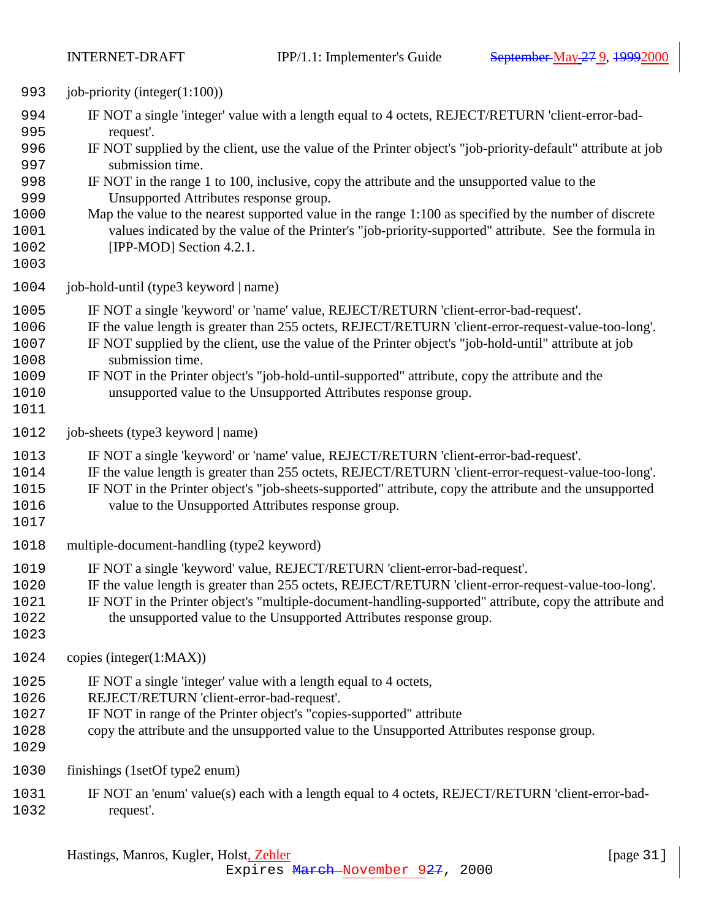job-priority (integer(1:100))

IF NOT a single 'integer' value with a length equal to 4 octets, REJECT/RETURN 'client-error-bad-request'.
IF NOT supplied by the client, use the value of the Printer object's "job-priority-default" attribute at job submission time.
IF NOT in the range 1 to 100, inclusive, copy the attribute and the unsupported value to the Unsupported Attributes response group.
Map the value to the nearest supported value in the range 1:100 as specified by the number of discrete values indicated by the value of the Printer's "job-priority-supported" attribute. See the formula in [IPP-MOD] Section 4.2.1.

job-hold-until (type3 keyword | name)

IF NOT a single 'keyword' or 'name' value, REJECT/RETURN 'client-error-bad-request'.
IF the value length is greater than 255 octets, REJECT/RETURN 'client-error-request-value-too-long'.
IF NOT supplied by the client, use the value of the Printer object's "job-hold-until" attribute at job submission time.
IF NOT in the Printer object's "job-hold-until-supported" attribute, copy the attribute and the unsupported value to the Unsupported Attributes response group.

job-sheets (type3 keyword | name)

IF NOT a single 'keyword' or 'name' value, REJECT/RETURN 'client-error-bad-request'.
IF the value length is greater than 255 octets, REJECT/RETURN 'client-error-request-value-too-long'.
IF NOT in the Printer object's "job-sheets-supported" attribute, copy the attribute and the unsupported value to the Unsupported Attributes response group.

multiple-document-handling (type2 keyword)

IF NOT a single 'keyword' value, REJECT/RETURN 'client-error-bad-request'.
IF the value length is greater than 255 octets, REJECT/RETURN 'client-error-request-value-too-long'.
IF NOT in the Printer object's "multiple-document-handling-supported" attribute, copy the attribute and the unsupported value to the Unsupported Attributes response group.

copies (integer(1:MAX))

IF NOT a single 'integer' value with a length equal to 4 octets,
REJECT/RETURN 'client-error-bad-request'.
IF NOT in range of the Printer object's "copies-supported" attribute
copy the attribute and the unsupported value to the Unsupported Attributes response group.

finishings (1setOf type2 enum)

IF NOT an 'enum' value(s) each with a length equal to 4 octets, REJECT/RETURN 'client-error-bad-request'.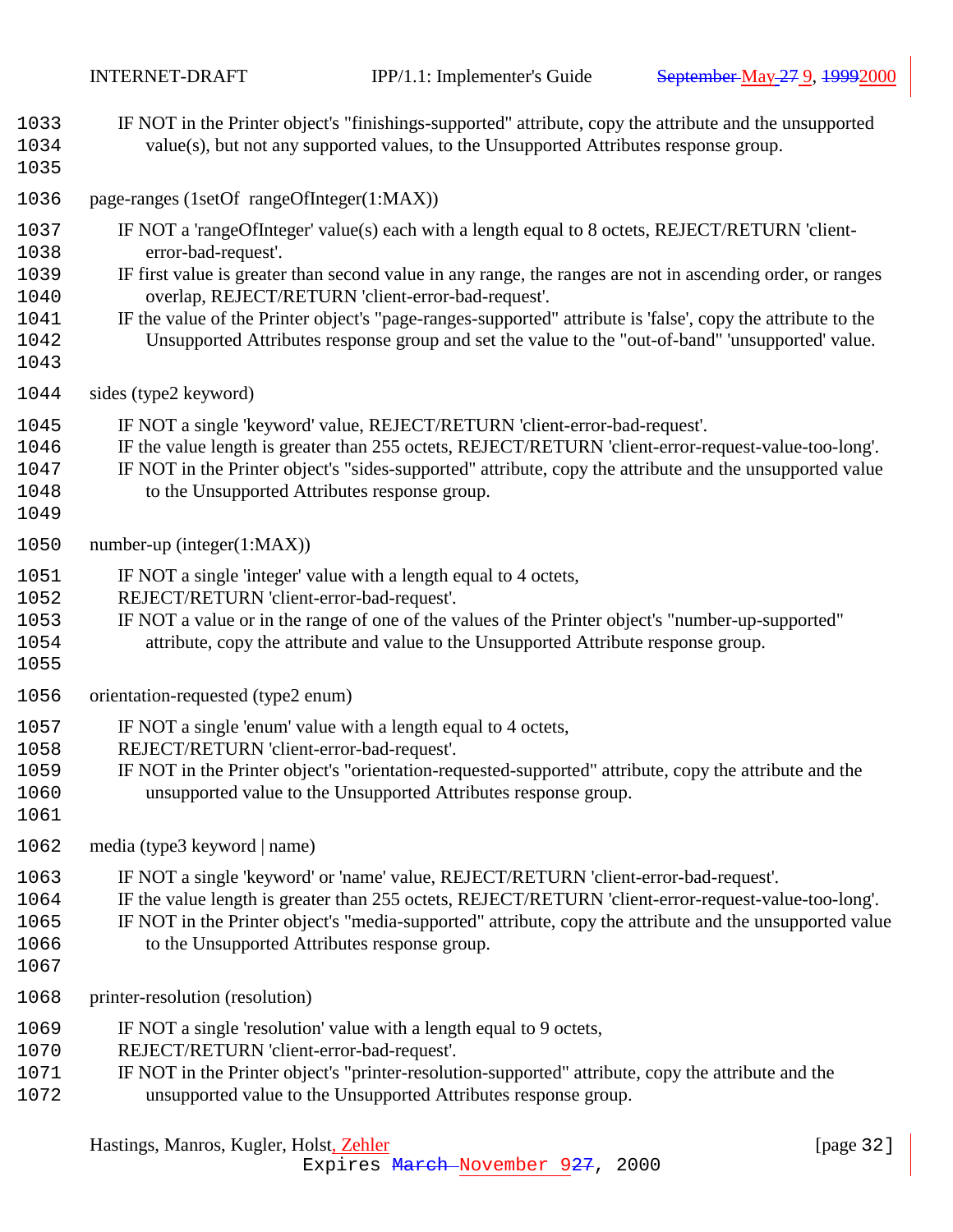IF NOT in the Printer object's "finishings-supported" attribute, copy the attribute and the unsupported value(s), but not any supported values, to the Unsupported Attributes response group.

page-ranges (1setOf rangeOfInteger(1:MAX))

IF NOT a 'rangeOfInteger' value(s) each with a length equal to 8 octets, REJECT/RETURN 'client-error-bad-request'.
IF first value is greater than second value in any range, the ranges are not in ascending order, or ranges overlap, REJECT/RETURN 'client-error-bad-request'.
IF the value of the Printer object's "page-ranges-supported" attribute is 'false', copy the attribute to the Unsupported Attributes response group and set the value to the "out-of-band" 'unsupported' value.

sides (type2 keyword)

IF NOT a single 'keyword' value, REJECT/RETURN 'client-error-bad-request'.
IF the value length is greater than 255 octets, REJECT/RETURN 'client-error-request-value-too-long'.
IF NOT in the Printer object's "sides-supported" attribute, copy the attribute and the unsupported value to the Unsupported Attributes response group.

number-up (integer(1:MAX))

IF NOT a single 'integer' value with a length equal to 4 octets,
REJECT/RETURN 'client-error-bad-request'.
IF NOT a value or in the range of one of the values of the Printer object's "number-up-supported" attribute, copy the attribute and value to the Unsupported Attribute response group.

orientation-requested (type2 enum)

IF NOT a single 'enum' value with a length equal to 4 octets,
REJECT/RETURN 'client-error-bad-request'.
IF NOT in the Printer object's "orientation-requested-supported" attribute, copy the attribute and the unsupported value to the Unsupported Attributes response group.

media (type3 keyword | name)

IF NOT a single 'keyword' or 'name' value, REJECT/RETURN 'client-error-bad-request'.
IF the value length is greater than 255 octets, REJECT/RETURN 'client-error-request-value-too-long'.
IF NOT in the Printer object's "media-supported" attribute, copy the attribute and the unsupported value to the Unsupported Attributes response group.

printer-resolution (resolution)

IF NOT a single 'resolution' value with a length equal to 9 octets,
REJECT/RETURN 'client-error-bad-request'.
IF NOT in the Printer object's "printer-resolution-supported" attribute, copy the attribute and the unsupported value to the Unsupported Attributes response group.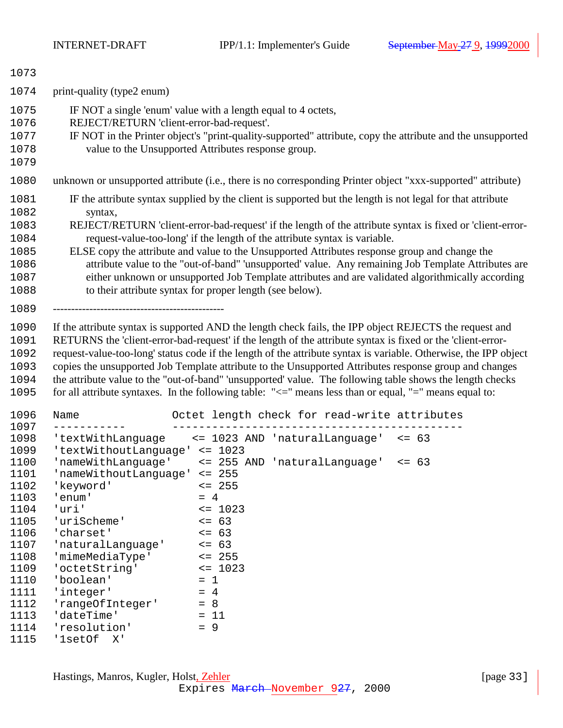print-quality (type2 enum)

IF NOT a single 'enum' value with a length equal to 4 octets,
REJECT/RETURN 'client-error-bad-request'.
IF NOT in the Printer object's "print-quality-supported" attribute, copy the attribute and the unsupported value to the Unsupported Attributes response group.

unknown or unsupported attribute (i.e., there is no corresponding Printer object "xxx-supported" attribute)

IF the attribute syntax supplied by the client is supported but the length is not legal for that attribute syntax,
REJECT/RETURN 'client-error-bad-request' if the length of the attribute syntax is fixed or 'client-error-request-value-too-long' if the length of the attribute syntax is variable.
ELSE copy the attribute and value to the Unsupported Attributes response group and change the attribute value to the "out-of-band" 'unsupported' value. Any remaining Job Template Attributes are either unknown or unsupported Job Template attributes and are validated algorithmically according to their attribute syntax for proper length (see below).

-----------------------------------------------

If the attribute syntax is supported AND the length check fails, the IPP object REJECTS the request and RETURNS the 'client-error-bad-request' if the length of the attribute syntax is fixed or the 'client-error-request-value-too-long' status code if the length of the attribute syntax is variable. Otherwise, the IPP object copies the unsupported Job Template attribute to the Unsupported Attributes response group and changes the attribute value to the "out-of-band" 'unsupported' value. The following table shows the length checks for all attribute syntaxes. In the following table: "<=" means less than or equal, "=" means equal to:

```
Name                 Octet length check for read-write attributes
-----------          --------------------------------------------
'textWithLanguage    <= 1023 AND 'naturalLanguage'  <= 63
'textWithoutLanguage' <= 1023
'nameWithLanguage'    <= 255 AND 'naturalLanguage'  <= 63
'nameWithoutLanguage' <= 255
'keyword'             <= 255
'enum'                = 4
'uri'                 <= 1023
'uriScheme'           <= 63
'charset'             <= 63
'naturalLanguage'     <= 63
'mimeMediaType'       <= 255
'octetString'         <= 1023
'boolean'             = 1
'integer'             = 4
'rangeOfInteger'      = 8
'dateTime'            = 11
'resolution'          = 9
'1setOf  X'
```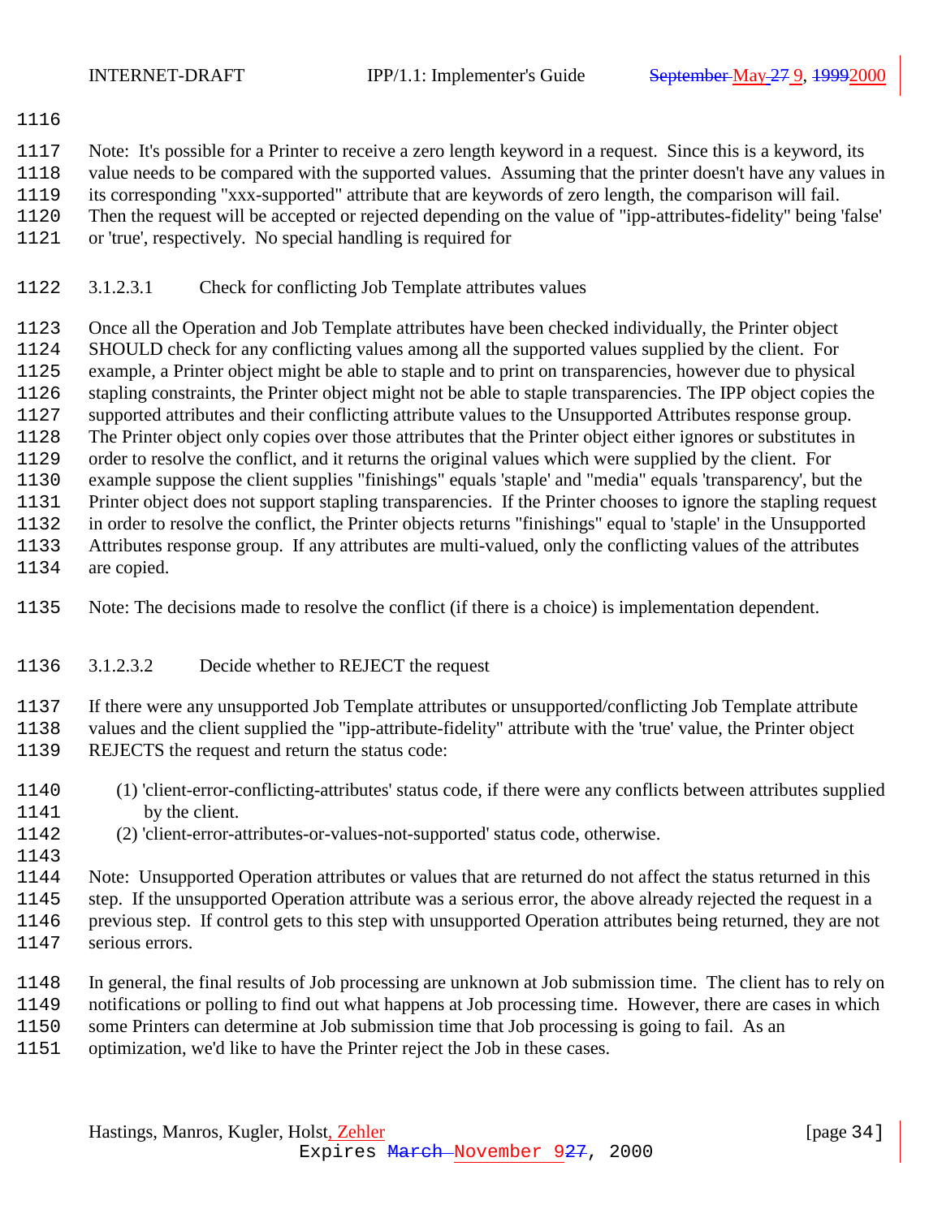Note: It's possible for a Printer to receive a zero length keyword in a request. Since this is a keyword, its value needs to be compared with the supported values. Assuming that the printer doesn't have any values in its corresponding "xxx-supported" attribute that are keywords of zero length, the comparison will fail. Then the request will be accepted or rejected depending on the value of "ipp-attributes-fidelity" being 'false' or 'true', respectively. No special handling is required for

#### 3.1.2.3.1 Check for conflicting Job Template attributes values

Once all the Operation and Job Template attributes have been checked individually, the Printer object SHOULD check for any conflicting values among all the supported values supplied by the client. For example, a Printer object might be able to staple and to print on transparencies, however due to physical stapling constraints, the Printer object might not be able to staple transparencies. The IPP object copies the supported attributes and their conflicting attribute values to the Unsupported Attributes response group. The Printer object only copies over those attributes that the Printer object either ignores or substitutes in order to resolve the conflict, and it returns the original values which were supplied by the client. For example suppose the client supplies "finishings" equals 'staple' and "media" equals 'transparency', but the Printer object does not support stapling transparencies. If the Printer chooses to ignore the stapling request in order to resolve the conflict, the Printer objects returns "finishings" equal to 'staple' in the Unsupported Attributes response group. If any attributes are multi-valued, only the conflicting values of the attributes are copied.

Note: The decisions made to resolve the conflict (if there is a choice) is implementation dependent.

#### 3.1.2.3.2 Decide whether to REJECT the request

If there were any unsupported Job Template attributes or unsupported/conflicting Job Template attribute values and the client supplied the "ipp-attribute-fidelity" attribute with the 'true' value, the Printer object REJECTS the request and return the status code:

(1) 'client-error-conflicting-attributes' status code, if there were any conflicts between attributes supplied by the client.
(2) 'client-error-attributes-or-values-not-supported' status code, otherwise.

Note: Unsupported Operation attributes or values that are returned do not affect the status returned in this step. If the unsupported Operation attribute was a serious error, the above already rejected the request in a previous step. If control gets to this step with unsupported Operation attributes being returned, they are not serious errors.

In general, the final results of Job processing are unknown at Job submission time. The client has to rely on notifications or polling to find out what happens at Job processing time. However, there are cases in which some Printers can determine at Job submission time that Job processing is going to fail. As an optimization, we'd like to have the Printer reject the Job in these cases.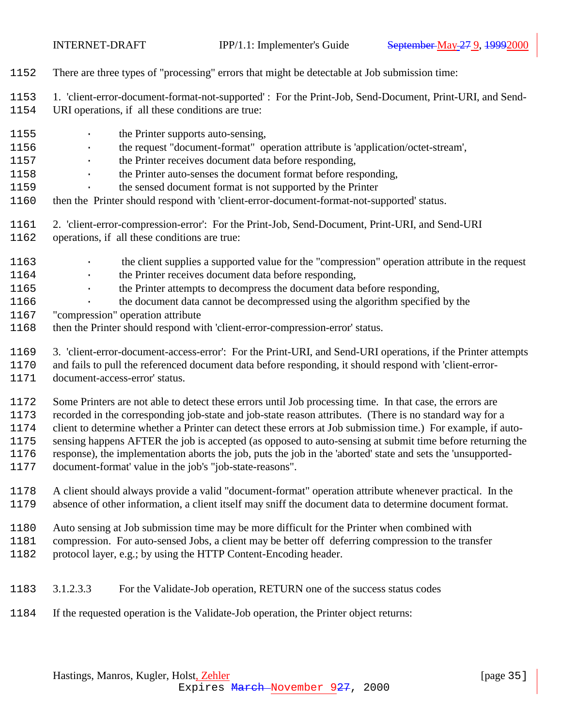There are three types of "processing" errors that might be detectable at Job submission time:

1. 'client-error-document-format-not-supported' : For the Print-Job, Send-Document, Print-URI, and Send-URI operations, if all these conditions are true:

   - the Printer supports auto-sensing,
   - the request "document-format" operation attribute is 'application/octet-stream',
   - the Printer receives document data before responding,
   - the Printer auto-senses the document format before responding,
   - the sensed document format is not supported by the Printer

   then the Printer should respond with 'client-error-document-format-not-supported' status.

2. 'client-error-compression-error': For the Print-Job, Send-Document, Print-URI, and Send-URI operations, if all these conditions are true:

   - the client supplies a supported value for the "compression" operation attribute in the request
   - the Printer receives document data before responding,
   - the Printer attempts to decompress the document data before responding,
   - the document data cannot be decompressed using the algorithm specified by the "compression" operation attribute

   then the Printer should respond with 'client-error-compression-error' status.

3. 'client-error-document-access-error': For the Print-URI, and Send-URI operations, if the Printer attempts and fails to pull the referenced document data before responding, it should respond with 'client-error-document-access-error' status.

Some Printers are not able to detect these errors until Job processing time. In that case, the errors are recorded in the corresponding job-state and job-state reason attributes. (There is no standard way for a client to determine whether a Printer can detect these errors at Job submission time.) For example, if auto-sensing happens AFTER the job is accepted (as opposed to auto-sensing at submit time before returning the response), the implementation aborts the job, puts the job in the 'aborted' state and sets the 'unsupported-document-format' value in the job's "job-state-reasons".

A client should always provide a valid "document-format" operation attribute whenever practical. In the absence of other information, a client itself may sniff the document data to determine document format.

Auto sensing at Job submission time may be more difficult for the Printer when combined with compression. For auto-sensed Jobs, a client may be better off deferring compression to the transfer protocol layer, e.g.; by using the HTTP Content-Encoding header.

#### 3.1.2.3.3 For the Validate-Job operation, RETURN one of the success status codes

If the requested operation is the Validate-Job operation, the Printer object returns: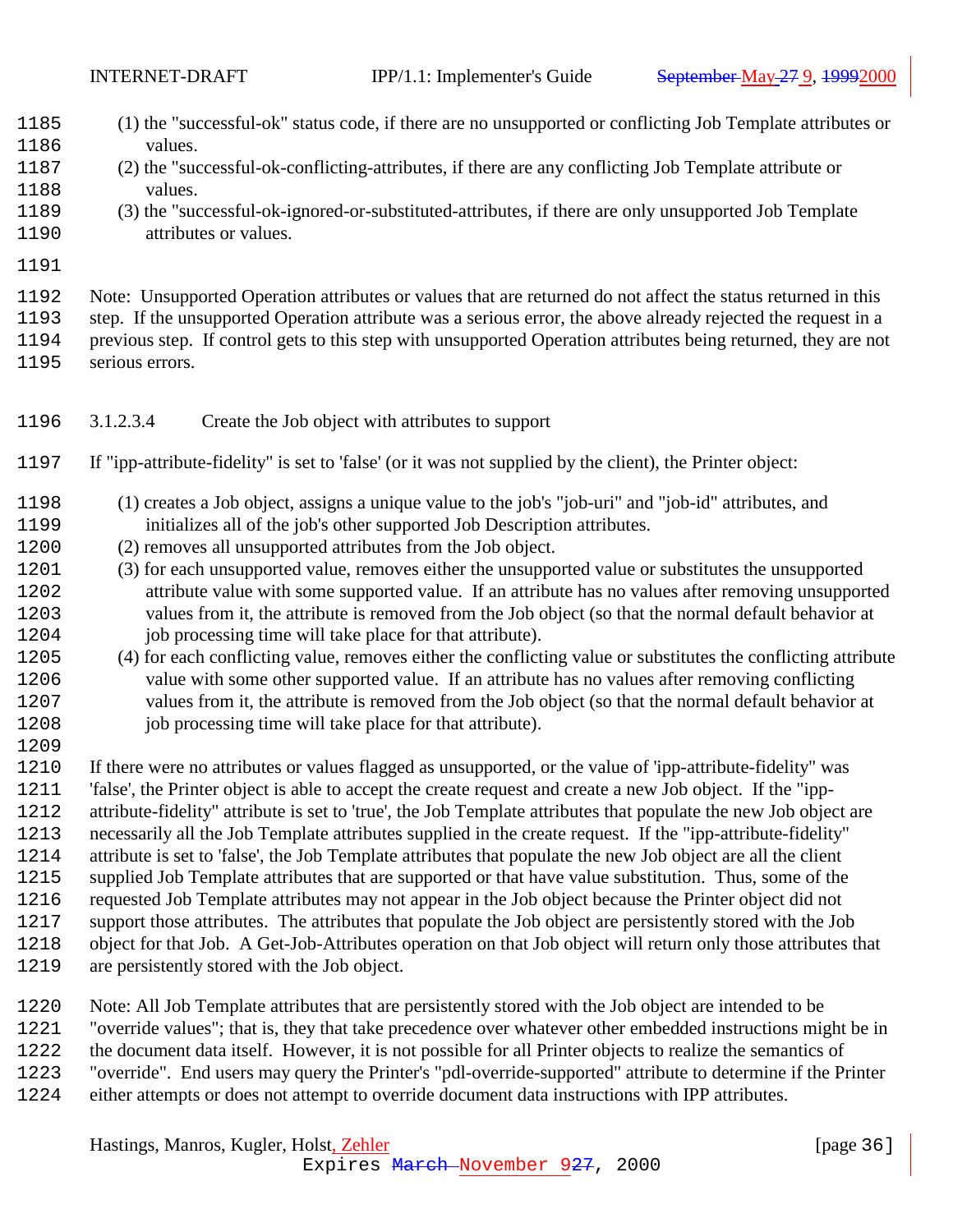(1) the "successful-ok" status code, if there are no unsupported or conflicting Job Template attributes or values.
(2) the "successful-ok-conflicting-attributes, if there are any conflicting Job Template attribute or values.
(3) the "successful-ok-ignored-or-substituted-attributes, if there are only unsupported Job Template attributes or values.

Note: Unsupported Operation attributes or values that are returned do not affect the status returned in this step. If the unsupported Operation attribute was a serious error, the above already rejected the request in a previous step. If control gets to this step with unsupported Operation attributes being returned, they are not serious errors.

#### 3.1.2.3.4 Create the Job object with attributes to support

If "ipp-attribute-fidelity" is set to 'false' (or it was not supplied by the client), the Printer object:

(1) creates a Job object, assigns a unique value to the job's "job-uri" and "job-id" attributes, and initializes all of the job's other supported Job Description attributes.
(2) removes all unsupported attributes from the Job object.
(3) for each unsupported value, removes either the unsupported value or substitutes the unsupported attribute value with some supported value. If an attribute has no values after removing unsupported values from it, the attribute is removed from the Job object (so that the normal default behavior at job processing time will take place for that attribute).
(4) for each conflicting value, removes either the conflicting value or substitutes the conflicting attribute value with some other supported value. If an attribute has no values after removing conflicting values from it, the attribute is removed from the Job object (so that the normal default behavior at job processing time will take place for that attribute).

If there were no attributes or values flagged as unsupported, or the value of 'ipp-attribute-fidelity" was 'false', the Printer object is able to accept the create request and create a new Job object. If the "ipp-attribute-fidelity" attribute is set to 'true', the Job Template attributes that populate the new Job object are necessarily all the Job Template attributes supplied in the create request. If the "ipp-attribute-fidelity" attribute is set to 'false', the Job Template attributes that populate the new Job object are all the client supplied Job Template attributes that are supported or that have value substitution. Thus, some of the requested Job Template attributes may not appear in the Job object because the Printer object did not support those attributes. The attributes that populate the Job object are persistently stored with the Job object for that Job. A Get-Job-Attributes operation on that Job object will return only those attributes that are persistently stored with the Job object.

Note: All Job Template attributes that are persistently stored with the Job object are intended to be "override values"; that is, they that take precedence over whatever other embedded instructions might be in the document data itself. However, it is not possible for all Printer objects to realize the semantics of "override". End users may query the Printer's "pdl-override-supported" attribute to determine if the Printer either attempts or does not attempt to override document data instructions with IPP attributes.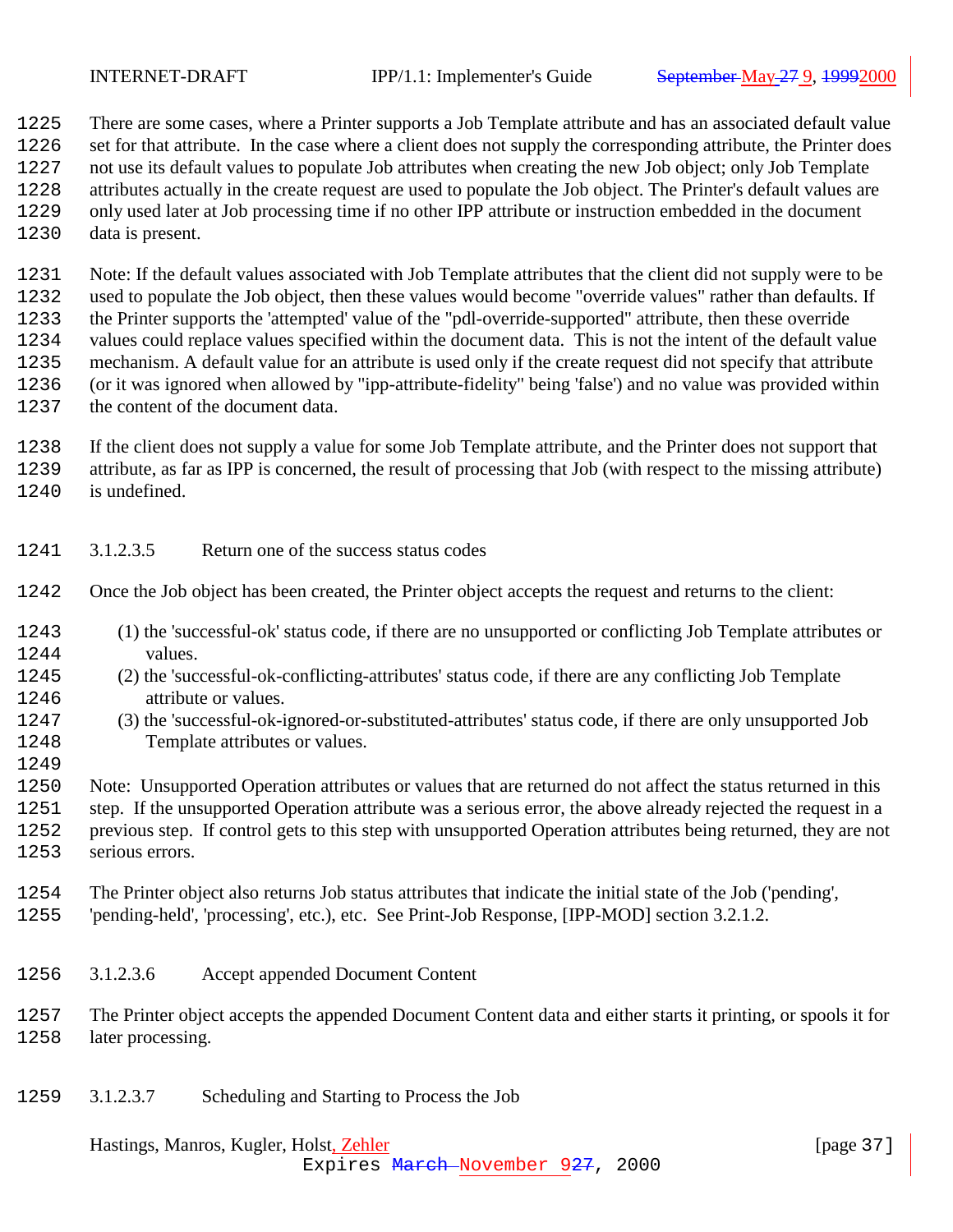There are some cases, where a Printer supports a Job Template attribute and has an associated default value set for that attribute. In the case where a client does not supply the corresponding attribute, the Printer does not use its default values to populate Job attributes when creating the new Job object; only Job Template attributes actually in the create request are used to populate the Job object. The Printer's default values are only used later at Job processing time if no other IPP attribute or instruction embedded in the document data is present.

Note: If the default values associated with Job Template attributes that the client did not supply were to be used to populate the Job object, then these values would become "override values" rather than defaults. If the Printer supports the 'attempted' value of the "pdl-override-supported" attribute, then these override values could replace values specified within the document data. This is not the intent of the default value mechanism. A default value for an attribute is used only if the create request did not specify that attribute (or it was ignored when allowed by "ipp-attribute-fidelity" being 'false') and no value was provided within the content of the document data.

If the client does not supply a value for some Job Template attribute, and the Printer does not support that attribute, as far as IPP is concerned, the result of processing that Job (with respect to the missing attribute) is undefined.

#### 3.1.2.3.5 Return one of the success status codes

Once the Job object has been created, the Printer object accepts the request and returns to the client:

(1) the 'successful-ok' status code, if there are no unsupported or conflicting Job Template attributes or values.
(2) the 'successful-ok-conflicting-attributes' status code, if there are any conflicting Job Template attribute or values.
(3) the 'successful-ok-ignored-or-substituted-attributes' status code, if there are only unsupported Job Template attributes or values.

Note: Unsupported Operation attributes or values that are returned do not affect the status returned in this step. If the unsupported Operation attribute was a serious error, the above already rejected the request in a previous step. If control gets to this step with unsupported Operation attributes being returned, they are not serious errors.

The Printer object also returns Job status attributes that indicate the initial state of the Job ('pending', 'pending-held', 'processing', etc.), etc. See Print-Job Response, [IPP-MOD] section 3.2.1.2.

#### 3.1.2.3.6 Accept appended Document Content

The Printer object accepts the appended Document Content data and either starts it printing, or spools it for later processing.

#### 3.1.2.3.7 Scheduling and Starting to Process the Job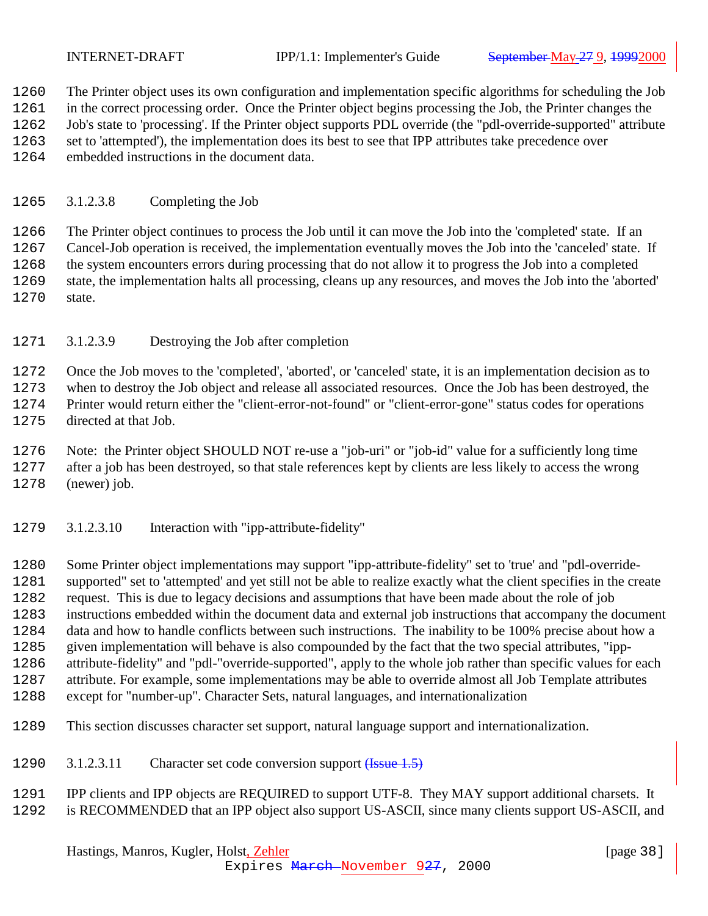The Printer object uses its own configuration and implementation specific algorithms for scheduling the Job in the correct processing order. Once the Printer object begins processing the Job, the Printer changes the Job's state to 'processing'. If the Printer object supports PDL override (the "pdl-override-supported" attribute set to 'attempted'), the implementation does its best to see that IPP attributes take precedence over embedded instructions in the document data.

#### 3.1.2.3.8 Completing the Job

The Printer object continues to process the Job until it can move the Job into the 'completed' state. If an Cancel-Job operation is received, the implementation eventually moves the Job into the 'canceled' state. If the system encounters errors during processing that do not allow it to progress the Job into a completed state, the implementation halts all processing, cleans up any resources, and moves the Job into the 'aborted' state.

#### 3.1.2.3.9 Destroying the Job after completion

Once the Job moves to the 'completed', 'aborted', or 'canceled' state, it is an implementation decision as to when to destroy the Job object and release all associated resources. Once the Job has been destroyed, the Printer would return either the "client-error-not-found" or "client-error-gone" status codes for operations directed at that Job.

Note: the Printer object SHOULD NOT re-use a "job-uri" or "job-id" value for a sufficiently long time after a job has been destroyed, so that stale references kept by clients are less likely to access the wrong (newer) job.

#### 3.1.2.3.10 Interaction with "ipp-attribute-fidelity"

Some Printer object implementations may support "ipp-attribute-fidelity" set to 'true' and "pdl-override-supported" set to 'attempted' and yet still not be able to realize exactly what the client specifies in the create request. This is due to legacy decisions and assumptions that have been made about the role of job instructions embedded within the document data and external job instructions that accompany the document data and how to handle conflicts between such instructions. The inability to be 100% precise about how a given implementation will behave is also compounded by the fact that the two special attributes, "ipp-attribute-fidelity" and "pdl-"override-supported", apply to the whole job rather than specific values for each attribute. For example, some implementations may be able to override almost all Job Template attributes except for "number-up". Character Sets, natural languages, and internationalization

This section discusses character set support, natural language support and internationalization.

#### 3.1.2.3.11 Character set code conversion support ~~(Issue 1.5)~~

IPP clients and IPP objects are REQUIRED to support UTF-8. They MAY support additional charsets. It is RECOMMENDED that an IPP object also support US-ASCII, since many clients support US-ASCII, and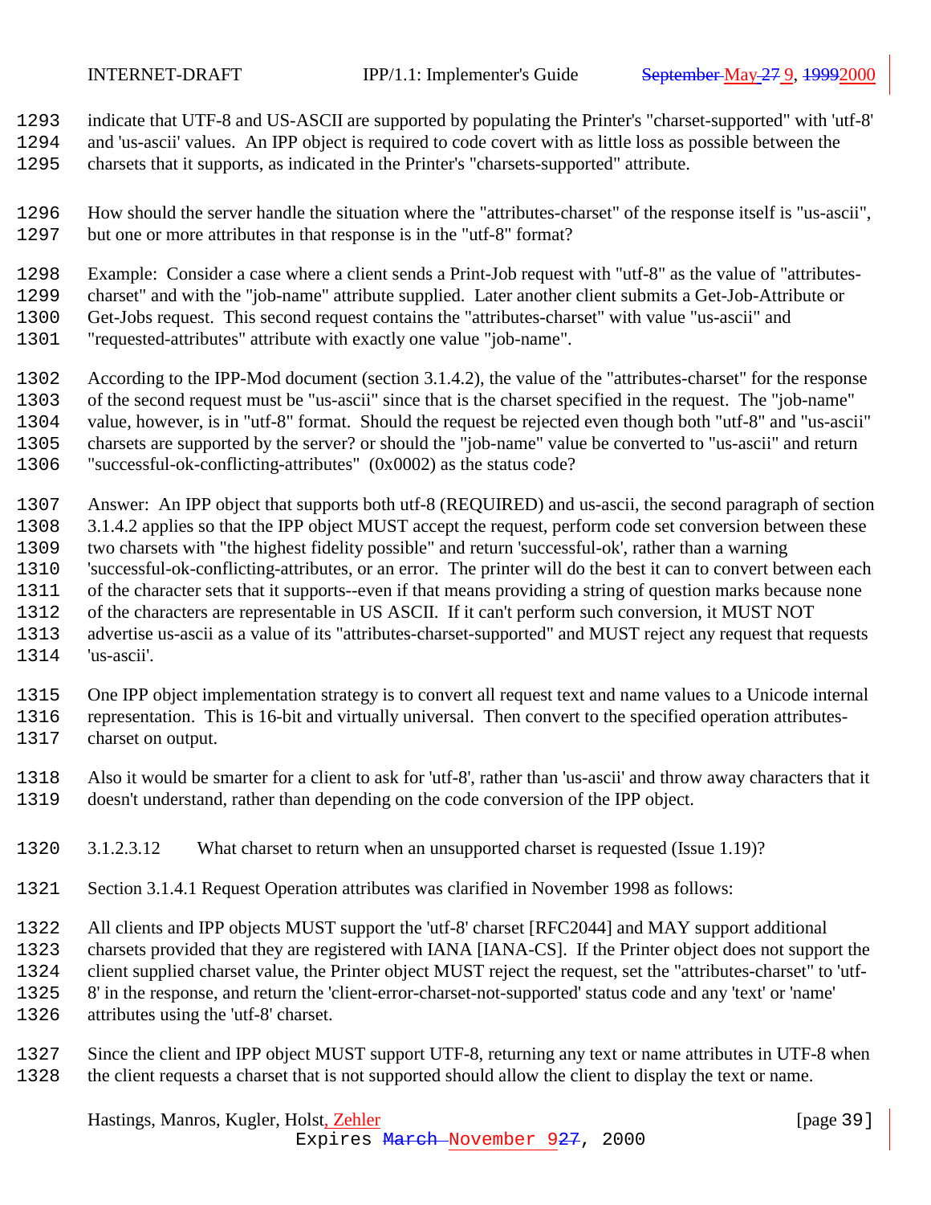indicate that UTF-8 and US-ASCII are supported by populating the Printer's "charset-supported" with 'utf-8' and 'us-ascii' values. An IPP object is required to code covert with as little loss as possible between the charsets that it supports, as indicated in the Printer's "charsets-supported" attribute.

How should the server handle the situation where the "attributes-charset" of the response itself is "us-ascii", but one or more attributes in that response is in the "utf-8" format?

Example: Consider a case where a client sends a Print-Job request with "utf-8" as the value of "attributes-charset" and with the "job-name" attribute supplied. Later another client submits a Get-Job-Attribute or Get-Jobs request. This second request contains the "attributes-charset" with value "us-ascii" and "requested-attributes" attribute with exactly one value "job-name".

According to the IPP-Mod document (section 3.1.4.2), the value of the "attributes-charset" for the response of the second request must be "us-ascii" since that is the charset specified in the request. The "job-name" value, however, is in "utf-8" format. Should the request be rejected even though both "utf-8" and "us-ascii" charsets are supported by the server? or should the "job-name" value be converted to "us-ascii" and return "successful-ok-conflicting-attributes" (0x0002) as the status code?

Answer: An IPP object that supports both utf-8 (REQUIRED) and us-ascii, the second paragraph of section 3.1.4.2 applies so that the IPP object MUST accept the request, perform code set conversion between these two charsets with "the highest fidelity possible" and return 'successful-ok', rather than a warning 'successful-ok-conflicting-attributes, or an error. The printer will do the best it can to convert between each of the character sets that it supports--even if that means providing a string of question marks because none of the characters are representable in US ASCII. If it can't perform such conversion, it MUST NOT advertise us-ascii as a value of its "attributes-charset-supported" and MUST reject any request that requests 'us-ascii'.

One IPP object implementation strategy is to convert all request text and name values to a Unicode internal representation. This is 16-bit and virtually universal. Then convert to the specified operation attributes-charset on output.

Also it would be smarter for a client to ask for 'utf-8', rather than 'us-ascii' and throw away characters that it doesn't understand, rather than depending on the code conversion of the IPP object.

##### 3.1.2.3.12 What charset to return when an unsupported charset is requested (Issue 1.19)?

Section 3.1.4.1 Request Operation attributes was clarified in November 1998 as follows:

All clients and IPP objects MUST support the 'utf-8' charset [RFC2044] and MAY support additional charsets provided that they are registered with IANA [IANA-CS]. If the Printer object does not support the client supplied charset value, the Printer object MUST reject the request, set the "attributes-charset" to 'utf-8' in the response, and return the 'client-error-charset-not-supported' status code and any 'text' or 'name' attributes using the 'utf-8' charset.

Since the client and IPP object MUST support UTF-8, returning any text or name attributes in UTF-8 when the client requests a charset that is not supported should allow the client to display the text or name.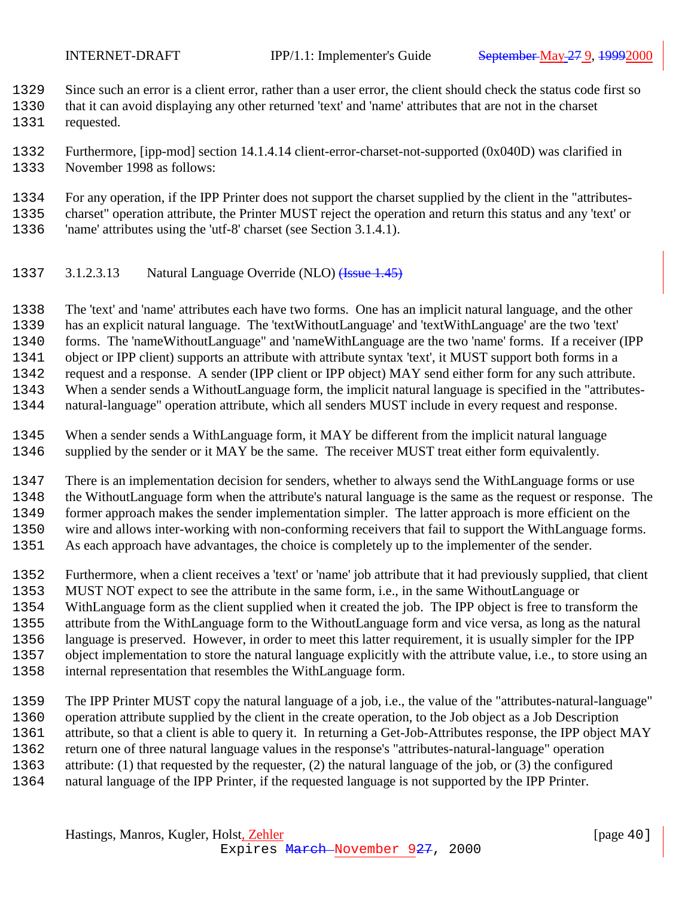Since such an error is a client error, rather than a user error, the client should check the status code first so that it can avoid displaying any other returned 'text' and 'name' attributes that are not in the charset requested.

Furthermore, [ipp-mod] section 14.1.4.14 client-error-charset-not-supported (0x040D) was clarified in November 1998 as follows:

For any operation, if the IPP Printer does not support the charset supplied by the client in the "attributes-charset" operation attribute, the Printer MUST reject the operation and return this status and any 'text' or 'name' attributes using the 'utf-8' charset (see Section 3.1.4.1).

#### 3.1.2.3.13 Natural Language Override (NLO) (Issue 1.45)

The 'text' and 'name' attributes each have two forms. One has an implicit natural language, and the other has an explicit natural language. The 'textWithoutLanguage' and 'textWithLanguage' are the two 'text' forms. The 'nameWithoutLanguage" and 'nameWithLanguage are the two 'name' forms. If a receiver (IPP object or IPP client) supports an attribute with attribute syntax 'text', it MUST support both forms in a request and a response. A sender (IPP client or IPP object) MAY send either form for any such attribute. When a sender sends a WithoutLanguage form, the implicit natural language is specified in the "attributes-natural-language" operation attribute, which all senders MUST include in every request and response.

When a sender sends a WithLanguage form, it MAY be different from the implicit natural language supplied by the sender or it MAY be the same. The receiver MUST treat either form equivalently.

There is an implementation decision for senders, whether to always send the WithLanguage forms or use the WithoutLanguage form when the attribute's natural language is the same as the request or response. The former approach makes the sender implementation simpler. The latter approach is more efficient on the wire and allows inter-working with non-conforming receivers that fail to support the WithLanguage forms. As each approach have advantages, the choice is completely up to the implementer of the sender.

Furthermore, when a client receives a 'text' or 'name' job attribute that it had previously supplied, that client MUST NOT expect to see the attribute in the same form, i.e., in the same WithoutLanguage or WithLanguage form as the client supplied when it created the job. The IPP object is free to transform the attribute from the WithLanguage form to the WithoutLanguage form and vice versa, as long as the natural language is preserved. However, in order to meet this latter requirement, it is usually simpler for the IPP object implementation to store the natural language explicitly with the attribute value, i.e., to store using an internal representation that resembles the WithLanguage form.

The IPP Printer MUST copy the natural language of a job, i.e., the value of the "attributes-natural-language" operation attribute supplied by the client in the create operation, to the Job object as a Job Description attribute, so that a client is able to query it. In returning a Get-Job-Attributes response, the IPP object MAY return one of three natural language values in the response's "attributes-natural-language" operation attribute: (1) that requested by the requester, (2) the natural language of the job, or (3) the configured natural language of the IPP Printer, if the requested language is not supported by the IPP Printer.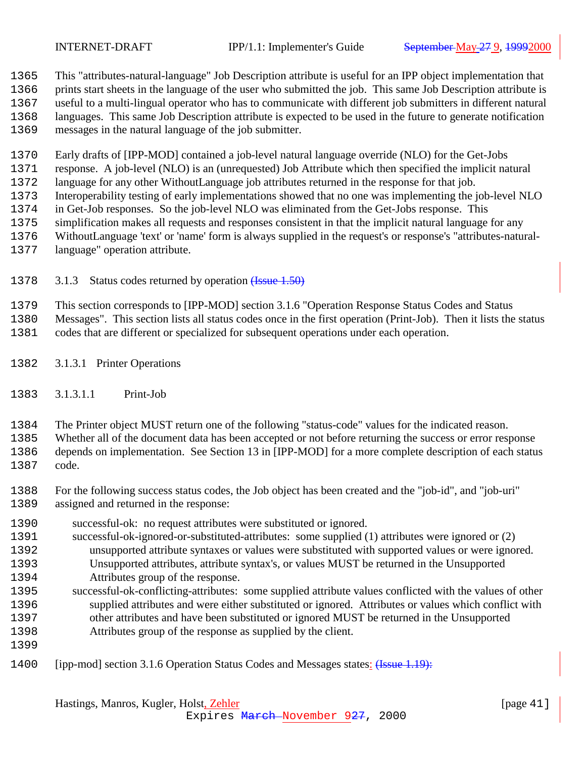This "attributes-natural-language" Job Description attribute is useful for an IPP object implementation that prints start sheets in the language of the user who submitted the job. This same Job Description attribute is useful to a multi-lingual operator who has to communicate with different job submitters in different natural languages. This same Job Description attribute is expected to be used in the future to generate notification messages in the natural language of the job submitter.

Early drafts of [IPP-MOD] contained a job-level natural language override (NLO) for the Get-Jobs response. A job-level (NLO) is an (unrequested) Job Attribute which then specified the implicit natural language for any other WithoutLanguage job attributes returned in the response for that job. Interoperability testing of early implementations showed that no one was implementing the job-level NLO in Get-Job responses. So the job-level NLO was eliminated from the Get-Jobs response. This simplification makes all requests and responses consistent in that the implicit natural language for any WithoutLanguage 'text' or 'name' form is always supplied in the request's or response's "attributes-natural-language" operation attribute.

### 3.1.3 Status codes returned by operation ~~(Issue 1.50)~~

This section corresponds to [IPP-MOD] section 3.1.6 "Operation Response Status Codes and Status Messages". This section lists all status codes once in the first operation (Print-Job). Then it lists the status codes that are different or specialized for subsequent operations under each operation.

#### 3.1.3.1 Printer Operations

##### 3.1.3.1.1 Print-Job

The Printer object MUST return one of the following "status-code" values for the indicated reason. Whether all of the document data has been accepted or not before returning the success or error response depends on implementation. See Section 13 in [IPP-MOD] for a more complete description of each status code.

For the following success status codes, the Job object has been created and the "job-id", and "job-uri" assigned and returned in the response:

- successful-ok: no request attributes were substituted or ignored.
- successful-ok-ignored-or-substituted-attributes: some supplied (1) attributes were ignored or (2) unsupported attribute syntaxes or values were substituted with supported values or were ignored. Unsupported attributes, attribute syntax's, or values MUST be returned in the Unsupported Attributes group of the response.
- successful-ok-conflicting-attributes: some supplied attribute values conflicted with the values of other supplied attributes and were either substituted or ignored. Attributes or values which conflict with other attributes and have been substituted or ignored MUST be returned in the Unsupported Attributes group of the response as supplied by the client.

[ipp-mod] section 3.1.6 Operation Status Codes and Messages states: ~~(Issue 1.19):~~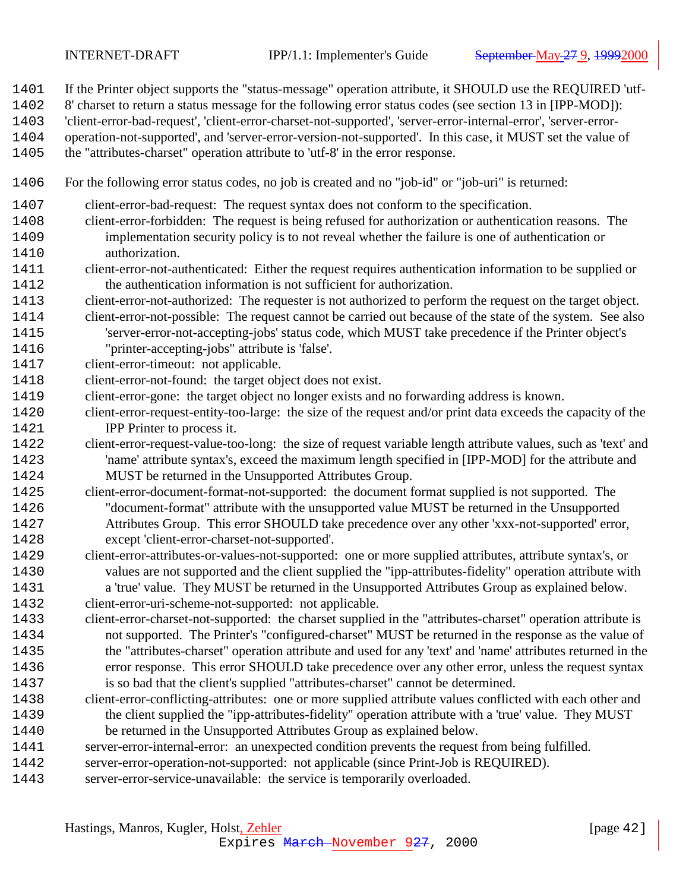If the Printer object supports the "status-message" operation attribute, it SHOULD use the REQUIRED 'utf-8' charset to return a status message for the following error status codes (see section 13 in [IPP-MOD]): 'client-error-bad-request', 'client-error-charset-not-supported', 'server-error-internal-error', 'server-error-operation-not-supported', and 'server-error-version-not-supported'. In this case, it MUST set the value of the "attributes-charset" operation attribute to 'utf-8' in the error response.

For the following error status codes, no job is created and no "job-id" or "job-uri" is returned:

client-error-bad-request: The request syntax does not conform to the specification.

client-error-forbidden: The request is being refused for authorization or authentication reasons. The implementation security policy is to not reveal whether the failure is one of authentication or authorization.

client-error-not-authenticated: Either the request requires authentication information to be supplied or the authentication information is not sufficient for authorization.

client-error-not-authorized: The requester is not authorized to perform the request on the target object.

client-error-not-possible: The request cannot be carried out because of the state of the system. See also 'server-error-not-accepting-jobs' status code, which MUST take precedence if the Printer object's "printer-accepting-jobs" attribute is 'false'.

client-error-timeout: not applicable.

client-error-not-found: the target object does not exist.

client-error-gone: the target object no longer exists and no forwarding address is known.

client-error-request-entity-too-large: the size of the request and/or print data exceeds the capacity of the IPP Printer to process it.

client-error-request-value-too-long: the size of request variable length attribute values, such as 'text' and 'name' attribute syntax's, exceed the maximum length specified in [IPP-MOD] for the attribute and MUST be returned in the Unsupported Attributes Group.

client-error-document-format-not-supported: the document format supplied is not supported. The "document-format" attribute with the unsupported value MUST be returned in the Unsupported Attributes Group. This error SHOULD take precedence over any other 'xxx-not-supported' error, except 'client-error-charset-not-supported'.

client-error-attributes-or-values-not-supported: one or more supplied attributes, attribute syntax's, or values are not supported and the client supplied the "ipp-attributes-fidelity" operation attribute with a 'true' value. They MUST be returned in the Unsupported Attributes Group as explained below.

client-error-uri-scheme-not-supported: not applicable.

client-error-charset-not-supported: the charset supplied in the "attributes-charset" operation attribute is not supported. The Printer's "configured-charset" MUST be returned in the response as the value of the "attributes-charset" operation attribute and used for any 'text' and 'name' attributes returned in the error response. This error SHOULD take precedence over any other error, unless the request syntax is so bad that the client's supplied "attributes-charset" cannot be determined.

client-error-conflicting-attributes: one or more supplied attribute values conflicted with each other and the client supplied the "ipp-attributes-fidelity" operation attribute with a 'true' value. They MUST be returned in the Unsupported Attributes Group as explained below.

server-error-internal-error: an unexpected condition prevents the request from being fulfilled.

server-error-operation-not-supported: not applicable (since Print-Job is REQUIRED).

server-error-service-unavailable: the service is temporarily overloaded.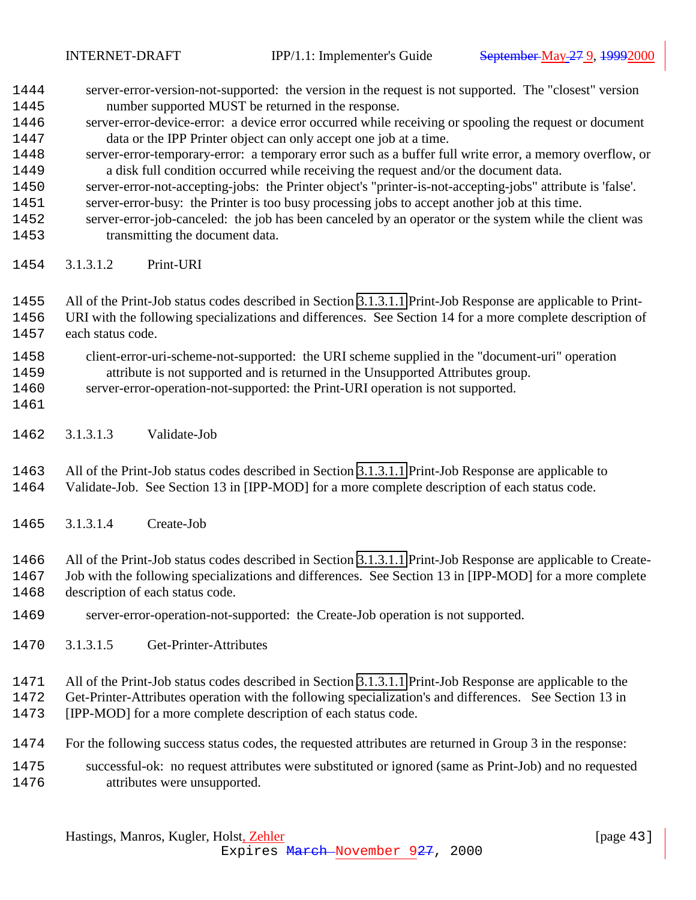server-error-version-not-supported:  the version in the request is not supported.  The "closest" version number supported MUST be returned in the response.

server-error-device-error:  a device error occurred while receiving or spooling the request or document data or the IPP Printer object can only accept one job at a time.

server-error-temporary-error:  a temporary error such as a buffer full write error, a memory overflow, or a disk full condition occurred while receiving the request and/or the document data.

server-error-not-accepting-jobs:  the Printer object's "printer-is-not-accepting-jobs" attribute is 'false'.

server-error-busy:  the Printer is too busy processing jobs to accept another job at this time.

server-error-job-canceled:  the job has been canceled by an operator or the system while the client was transmitting the document data.

#### 3.1.3.1.2 Print-URI

All of the Print-Job status codes described in Section 3.1.3.1.1 Print-Job Response are applicable to Print-URI with the following specializations and differences.  See Section 14 for a more complete description of each status code.

client-error-uri-scheme-not-supported:  the URI scheme supplied in the "document-uri" operation attribute is not supported and is returned in the Unsupported Attributes group.

server-error-operation-not-supported: the Print-URI operation is not supported.

#### 3.1.3.1.3 Validate-Job

All of the Print-Job status codes described in Section 3.1.3.1.1 Print-Job Response are applicable to Validate-Job.  See Section 13 in [IPP-MOD] for a more complete description of each status code.

#### 3.1.3.1.4 Create-Job

All of the Print-Job status codes described in Section 3.1.3.1.1 Print-Job Response are applicable to Create-Job with the following specializations and differences.  See Section 13 in [IPP-MOD] for a more complete description of each status code.

server-error-operation-not-supported:  the Create-Job operation is not supported.

#### 3.1.3.1.5 Get-Printer-Attributes

All of the Print-Job status codes described in Section 3.1.3.1.1 Print-Job Response are applicable to the Get-Printer-Attributes operation with the following specialization's and differences.   See Section 13 in [IPP-MOD] for a more complete description of each status code.

For the following success status codes, the requested attributes are returned in Group 3 in the response:

successful-ok:  no request attributes were substituted or ignored (same as Print-Job) and no requested attributes were unsupported.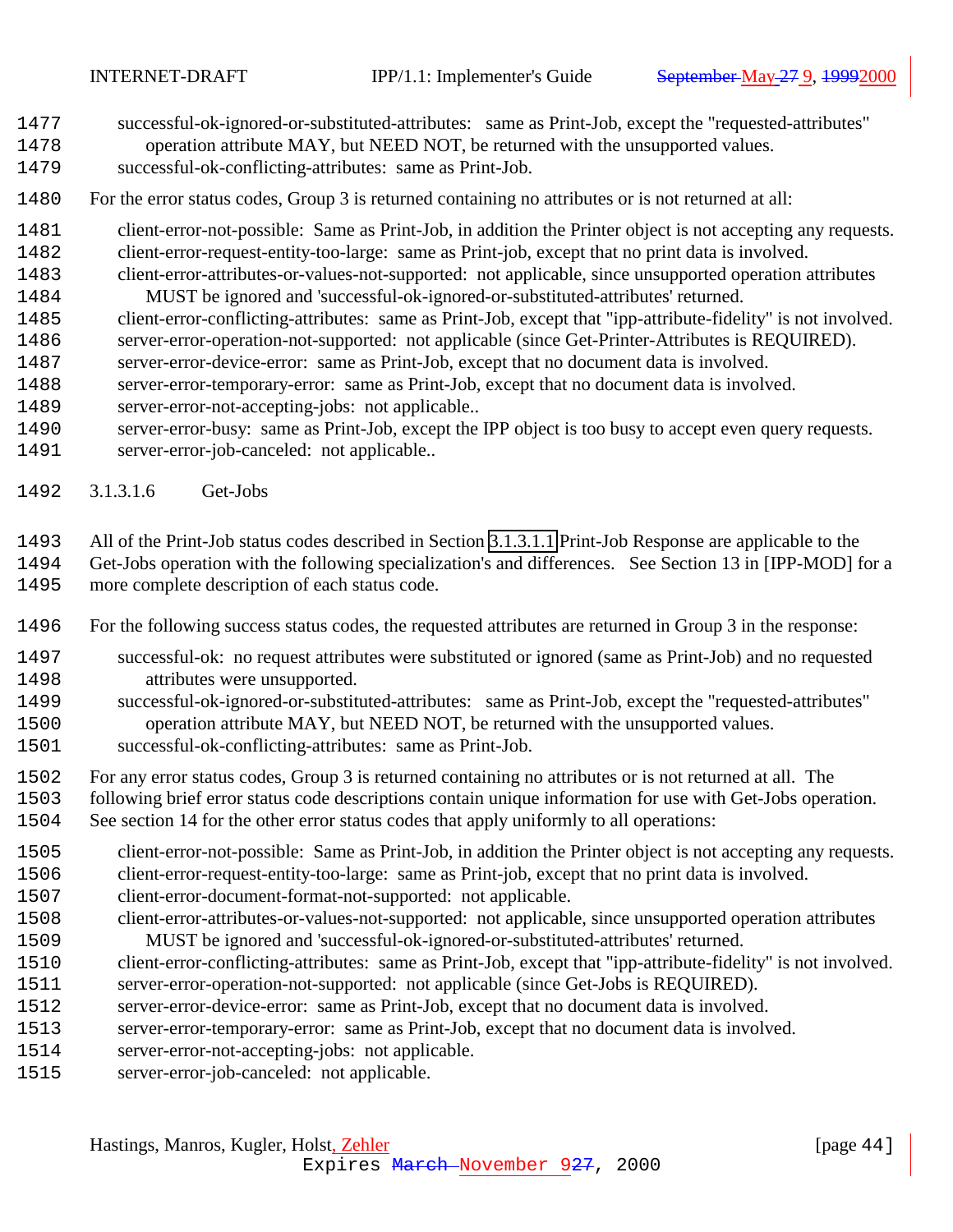successful-ok-ignored-or-substituted-attributes: same as Print-Job, except the "requested-attributes" operation attribute MAY, but NEED NOT, be returned with the unsupported values.
successful-ok-conflicting-attributes: same as Print-Job.

For the error status codes, Group 3 is returned containing no attributes or is not returned at all:

client-error-not-possible: Same as Print-Job, in addition the Printer object is not accepting any requests.
client-error-request-entity-too-large: same as Print-job, except that no print data is involved.
client-error-attributes-or-values-not-supported: not applicable, since unsupported operation attributes MUST be ignored and 'successful-ok-ignored-or-substituted-attributes' returned.
client-error-conflicting-attributes: same as Print-Job, except that "ipp-attribute-fidelity" is not involved.
server-error-operation-not-supported: not applicable (since Get-Printer-Attributes is REQUIRED).
server-error-device-error: same as Print-Job, except that no document data is involved.
server-error-temporary-error: same as Print-Job, except that no document data is involved.
server-error-not-accepting-jobs: not applicable..
server-error-busy: same as Print-Job, except the IPP object is too busy to accept even query requests.
server-error-job-canceled: not applicable..

#### 3.1.3.1.6 Get-Jobs

All of the Print-Job status codes described in Section 3.1.3.1.1 Print-Job Response are applicable to the Get-Jobs operation with the following specialization's and differences. See Section 13 in [IPP-MOD] for a more complete description of each status code.

For the following success status codes, the requested attributes are returned in Group 3 in the response:

successful-ok: no request attributes were substituted or ignored (same as Print-Job) and no requested attributes were unsupported.
successful-ok-ignored-or-substituted-attributes: same as Print-Job, except the "requested-attributes" operation attribute MAY, but NEED NOT, be returned with the unsupported values.
successful-ok-conflicting-attributes: same as Print-Job.

For any error status codes, Group 3 is returned containing no attributes or is not returned at all. The following brief error status code descriptions contain unique information for use with Get-Jobs operation. See section 14 for the other error status codes that apply uniformly to all operations:

client-error-not-possible: Same as Print-Job, in addition the Printer object is not accepting any requests.
client-error-request-entity-too-large: same as Print-job, except that no print data is involved.
client-error-document-format-not-supported: not applicable.
client-error-attributes-or-values-not-supported: not applicable, since unsupported operation attributes MUST be ignored and 'successful-ok-ignored-or-substituted-attributes' returned.
client-error-conflicting-attributes: same as Print-Job, except that "ipp-attribute-fidelity" is not involved.
server-error-operation-not-supported: not applicable (since Get-Jobs is REQUIRED).
server-error-device-error: same as Print-Job, except that no document data is involved.
server-error-temporary-error: same as Print-Job, except that no document data is involved.
server-error-not-accepting-jobs: not applicable.
server-error-job-canceled: not applicable.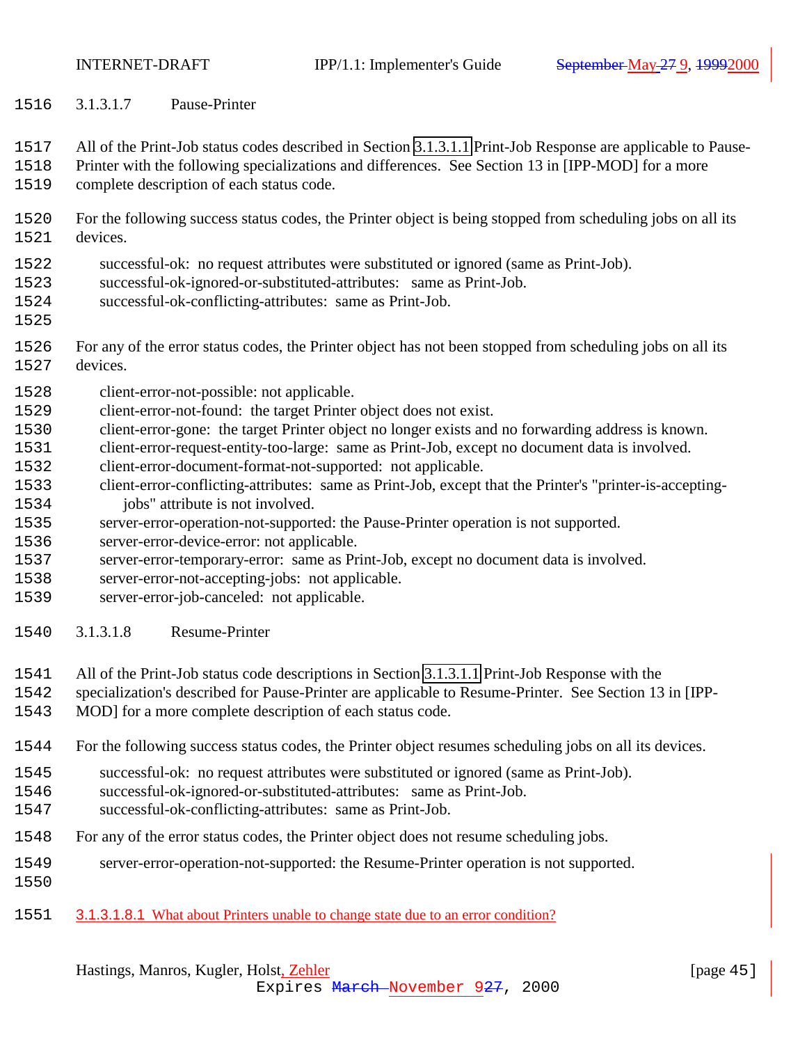#### 3.1.3.1.7 Pause-Printer

All of the Print-Job status codes described in Section 3.1.3.1.1 Print-Job Response are applicable to Pause-Printer with the following specializations and differences. See Section 13 in [IPP-MOD] for a more complete description of each status code.

For the following success status codes, the Printer object is being stopped from scheduling jobs on all its devices.

- successful-ok: no request attributes were substituted or ignored (same as Print-Job).
- successful-ok-ignored-or-substituted-attributes: same as Print-Job.
- successful-ok-conflicting-attributes: same as Print-Job.

For any of the error status codes, the Printer object has not been stopped from scheduling jobs on all its devices.

- client-error-not-possible: not applicable.
- client-error-not-found: the target Printer object does not exist.
- client-error-gone: the target Printer object no longer exists and no forwarding address is known.
- client-error-request-entity-too-large: same as Print-Job, except no document data is involved.
- client-error-document-format-not-supported: not applicable.
- client-error-conflicting-attributes: same as Print-Job, except that the Printer's "printer-is-accepting-jobs" attribute is not involved.
- server-error-operation-not-supported: the Pause-Printer operation is not supported.
- server-error-device-error: not applicable.
- server-error-temporary-error: same as Print-Job, except no document data is involved.
- server-error-not-accepting-jobs: not applicable.
- server-error-job-canceled: not applicable.

#### 3.1.3.1.8 Resume-Printer

All of the Print-Job status code descriptions in Section 3.1.3.1.1 Print-Job Response with the specialization's described for Pause-Printer are applicable to Resume-Printer. See Section 13 in [IPP-MOD] for a more complete description of each status code.

For the following success status codes, the Printer object resumes scheduling jobs on all its devices.

- successful-ok: no request attributes were substituted or ignored (same as Print-Job).
- successful-ok-ignored-or-substituted-attributes: same as Print-Job.
- successful-ok-conflicting-attributes: same as Print-Job.

For any of the error status codes, the Printer object does not resume scheduling jobs.

- server-error-operation-not-supported: the Resume-Printer operation is not supported.

##### 3.1.3.1.8.1 What about Printers unable to change state due to an error condition?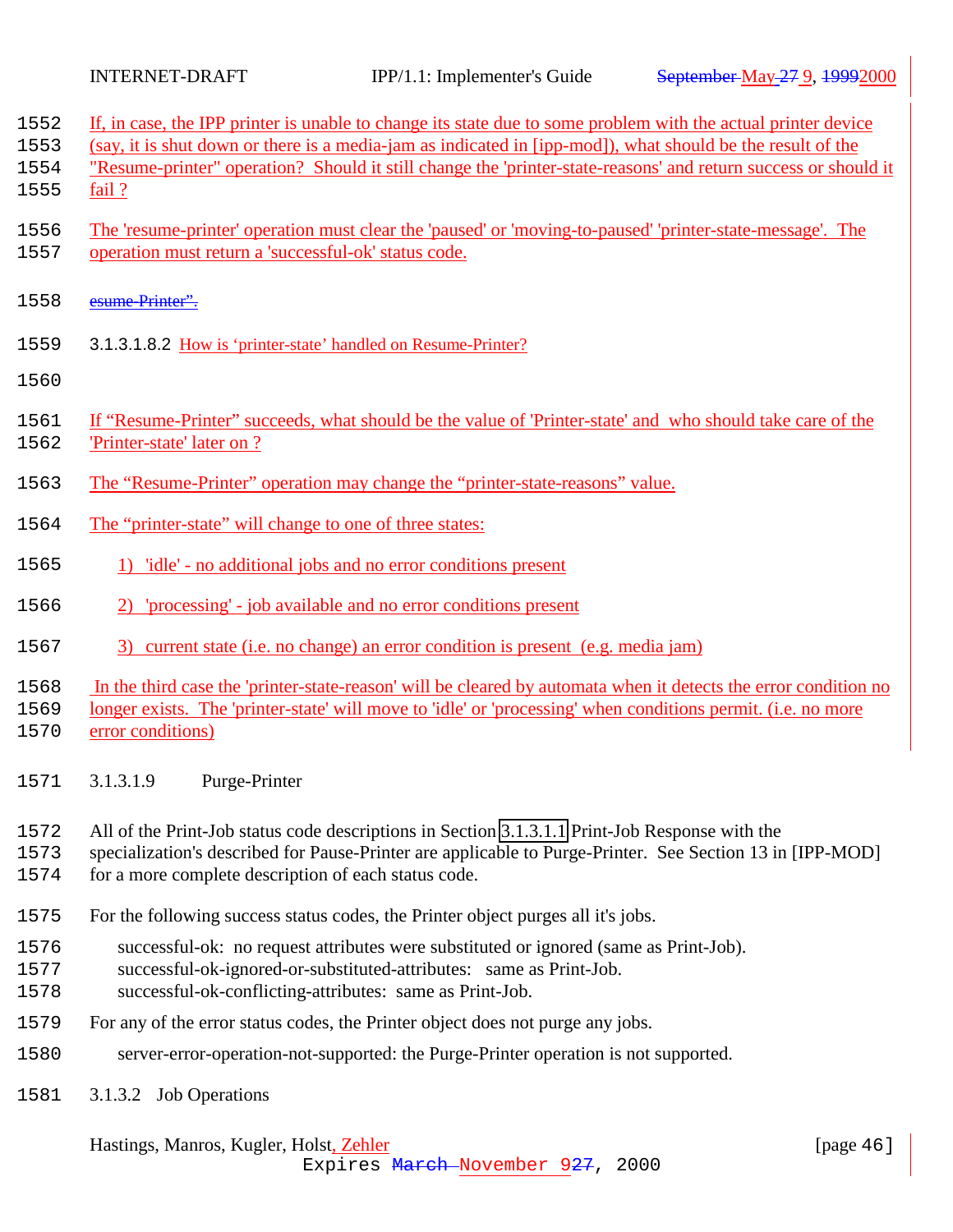If, in case, the IPP printer is unable to change its state due to some problem with the actual printer device (say, it is shut down or there is a media-jam as indicated in [ipp-mod]), what should be the result of the "Resume-printer" operation? Should it still change the 'printer-state-reasons' and return success or should it fail ?

The 'resume-printer' operation must clear the 'paused' or 'moving-to-paused' 'printer-state-message'. The operation must return a 'successful-ok' status code.

esume-Printer".

#### 3.1.3.1.8.2 How is 'printer-state' handled on Resume-Printer?

If "Resume-Printer" succeeds, what should be the value of 'Printer-state' and who should take care of the 'Printer-state' later on ?

The "Resume-Printer" operation may change the "printer-state-reasons" value.

The "printer-state" will change to one of three states:

1) 'idle' - no additional jobs and no error conditions present

2) 'processing' - job available and no error conditions present

3) current state (i.e. no change) an error condition is present (e.g. media jam)

In the third case the 'printer-state-reason' will be cleared by automata when it detects the error condition no longer exists. The 'printer-state' will move to 'idle' or 'processing' when conditions permit. (i.e. no more error conditions)

#### 3.1.3.1.9 Purge-Printer

All of the Print-Job status code descriptions in Section 3.1.3.1.1 Print-Job Response with the specialization's described for Pause-Printer are applicable to Purge-Printer. See Section 13 in [IPP-MOD] for a more complete description of each status code.

For the following success status codes, the Printer object purges all it's jobs.

successful-ok: no request attributes were substituted or ignored (same as Print-Job).
successful-ok-ignored-or-substituted-attributes: same as Print-Job.
successful-ok-conflicting-attributes: same as Print-Job.

For any of the error status codes, the Printer object does not purge any jobs.

server-error-operation-not-supported: the Purge-Printer operation is not supported.

### 3.1.3.2 Job Operations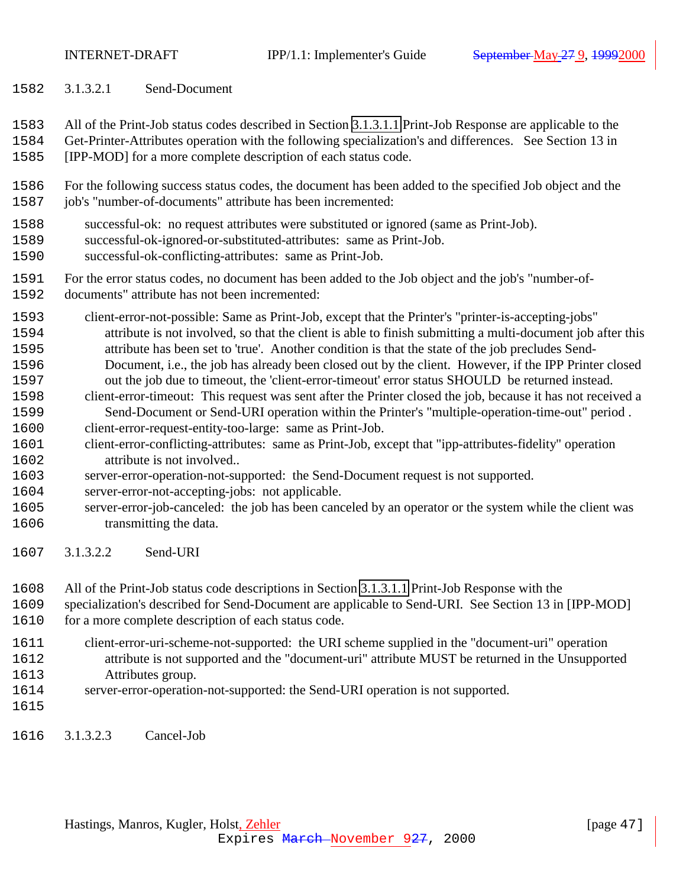#### 3.1.3.2.1 Send-Document

All of the Print-Job status codes described in Section 3.1.3.1.1 Print-Job Response are applicable to the Get-Printer-Attributes operation with the following specialization's and differences. See Section 13 in [IPP-MOD] for a more complete description of each status code.

For the following success status codes, the document has been added to the specified Job object and the job's "number-of-documents" attribute has been incremented:

- successful-ok: no request attributes were substituted or ignored (same as Print-Job).
- successful-ok-ignored-or-substituted-attributes: same as Print-Job.
- successful-ok-conflicting-attributes: same as Print-Job.

For the error status codes, no document has been added to the Job object and the job's "number-of-documents" attribute has not been incremented:

- client-error-not-possible: Same as Print-Job, except that the Printer's "printer-is-accepting-jobs" attribute is not involved, so that the client is able to finish submitting a multi-document job after this attribute has been set to 'true'. Another condition is that the state of the job precludes Send-Document, i.e., the job has already been closed out by the client. However, if the IPP Printer closed out the job due to timeout, the 'client-error-timeout' error status SHOULD be returned instead.
- client-error-timeout: This request was sent after the Printer closed the job, because it has not received a Send-Document or Send-URI operation within the Printer's "multiple-operation-time-out" period .
- client-error-request-entity-too-large: same as Print-Job.
- client-error-conflicting-attributes: same as Print-Job, except that "ipp-attributes-fidelity" operation attribute is not involved..
- server-error-operation-not-supported: the Send-Document request is not supported.
- server-error-not-accepting-jobs: not applicable.
- server-error-job-canceled: the job has been canceled by an operator or the system while the client was transmitting the data.

#### 3.1.3.2.2 Send-URI

All of the Print-Job status code descriptions in Section 3.1.3.1.1 Print-Job Response with the specialization's described for Send-Document are applicable to Send-URI. See Section 13 in [IPP-MOD] for a more complete description of each status code.

- client-error-uri-scheme-not-supported: the URI scheme supplied in the "document-uri" operation attribute is not supported and the "document-uri" attribute MUST be returned in the Unsupported Attributes group.
- server-error-operation-not-supported: the Send-URI operation is not supported.

#### 3.1.3.2.3 Cancel-Job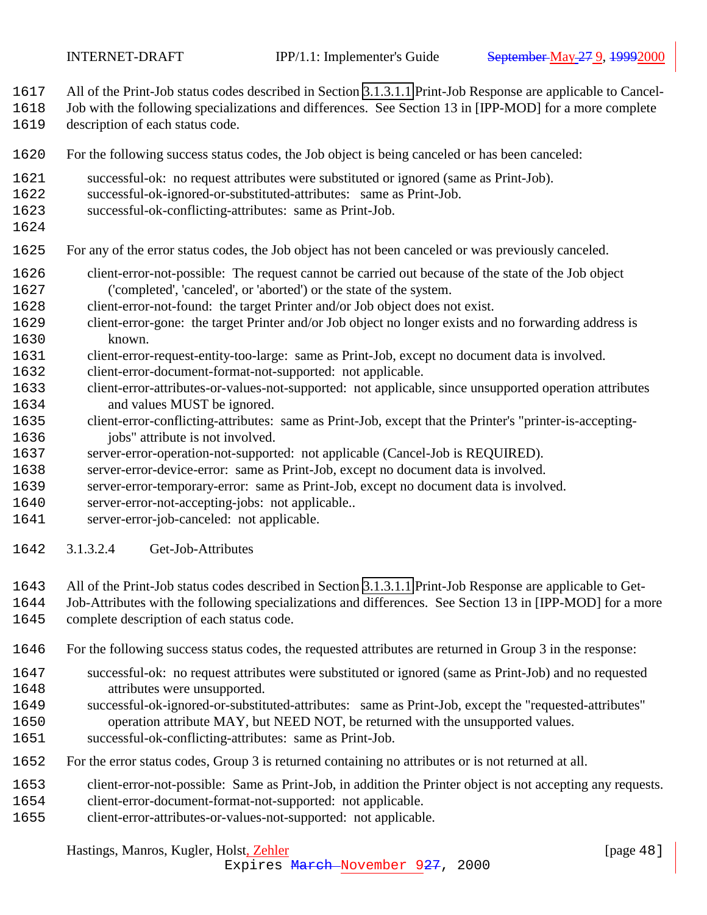All of the Print-Job status codes described in Section 3.1.3.1.1 Print-Job Response are applicable to Cancel-Job with the following specializations and differences. See Section 13 in [IPP-MOD] for a more complete description of each status code.

For the following success status codes, the Job object is being canceled or has been canceled:

- successful-ok: no request attributes were substituted or ignored (same as Print-Job).
- successful-ok-ignored-or-substituted-attributes: same as Print-Job.
- successful-ok-conflicting-attributes: same as Print-Job.

For any of the error status codes, the Job object has not been canceled or was previously canceled.

- client-error-not-possible: The request cannot be carried out because of the state of the Job object ('completed', 'canceled', or 'aborted') or the state of the system.
- client-error-not-found: the target Printer and/or Job object does not exist.
- client-error-gone: the target Printer and/or Job object no longer exists and no forwarding address is known.
- client-error-request-entity-too-large: same as Print-Job, except no document data is involved.
- client-error-document-format-not-supported: not applicable.
- client-error-attributes-or-values-not-supported: not applicable, since unsupported operation attributes and values MUST be ignored.
- client-error-conflicting-attributes: same as Print-Job, except that the Printer's "printer-is-accepting-jobs" attribute is not involved.
- server-error-operation-not-supported: not applicable (Cancel-Job is REQUIRED).
- server-error-device-error: same as Print-Job, except no document data is involved.
- server-error-temporary-error: same as Print-Job, except no document data is involved.
- server-error-not-accepting-jobs: not applicable..
- server-error-job-canceled: not applicable.

#### 3.1.3.2.4 Get-Job-Attributes

All of the Print-Job status codes described in Section 3.1.3.1.1 Print-Job Response are applicable to Get-Job-Attributes with the following specializations and differences. See Section 13 in [IPP-MOD] for a more complete description of each status code.

For the following success status codes, the requested attributes are returned in Group 3 in the response:

- successful-ok: no request attributes were substituted or ignored (same as Print-Job) and no requested attributes were unsupported.
- successful-ok-ignored-or-substituted-attributes: same as Print-Job, except the "requested-attributes" operation attribute MAY, but NEED NOT, be returned with the unsupported values.
- successful-ok-conflicting-attributes: same as Print-Job.

For the error status codes, Group 3 is returned containing no attributes or is not returned at all.

- client-error-not-possible: Same as Print-Job, in addition the Printer object is not accepting any requests.
- client-error-document-format-not-supported: not applicable.
- client-error-attributes-or-values-not-supported: not applicable.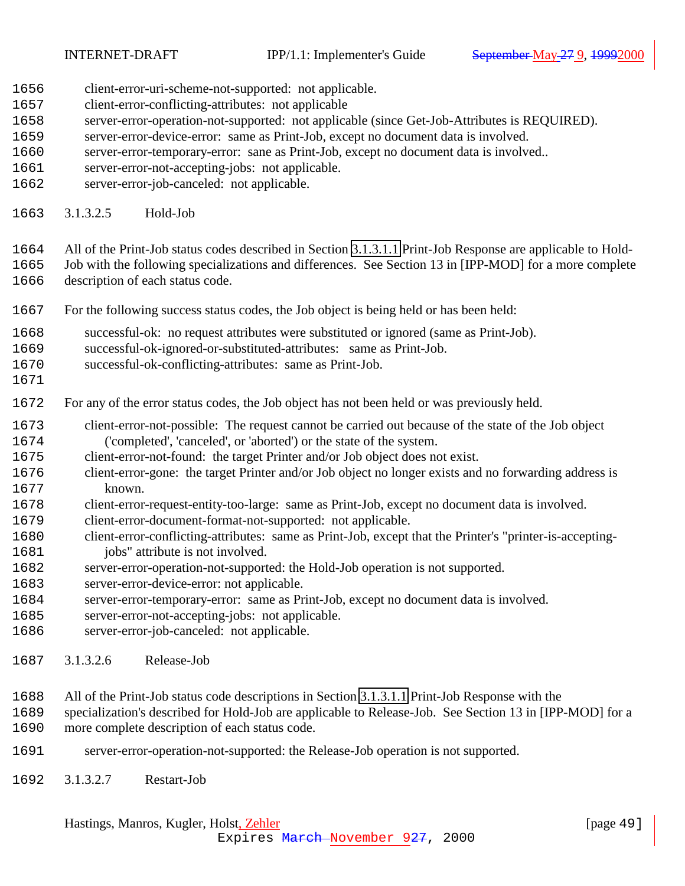client-error-uri-scheme-not-supported: not applicable.
client-error-conflicting-attributes: not applicable
server-error-operation-not-supported: not applicable (since Get-Job-Attributes is REQUIRED).
server-error-device-error: same as Print-Job, except no document data is involved.
server-error-temporary-error: sane as Print-Job, except no document data is involved..
server-error-not-accepting-jobs: not applicable.
server-error-job-canceled: not applicable.

#### 3.1.3.2.5 Hold-Job

All of the Print-Job status codes described in Section 3.1.3.1.1 Print-Job Response are applicable to Hold-Job with the following specializations and differences. See Section 13 in [IPP-MOD] for a more complete description of each status code.

For the following success status codes, the Job object is being held or has been held:

successful-ok: no request attributes were substituted or ignored (same as Print-Job).
successful-ok-ignored-or-substituted-attributes: same as Print-Job.
successful-ok-conflicting-attributes: same as Print-Job.

For any of the error status codes, the Job object has not been held or was previously held.

client-error-not-possible: The request cannot be carried out because of the state of the Job object ('completed', 'canceled', or 'aborted') or the state of the system.
client-error-not-found: the target Printer and/or Job object does not exist.
client-error-gone: the target Printer and/or Job object no longer exists and no forwarding address is known.
client-error-request-entity-too-large: same as Print-Job, except no document data is involved.
client-error-document-format-not-supported: not applicable.
client-error-conflicting-attributes: same as Print-Job, except that the Printer's "printer-is-accepting-jobs" attribute is not involved.
server-error-operation-not-supported: the Hold-Job operation is not supported.
server-error-device-error: not applicable.
server-error-temporary-error: same as Print-Job, except no document data is involved.
server-error-not-accepting-jobs: not applicable.
server-error-job-canceled: not applicable.

#### 3.1.3.2.6 Release-Job

All of the Print-Job status code descriptions in Section 3.1.3.1.1 Print-Job Response with the specialization's described for Hold-Job are applicable to Release-Job. See Section 13 in [IPP-MOD] for a more complete description of each status code.

server-error-operation-not-supported: the Release-Job operation is not supported.

#### 3.1.3.2.7 Restart-Job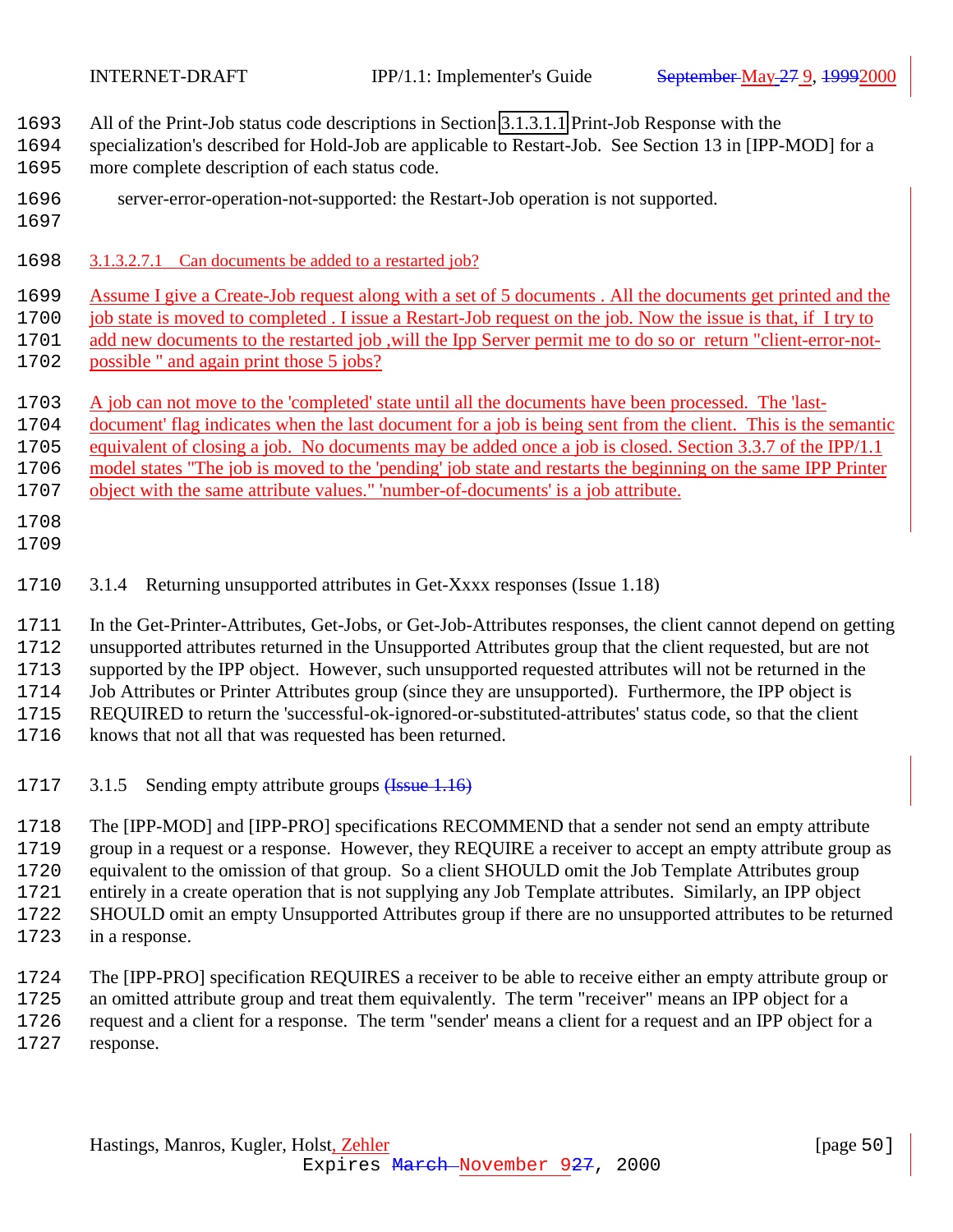All of the Print-Job status code descriptions in Section 3.1.3.1.1 Print-Job Response with the specialization's described for Hold-Job are applicable to Restart-Job. See Section 13 in [IPP-MOD] for a more complete description of each status code.

server-error-operation-not-supported: the Restart-Job operation is not supported.

##### 3.1.3.2.7.1 Can documents be added to a restarted job?

Assume I give a Create-Job request along with a set of 5 documents . All the documents get printed and the job state is moved to completed . I issue a Restart-Job request on the job. Now the issue is that, if I try to add new documents to the restarted job ,will the Ipp Server permit me to do so or return "client-error-not-possible " and again print those 5 jobs?

A job can not move to the 'completed' state until all the documents have been processed. The 'last-document' flag indicates when the last document for a job is being sent from the client. This is the semantic equivalent of closing a job. No documents may be added once a job is closed. Section 3.3.7 of the IPP/1.1 model states "The job is moved to the 'pending' job state and restarts the beginning on the same IPP Printer object with the same attribute values." 'number-of-documents' is a job attribute.

### 3.1.4 Returning unsupported attributes in Get-Xxxx responses (Issue 1.18)

In the Get-Printer-Attributes, Get-Jobs, or Get-Job-Attributes responses, the client cannot depend on getting unsupported attributes returned in the Unsupported Attributes group that the client requested, but are not supported by the IPP object. However, such unsupported requested attributes will not be returned in the Job Attributes or Printer Attributes group (since they are unsupported). Furthermore, the IPP object is REQUIRED to return the 'successful-ok-ignored-or-substituted-attributes' status code, so that the client knows that not all that was requested has been returned.

### 3.1.5 Sending empty attribute groups ~~(Issue 1.16)~~

The [IPP-MOD] and [IPP-PRO] specifications RECOMMEND that a sender not send an empty attribute group in a request or a response. However, they REQUIRE a receiver to accept an empty attribute group as equivalent to the omission of that group. So a client SHOULD omit the Job Template Attributes group entirely in a create operation that is not supplying any Job Template attributes. Similarly, an IPP object SHOULD omit an empty Unsupported Attributes group if there are no unsupported attributes to be returned in a response.

The [IPP-PRO] specification REQUIRES a receiver to be able to receive either an empty attribute group or an omitted attribute group and treat them equivalently. The term "receiver" means an IPP object for a request and a client for a response. The term "sender' means a client for a request and an IPP object for a response.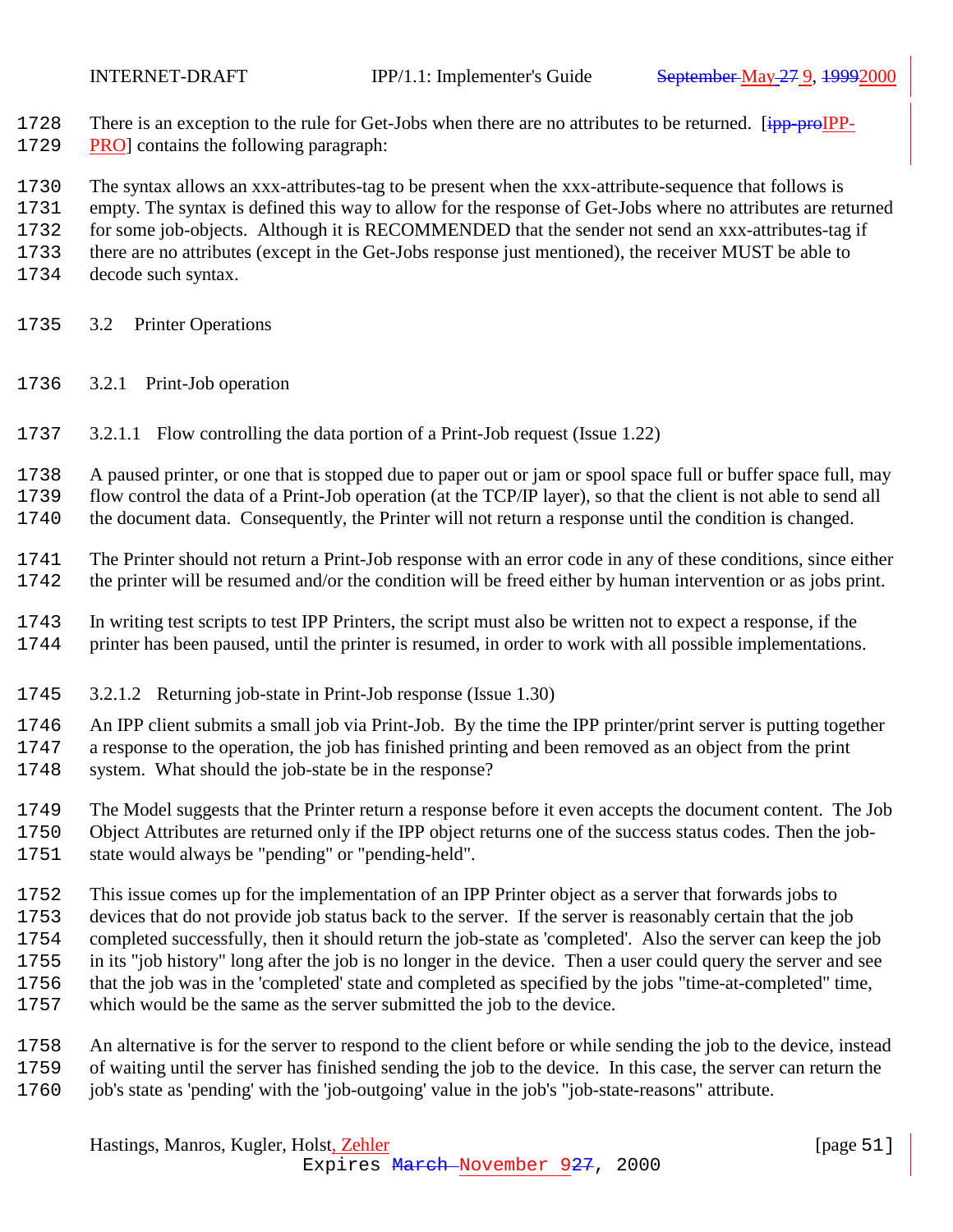There is an exception to the rule for Get-Jobs when there are no attributes to be returned. [IPP-PRO] contains the following paragraph:

The syntax allows an xxx-attributes-tag to be present when the xxx-attribute-sequence that follows is empty. The syntax is defined this way to allow for the response of Get-Jobs where no attributes are returned for some job-objects. Although it is RECOMMENDED that the sender not send an xxx-attributes-tag if there are no attributes (except in the Get-Jobs response just mentioned), the receiver MUST be able to decode such syntax.

## 3.2 Printer Operations

### 3.2.1 Print-Job operation

#### 3.2.1.1 Flow controlling the data portion of a Print-Job request (Issue 1.22)

A paused printer, or one that is stopped due to paper out or jam or spool space full or buffer space full, may flow control the data of a Print-Job operation (at the TCP/IP layer), so that the client is not able to send all the document data. Consequently, the Printer will not return a response until the condition is changed.

The Printer should not return a Print-Job response with an error code in any of these conditions, since either the printer will be resumed and/or the condition will be freed either by human intervention or as jobs print.

In writing test scripts to test IPP Printers, the script must also be written not to expect a response, if the printer has been paused, until the printer is resumed, in order to work with all possible implementations.

#### 3.2.1.2 Returning job-state in Print-Job response (Issue 1.30)

An IPP client submits a small job via Print-Job. By the time the IPP printer/print server is putting together a response to the operation, the job has finished printing and been removed as an object from the print system. What should the job-state be in the response?

The Model suggests that the Printer return a response before it even accepts the document content. The Job Object Attributes are returned only if the IPP object returns one of the success status codes. Then the job-state would always be "pending" or "pending-held".

This issue comes up for the implementation of an IPP Printer object as a server that forwards jobs to devices that do not provide job status back to the server. If the server is reasonably certain that the job completed successfully, then it should return the job-state as 'completed'. Also the server can keep the job in its "job history" long after the job is no longer in the device. Then a user could query the server and see that the job was in the 'completed' state and completed as specified by the jobs "time-at-completed" time, which would be the same as the server submitted the job to the device.

An alternative is for the server to respond to the client before or while sending the job to the device, instead of waiting until the server has finished sending the job to the device. In this case, the server can return the job's state as 'pending' with the 'job-outgoing' value in the job's "job-state-reasons" attribute.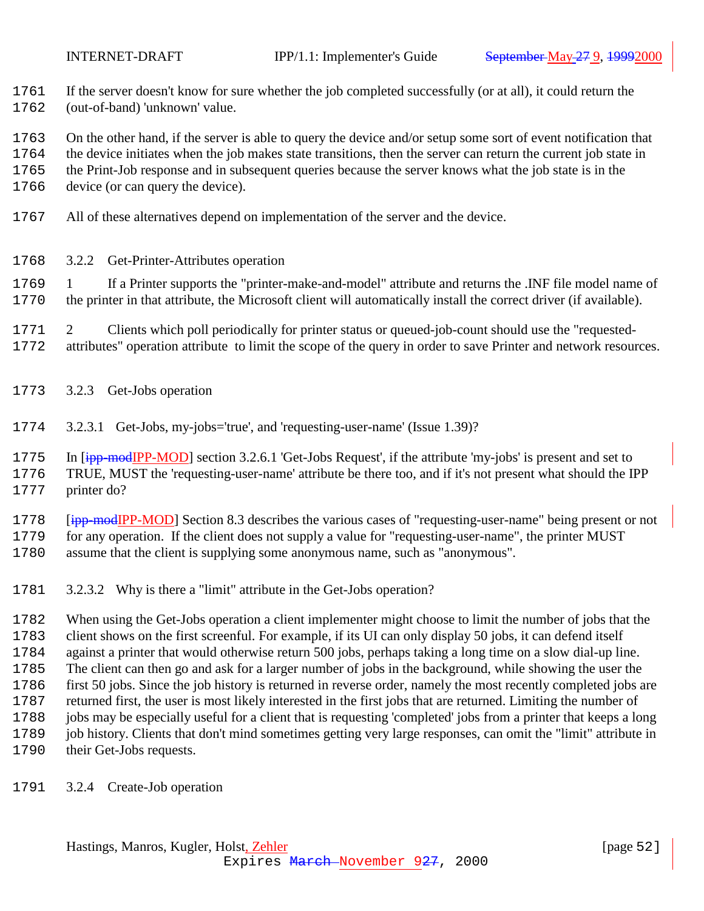If the server doesn't know for sure whether the job completed successfully (or at all), it could return the (out-of-band) 'unknown' value.

On the other hand, if the server is able to query the device and/or setup some sort of event notification that the device initiates when the job makes state transitions, then the server can return the current job state in the Print-Job response and in subsequent queries because the server knows what the job state is in the device (or can query the device).

All of these alternatives depend on implementation of the server and the device.

### 3.2.2 Get-Printer-Attributes operation

1. If a Printer supports the "printer-make-and-model" attribute and returns the .INF file model name of the printer in that attribute, the Microsoft client will automatically install the correct driver (if available).

2. Clients which poll periodically for printer status or queued-job-count should use the "requested-attributes" operation attribute to limit the scope of the query in order to save Printer and network resources.

### 3.2.3 Get-Jobs operation

#### 3.2.3.1 Get-Jobs, my-jobs='true', and 'requesting-user-name' (Issue 1.39)?

In [IPP-MOD] section 3.2.6.1 'Get-Jobs Request', if the attribute 'my-jobs' is present and set to TRUE, MUST the 'requesting-user-name' attribute be there too, and if it's not present what should the IPP printer do?

[IPP-MOD] Section 8.3 describes the various cases of "requesting-user-name" being present or not for any operation. If the client does not supply a value for "requesting-user-name", the printer MUST assume that the client is supplying some anonymous name, such as "anonymous".

#### 3.2.3.2 Why is there a "limit" attribute in the Get-Jobs operation?

When using the Get-Jobs operation a client implementer might choose to limit the number of jobs that the client shows on the first screenful. For example, if its UI can only display 50 jobs, it can defend itself against a printer that would otherwise return 500 jobs, perhaps taking a long time on a slow dial-up line. The client can then go and ask for a larger number of jobs in the background, while showing the user the first 50 jobs. Since the job history is returned in reverse order, namely the most recently completed jobs are returned first, the user is most likely interested in the first jobs that are returned. Limiting the number of jobs may be especially useful for a client that is requesting 'completed' jobs from a printer that keeps a long job history. Clients that don't mind sometimes getting very large responses, can omit the "limit" attribute in their Get-Jobs requests.

### 3.2.4 Create-Job operation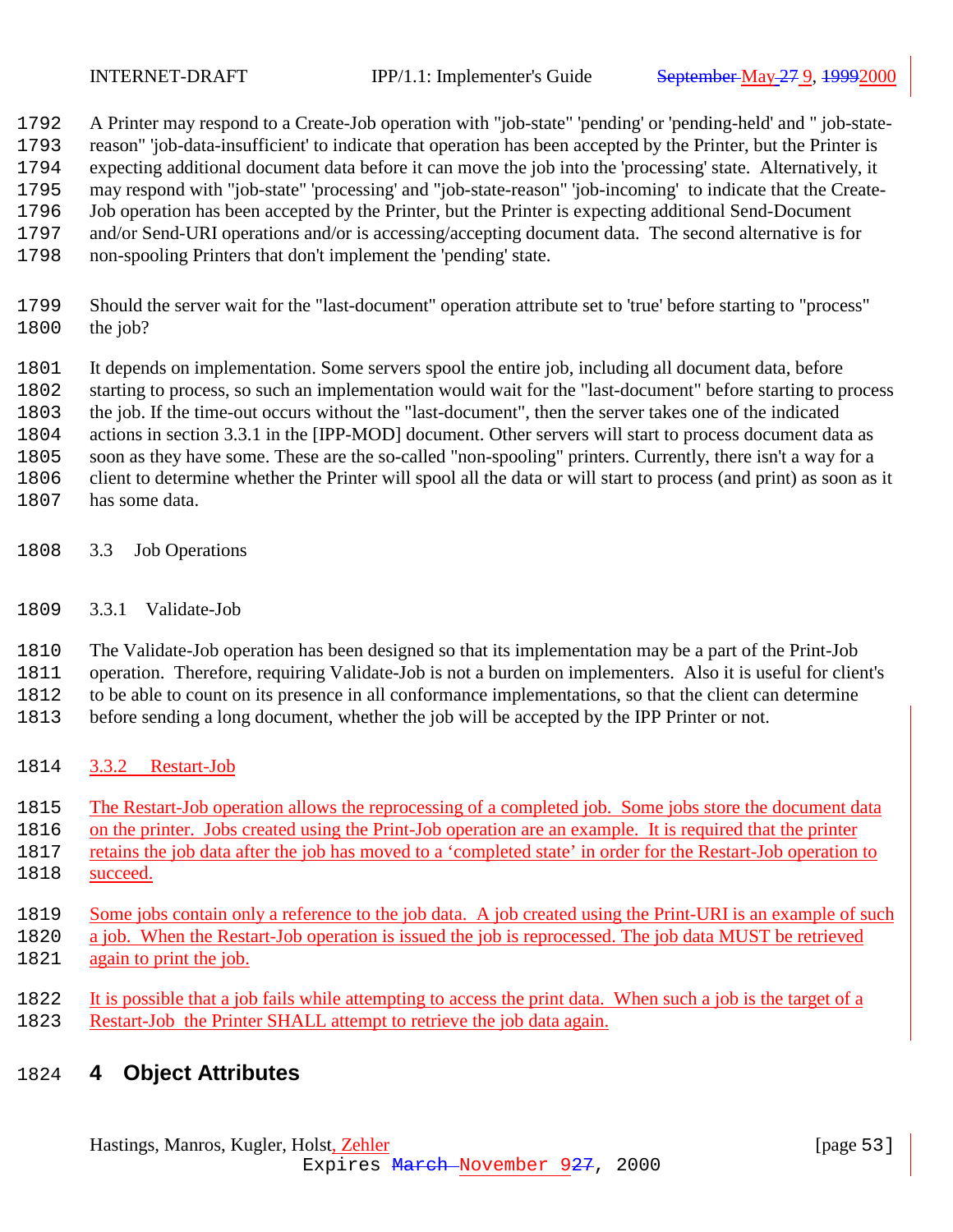A Printer may respond to a Create-Job operation with "job-state" 'pending' or 'pending-held' and " job-state-reason" 'job-data-insufficient' to indicate that operation has been accepted by the Printer, but the Printer is expecting additional document data before it can move the job into the 'processing' state. Alternatively, it may respond with "job-state" 'processing' and "job-state-reason" 'job-incoming' to indicate that the Create-Job operation has been accepted by the Printer, but the Printer is expecting additional Send-Document and/or Send-URI operations and/or is accessing/accepting document data. The second alternative is for non-spooling Printers that don't implement the 'pending' state.

Should the server wait for the "last-document" operation attribute set to 'true' before starting to "process" the job?

It depends on implementation. Some servers spool the entire job, including all document data, before starting to process, so such an implementation would wait for the "last-document" before starting to process the job. If the time-out occurs without the "last-document", then the server takes one of the indicated actions in section 3.3.1 in the [IPP-MOD] document. Other servers will start to process document data as soon as they have some. These are the so-called "non-spooling" printers. Currently, there isn't a way for a client to determine whether the Printer will spool all the data or will start to process (and print) as soon as it has some data.

### 3.3 Job Operations

#### 3.3.1 Validate-Job

The Validate-Job operation has been designed so that its implementation may be a part of the Print-Job operation. Therefore, requiring Validate-Job is not a burden on implementers. Also it is useful for client's to be able to count on its presence in all conformance implementations, so that the client can determine before sending a long document, whether the job will be accepted by the IPP Printer or not.

#### 3.3.2 Restart-Job

The Restart-Job operation allows the reprocessing of a completed job. Some jobs store the document data on the printer. Jobs created using the Print-Job operation are an example. It is required that the printer retains the job data after the job has moved to a ‘completed state’ in order for the Restart-Job operation to succeed.

Some jobs contain only a reference to the job data. A job created using the Print-URI is an example of such a job. When the Restart-Job operation is issued the job is reprocessed. The job data MUST be retrieved again to print the job.

It is possible that a job fails while attempting to access the print data. When such a job is the target of a Restart-Job the Printer SHALL attempt to retrieve the job data again.

# 4 Object Attributes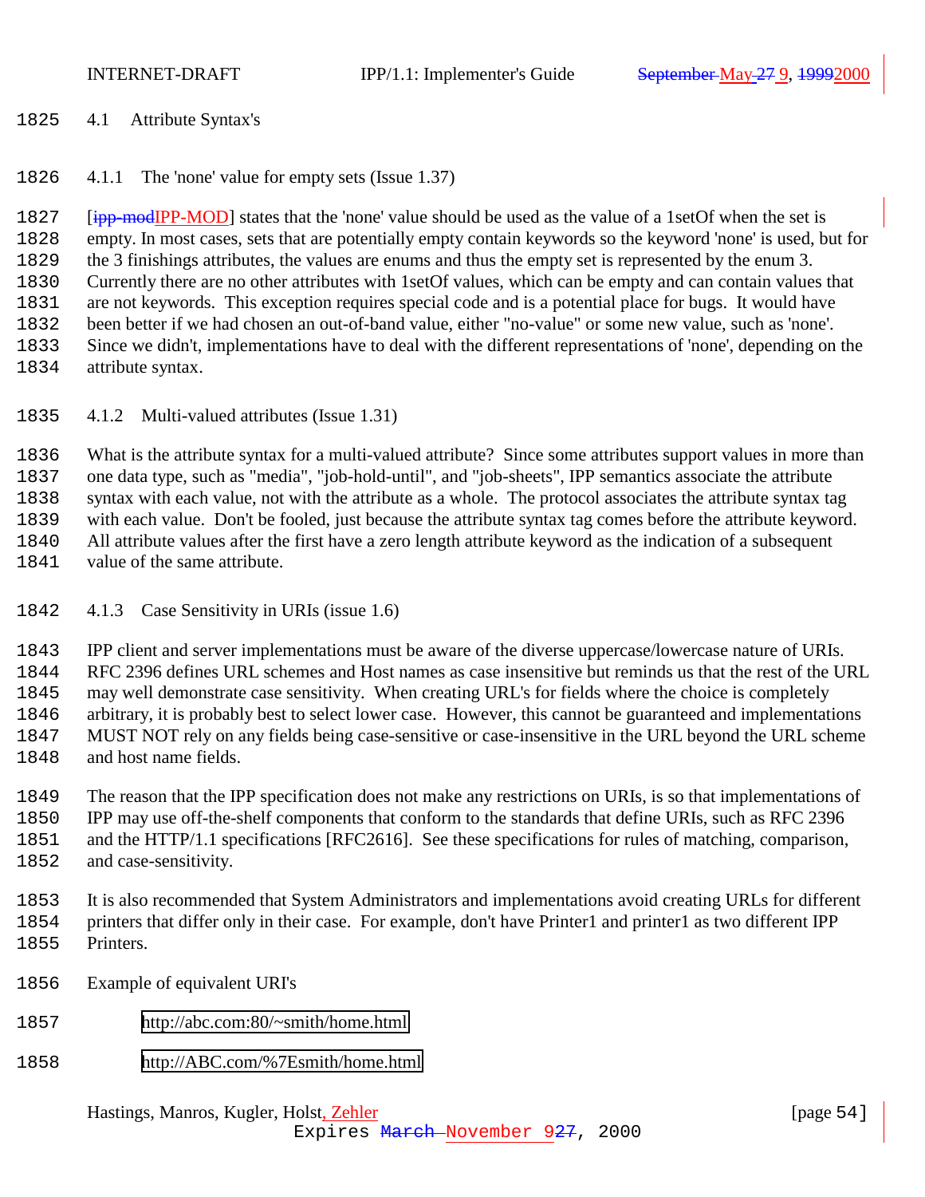## 4.1 Attribute Syntax's

### 4.1.1 The 'none' value for empty sets (Issue 1.37)

[ipp-modIPP-MOD] states that the 'none' value should be used as the value of a 1setOf when the set is empty. In most cases, sets that are potentially empty contain keywords so the keyword 'none' is used, but for the 3 finishings attributes, the values are enums and thus the empty set is represented by the enum 3. Currently there are no other attributes with 1setOf values, which can be empty and can contain values that are not keywords. This exception requires special code and is a potential place for bugs. It would have been better if we had chosen an out-of-band value, either "no-value" or some new value, such as 'none'. Since we didn't, implementations have to deal with the different representations of 'none', depending on the attribute syntax.

### 4.1.2 Multi-valued attributes (Issue 1.31)

What is the attribute syntax for a multi-valued attribute? Since some attributes support values in more than one data type, such as "media", "job-hold-until", and "job-sheets", IPP semantics associate the attribute syntax with each value, not with the attribute as a whole. The protocol associates the attribute syntax tag with each value. Don't be fooled, just because the attribute syntax tag comes before the attribute keyword. All attribute values after the first have a zero length attribute keyword as the indication of a subsequent value of the same attribute.

### 4.1.3 Case Sensitivity in URIs (issue 1.6)

IPP client and server implementations must be aware of the diverse uppercase/lowercase nature of URIs. RFC 2396 defines URL schemes and Host names as case insensitive but reminds us that the rest of the URL may well demonstrate case sensitivity. When creating URL's for fields where the choice is completely arbitrary, it is probably best to select lower case. However, this cannot be guaranteed and implementations MUST NOT rely on any fields being case-sensitive or case-insensitive in the URL beyond the URL scheme and host name fields.

The reason that the IPP specification does not make any restrictions on URIs, is so that implementations of IPP may use off-the-shelf components that conform to the standards that define URIs, such as RFC 2396 and the HTTP/1.1 specifications [RFC2616]. See these specifications for rules of matching, comparison, and case-sensitivity.

It is also recommended that System Administrators and implementations avoid creating URLs for different printers that differ only in their case. For example, don't have Printer1 and printer1 as two different IPP Printers.

Example of equivalent URI's

http://abc.com:80/~smith/home.html

http://ABC.com/%7Esmith/home.html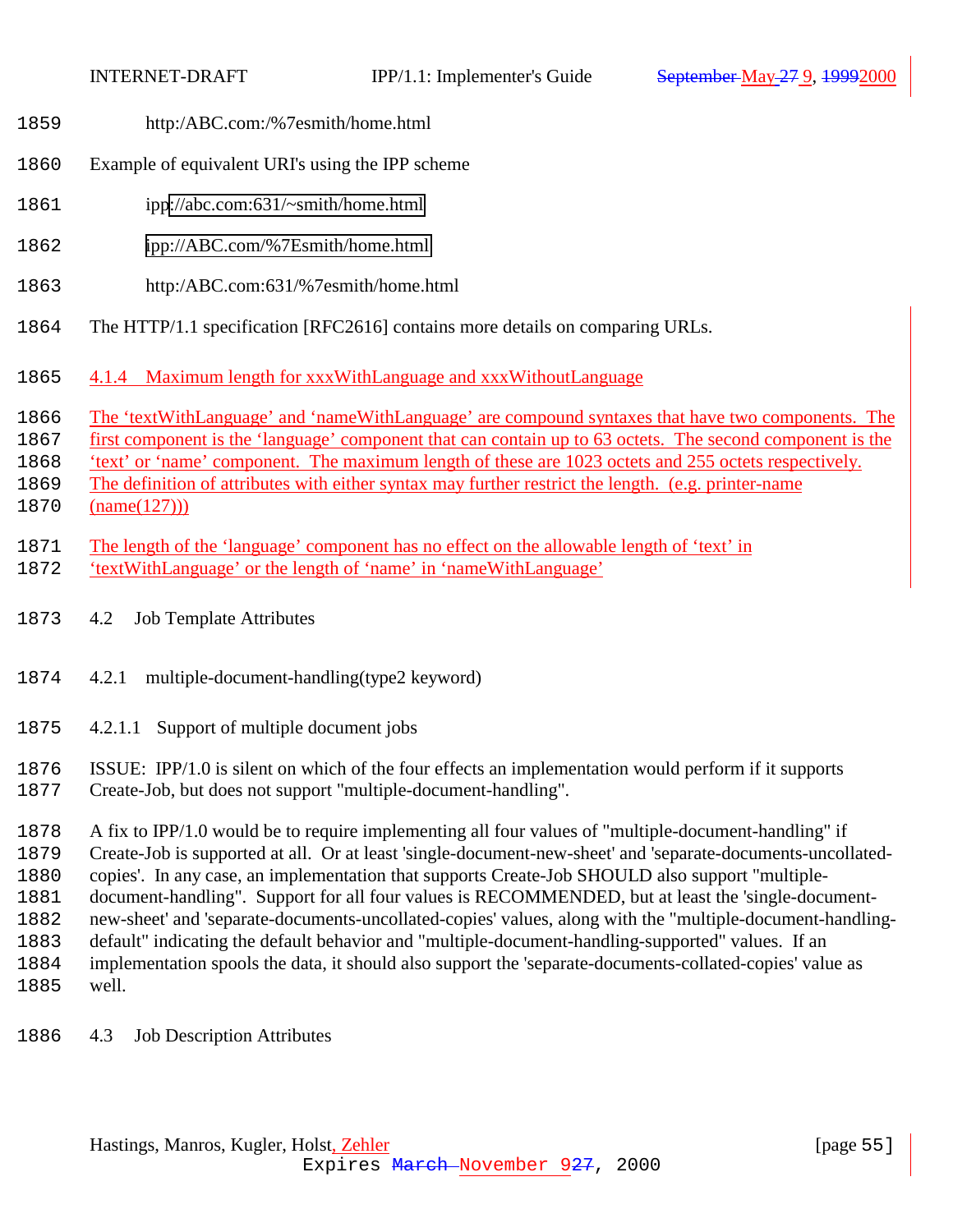http:/ABC.com:/%7esmith/home.html

Example of equivalent URI's using the IPP scheme

ipp://abc.com:631/~smith/home.html

ipp://ABC.com/%7Esmith/home.html

http:/ABC.com:631/%7esmith/home.html

The HTTP/1.1 specification [RFC2616] contains more details on comparing URLs.

#### 4.1.4 Maximum length for xxxWithLanguage and xxxWithoutLanguage

The ‘textWithLanguage’ and ‘nameWithLanguage’ are compound syntaxes that have two components. The first component is the ‘language’ component that can contain up to 63 octets. The second component is the ‘text’ or ‘name’ component. The maximum length of these are 1023 octets and 255 octets respectively. The definition of attributes with either syntax may further restrict the length. (e.g. printer-name (name(127)))

The length of the ‘language’ component has no effect on the allowable length of ‘text’ in ‘textWithLanguage’ or the length of ‘name’ in ‘nameWithLanguage’

### 4.2 Job Template Attributes

#### 4.2.1 multiple-document-handling(type2 keyword)

##### 4.2.1.1 Support of multiple document jobs

ISSUE: IPP/1.0 is silent on which of the four effects an implementation would perform if it supports Create-Job, but does not support "multiple-document-handling".

A fix to IPP/1.0 would be to require implementing all four values of "multiple-document-handling" if Create-Job is supported at all. Or at least 'single-document-new-sheet' and 'separate-documents-uncollated-copies'. In any case, an implementation that supports Create-Job SHOULD also support "multiple-document-handling". Support for all four values is RECOMMENDED, but at least the 'single-document-new-sheet' and 'separate-documents-uncollated-copies' values, along with the "multiple-document-handling-default" indicating the default behavior and "multiple-document-handling-supported" values. If an implementation spools the data, it should also support the 'separate-documents-collated-copies' value as well.

### 4.3 Job Description Attributes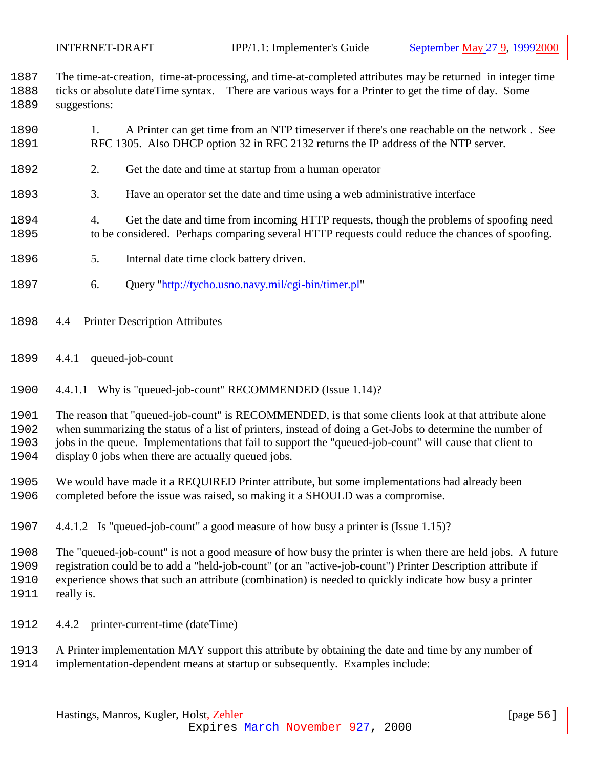The time-at-creation, time-at-processing, and time-at-completed attributes may be returned in integer time ticks or absolute dateTime syntax. There are various ways for a Printer to get the time of day. Some suggestions:

1. A Printer can get time from an NTP timeserver if there's one reachable on the network . See RFC 1305. Also DHCP option 32 in RFC 2132 returns the IP address of the NTP server.
2. Get the date and time at startup from a human operator
3. Have an operator set the date and time using a web administrative interface
4. Get the date and time from incoming HTTP requests, though the problems of spoofing need to be considered. Perhaps comparing several HTTP requests could reduce the chances of spoofing.
5. Internal date time clock battery driven.
6. Query "http://tycho.usno.navy.mil/cgi-bin/timer.pl"

## 4.4 Printer Description Attributes

### 4.4.1 queued-job-count

#### 4.4.1.1 Why is "queued-job-count" RECOMMENDED (Issue 1.14)?

The reason that "queued-job-count" is RECOMMENDED, is that some clients look at that attribute alone when summarizing the status of a list of printers, instead of doing a Get-Jobs to determine the number of jobs in the queue. Implementations that fail to support the "queued-job-count" will cause that client to display 0 jobs when there are actually queued jobs.

We would have made it a REQUIRED Printer attribute, but some implementations had already been completed before the issue was raised, so making it a SHOULD was a compromise.

#### 4.4.1.2 Is "queued-job-count" a good measure of how busy a printer is (Issue 1.15)?

The "queued-job-count" is not a good measure of how busy the printer is when there are held jobs. A future registration could be to add a "held-job-count" (or an "active-job-count") Printer Description attribute if experience shows that such an attribute (combination) is needed to quickly indicate how busy a printer really is.

### 4.4.2 printer-current-time (dateTime)

A Printer implementation MAY support this attribute by obtaining the date and time by any number of implementation-dependent means at startup or subsequently. Examples include: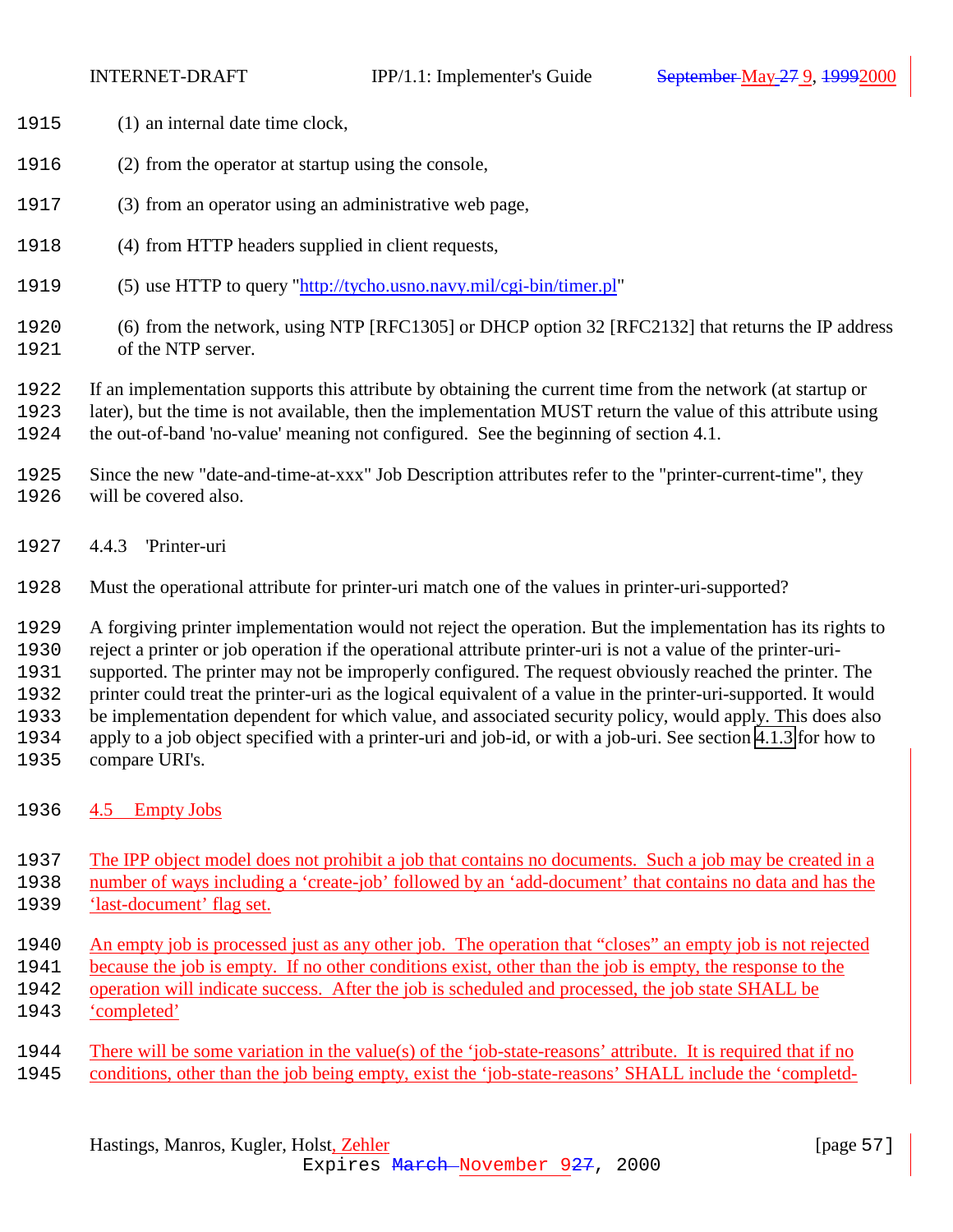(1) an internal date time clock,

(2) from the operator at startup using the console,

(3) from an operator using an administrative web page,

(4) from HTTP headers supplied in client requests,

(5) use HTTP to query "http://tycho.usno.navy.mil/cgi-bin/timer.pl"

(6) from the network, using NTP [RFC1305] or DHCP option 32 [RFC2132] that returns the IP address of the NTP server.

If an implementation supports this attribute by obtaining the current time from the network (at startup or later), but the time is not available, then the implementation MUST return the value of this attribute using the out-of-band 'no-value' meaning not configured. See the beginning of section 4.1.

Since the new "date-and-time-at-xxx" Job Description attributes refer to the "printer-current-time", they will be covered also.

### 4.4.3 'Printer-uri

Must the operational attribute for printer-uri match one of the values in printer-uri-supported?

A forgiving printer implementation would not reject the operation. But the implementation has its rights to reject a printer or job operation if the operational attribute printer-uri is not a value of the printer-uri-supported. The printer may not be improperly configured. The request obviously reached the printer. The printer could treat the printer-uri as the logical equivalent of a value in the printer-uri-supported. It would be implementation dependent for which value, and associated security policy, would apply. This does also apply to a job object specified with a printer-uri and job-id, or with a job-uri. See section 4.1.3 for how to compare URI's.

## 4.5 Empty Jobs

The IPP object model does not prohibit a job that contains no documents. Such a job may be created in a number of ways including a ‘create-job’ followed by an ‘add-document’ that contains no data and has the ‘last-document’ flag set.

An empty job is processed just as any other job. The operation that “closes” an empty job is not rejected because the job is empty. If no other conditions exist, other than the job is empty, the response to the operation will indicate success. After the job is scheduled and processed, the job state SHALL be ‘completed’

There will be some variation in the value(s) of the ‘job-state-reasons’ attribute. It is required that if no conditions, other than the job being empty, exist the ‘job-state-reasons’ SHALL include the ‘completd-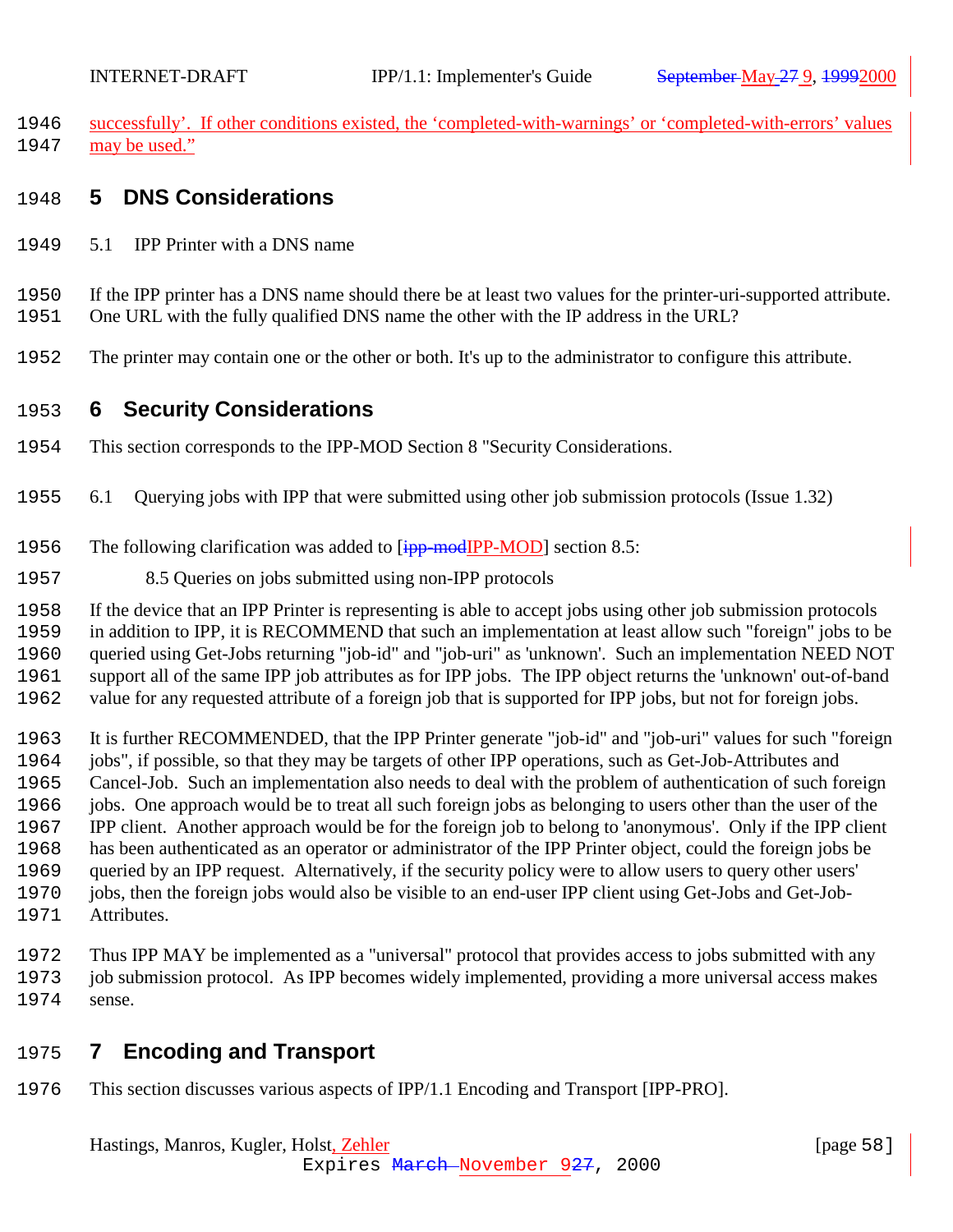successfully'. If other conditions existed, the 'completed-with-warnings' or 'completed-with-errors' values may be used."

# 5 DNS Considerations

## 5.1 IPP Printer with a DNS name

If the IPP printer has a DNS name should there be at least two values for the printer-uri-supported attribute. One URL with the fully qualified DNS name the other with the IP address in the URL?

The printer may contain one or the other or both. It's up to the administrator to configure this attribute.

# 6 Security Considerations

This section corresponds to the IPP-MOD Section 8 "Security Considerations.

## 6.1 Querying jobs with IPP that were submitted using other job submission protocols (Issue 1.32)

The following clarification was added to [ipp-modIPP-MOD] section 8.5:

8.5 Queries on jobs submitted using non-IPP protocols

If the device that an IPP Printer is representing is able to accept jobs using other job submission protocols in addition to IPP, it is RECOMMEND that such an implementation at least allow such "foreign" jobs to be queried using Get-Jobs returning "job-id" and "job-uri" as 'unknown'. Such an implementation NEED NOT support all of the same IPP job attributes as for IPP jobs. The IPP object returns the 'unknown' out-of-band value for any requested attribute of a foreign job that is supported for IPP jobs, but not for foreign jobs.

It is further RECOMMENDED, that the IPP Printer generate "job-id" and "job-uri" values for such "foreign jobs", if possible, so that they may be targets of other IPP operations, such as Get-Job-Attributes and Cancel-Job. Such an implementation also needs to deal with the problem of authentication of such foreign jobs. One approach would be to treat all such foreign jobs as belonging to users other than the user of the IPP client. Another approach would be for the foreign job to belong to 'anonymous'. Only if the IPP client has been authenticated as an operator or administrator of the IPP Printer object, could the foreign jobs be queried by an IPP request. Alternatively, if the security policy were to allow users to query other users' jobs, then the foreign jobs would also be visible to an end-user IPP client using Get-Jobs and Get-Job-Attributes.

Thus IPP MAY be implemented as a "universal" protocol that provides access to jobs submitted with any job submission protocol. As IPP becomes widely implemented, providing a more universal access makes sense.

# 7 Encoding and Transport

This section discusses various aspects of IPP/1.1 Encoding and Transport [IPP-PRO].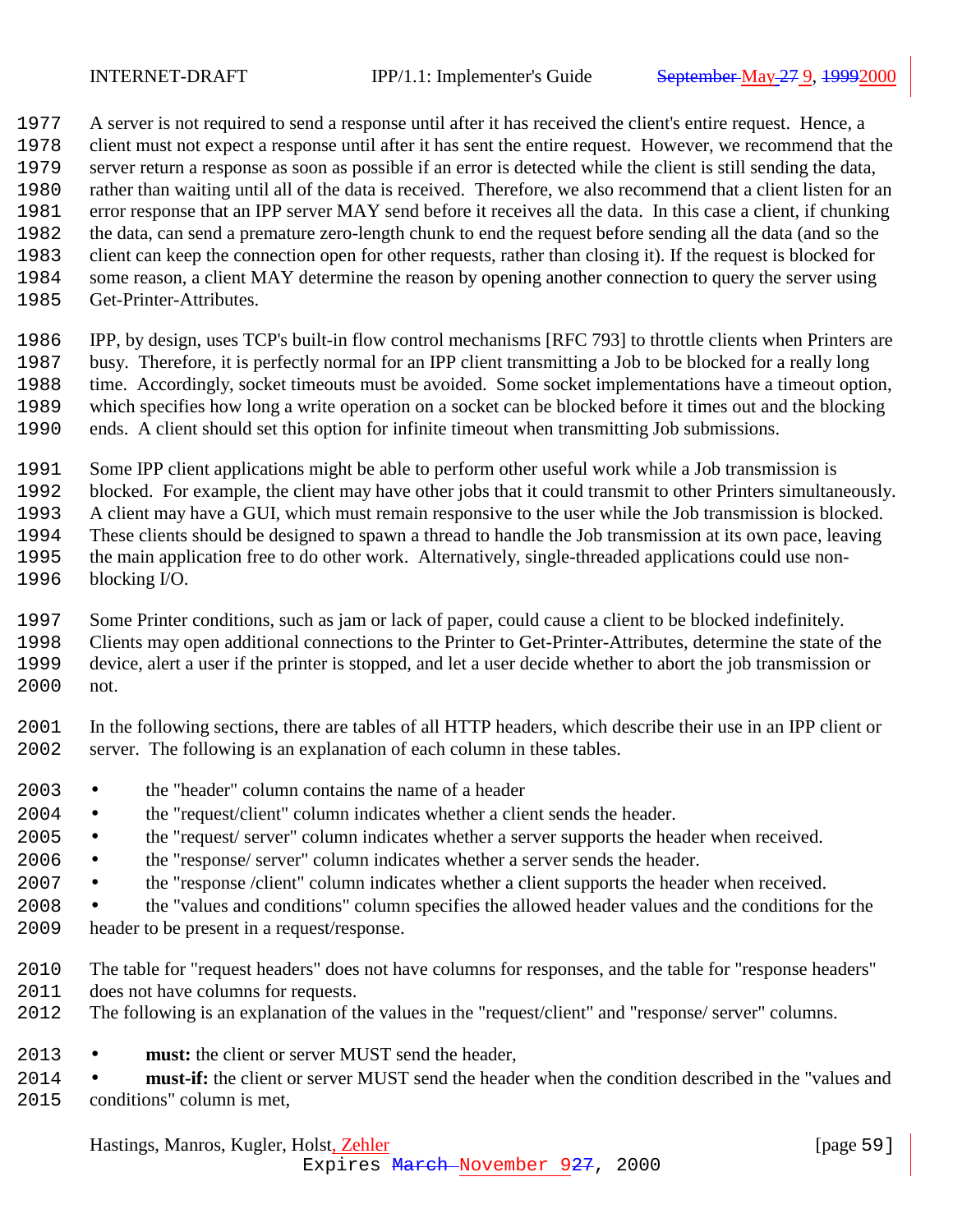A server is not required to send a response until after it has received the client's entire request. Hence, a client must not expect a response until after it has sent the entire request. However, we recommend that the server return a response as soon as possible if an error is detected while the client is still sending the data, rather than waiting until all of the data is received. Therefore, we also recommend that a client listen for an error response that an IPP server MAY send before it receives all the data. In this case a client, if chunking the data, can send a premature zero-length chunk to end the request before sending all the data (and so the client can keep the connection open for other requests, rather than closing it). If the request is blocked for some reason, a client MAY determine the reason by opening another connection to query the server using Get-Printer-Attributes.

IPP, by design, uses TCP's built-in flow control mechanisms [RFC 793] to throttle clients when Printers are busy. Therefore, it is perfectly normal for an IPP client transmitting a Job to be blocked for a really long time. Accordingly, socket timeouts must be avoided. Some socket implementations have a timeout option, which specifies how long a write operation on a socket can be blocked before it times out and the blocking ends. A client should set this option for infinite timeout when transmitting Job submissions.

Some IPP client applications might be able to perform other useful work while a Job transmission is blocked. For example, the client may have other jobs that it could transmit to other Printers simultaneously. A client may have a GUI, which must remain responsive to the user while the Job transmission is blocked. These clients should be designed to spawn a thread to handle the Job transmission at its own pace, leaving the main application free to do other work. Alternatively, single-threaded applications could use non-blocking I/O.

Some Printer conditions, such as jam or lack of paper, could cause a client to be blocked indefinitely. Clients may open additional connections to the Printer to Get-Printer-Attributes, determine the state of the device, alert a user if the printer is stopped, and let a user decide whether to abort the job transmission or not.

In the following sections, there are tables of all HTTP headers, which describe their use in an IPP client or server. The following is an explanation of each column in these tables.

- the "header" column contains the name of a header
- the "request/client" column indicates whether a client sends the header.
- the "request/ server" column indicates whether a server supports the header when received.
- the "response/ server" column indicates whether a server sends the header.
- the "response /client" column indicates whether a client supports the header when received.
- the "values and conditions" column specifies the allowed header values and the conditions for the header to be present in a request/response.

The table for "request headers" does not have columns for responses, and the table for "response headers" does not have columns for requests.
The following is an explanation of the values in the "request/client" and "response/ server" columns.

- **must:** the client or server MUST send the header,
- **must-if:** the client or server MUST send the header when the condition described in the "values and conditions" column is met,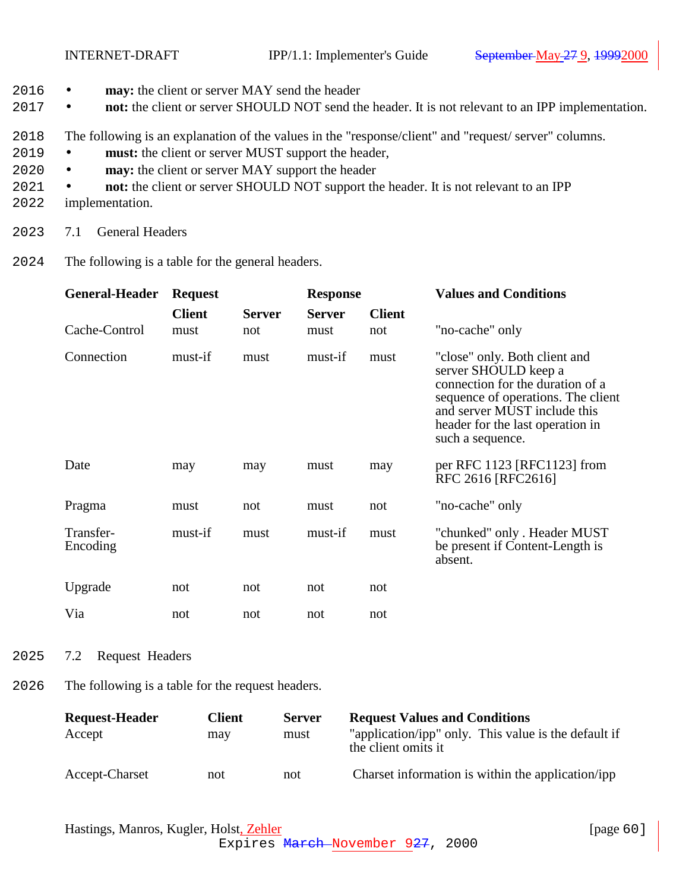- **may:** the client or server MAY send the header
- **not:** the client or server SHOULD NOT send the header. It is not relevant to an IPP implementation.

The following is an explanation of the values in the "response/client" and "request/ server" columns.

- **must:** the client or server MUST support the header,
- **may:** the client or server MAY support the header
- **not:** the client or server SHOULD NOT support the header. It is not relevant to an IPP implementation.

## 7.1 General Headers

The following is a table for the general headers.

| General-Header | Request | | Response | | Values and Conditions |
|---|---|---|---|---|---|
| | Client | Server | Server | Client | |
| Cache-Control | must | not | must | not | "no-cache" only |
| Connection | must-if | must | must-if | must | "close" only. Both client and server SHOULD keep a connection for the duration of a sequence of operations. The client and server MUST include this header for the last operation in such a sequence. |
| Date | may | may | must | may | per RFC 1123 [RFC1123] from RFC 2616 [RFC2616] |
| Pragma | must | not | must | not | "no-cache" only |
| Transfer-Encoding | must-if | must | must-if | must | "chunked" only . Header MUST be present if Content-Length is absent. |
| Upgrade | not | not | not | not | |
| Via | not | not | not | not | |

## 7.2 Request Headers

The following is a table for the request headers.

| Request-Header | Client | Server | Request Values and Conditions |
|---|---|---|---|
| Accept | may | must | "application/ipp" only. This value is the default if the client omits it |
| Accept-Charset | not | not | Charset information is within the application/ipp |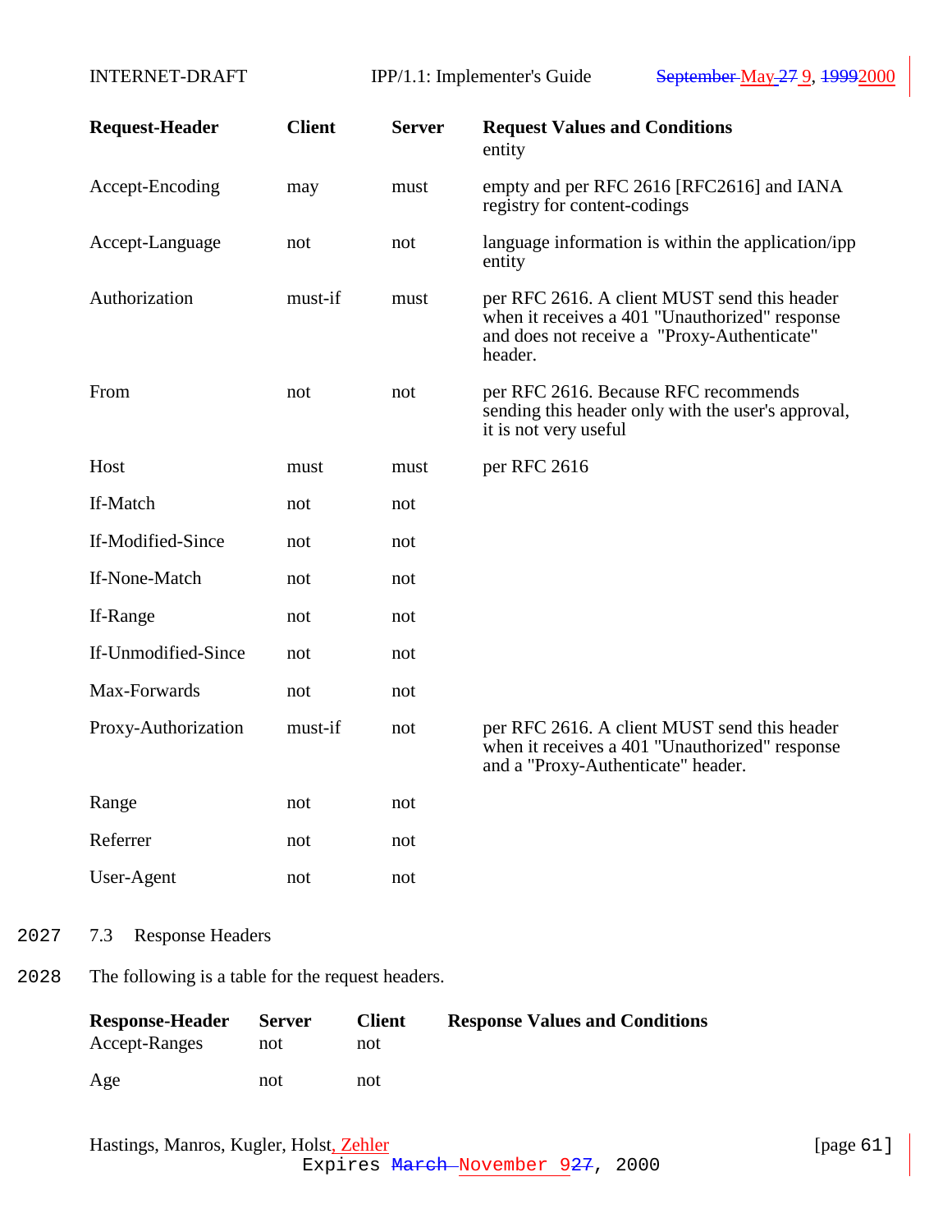| Request-Header | Client | Server | Request Values and Conditions |
|---|---|---|---|
| | | | entity |
| Accept-Encoding | may | must | empty and per RFC 2616 [RFC2616] and IANA registry for content-codings |
| Accept-Language | not | not | language information is within the application/ipp entity |
| Authorization | must-if | must | per RFC 2616. A client MUST send this header when it receives a 401 "Unauthorized" response and does not receive a "Proxy-Authenticate" header. |
| From | not | not | per RFC 2616. Because RFC recommends sending this header only with the user's approval, it is not very useful |
| Host | must | must | per RFC 2616 |
| If-Match | not | not | |
| If-Modified-Since | not | not | |
| If-None-Match | not | not | |
| If-Range | not | not | |
| If-Unmodified-Since | not | not | |
| Max-Forwards | not | not | |
| Proxy-Authorization | must-if | not | per RFC 2616. A client MUST send this header when it receives a 401 "Unauthorized" response and a "Proxy-Authenticate" header. |
| Range | not | not | |
| Referrer | not | not | |
| User-Agent | not | not | |

2027 7.3 Response Headers

2028 The following is a table for the request headers.

| Response-Header | Server | Client | Response Values and Conditions |
|---|---|---|---|
| Accept-Ranges | not | not | |
| Age | not | not | |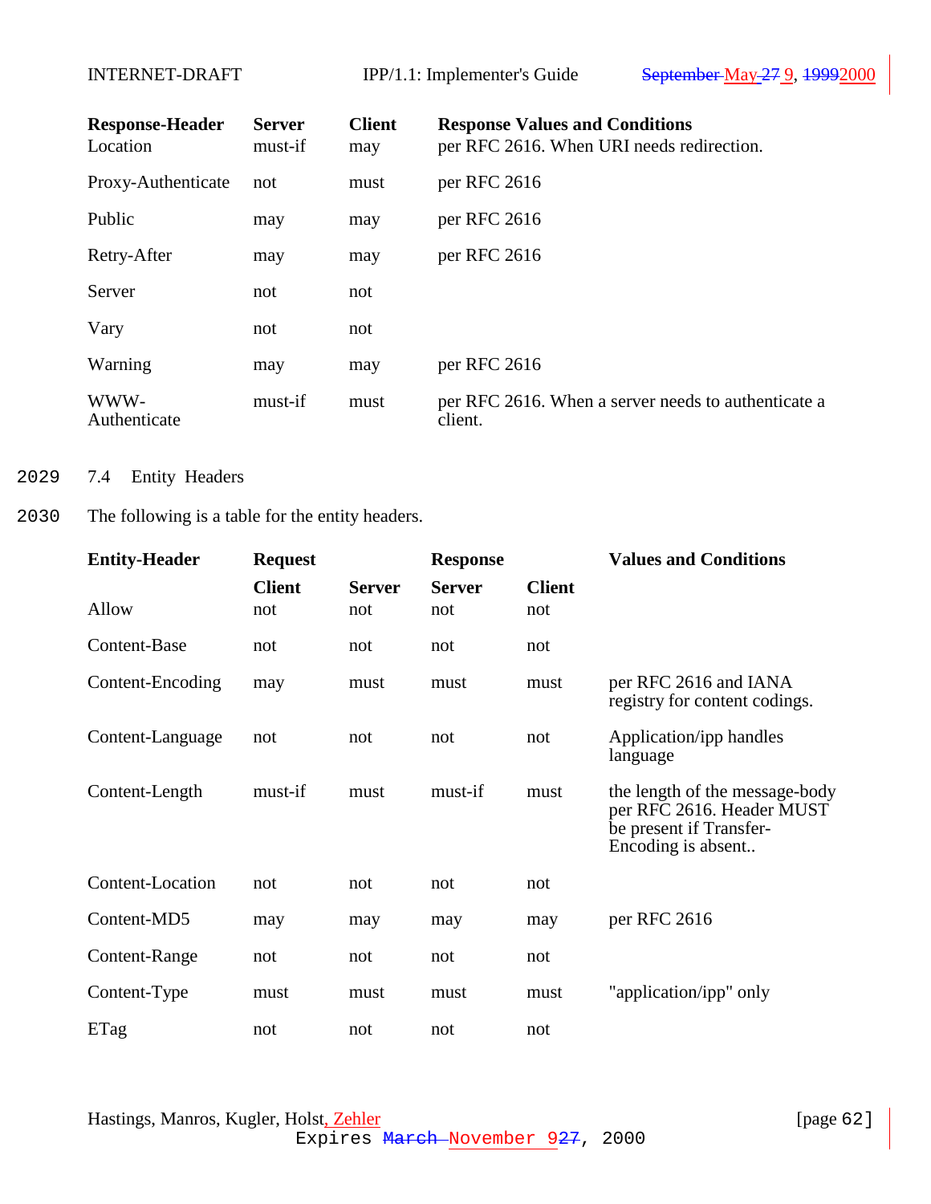| Response-Header | Server | Client | Response Values and Conditions |
|---|---|---|---|
| Location | must-if | may | per RFC 2616. When URI needs redirection. |
| Proxy-Authenticate | not | must | per RFC 2616 |
| Public | may | may | per RFC 2616 |
| Retry-After | may | may | per RFC 2616 |
| Server | not | not | |
| Vary | not | not | |
| Warning | may | may | per RFC 2616 |
| WWW-Authenticate | must-if | must | per RFC 2616. When a server needs to authenticate a client. |

2029 7.4 Entity Headers

2030 The following is a table for the entity headers.

| Entity-Header | Request | | Response | | Values and Conditions |
|---|---|---|---|---|---|
| | Client | Server | Server | Client | |
| Allow | not | not | not | not | |
| Content-Base | not | not | not | not | |
| Content-Encoding | may | must | must | must | per RFC 2616 and IANA registry for content codings. |
| Content-Language | not | not | not | not | Application/ipp handles language |
| Content-Length | must-if | must | must-if | must | the length of the message-body per RFC 2616. Header MUST be present if Transfer-Encoding is absent.. |
| Content-Location | not | not | not | not | |
| Content-MD5 | may | may | may | may | per RFC 2616 |
| Content-Range | not | not | not | not | |
| Content-Type | must | must | must | must | "application/ipp" only |
| ETag | not | not | not | not | |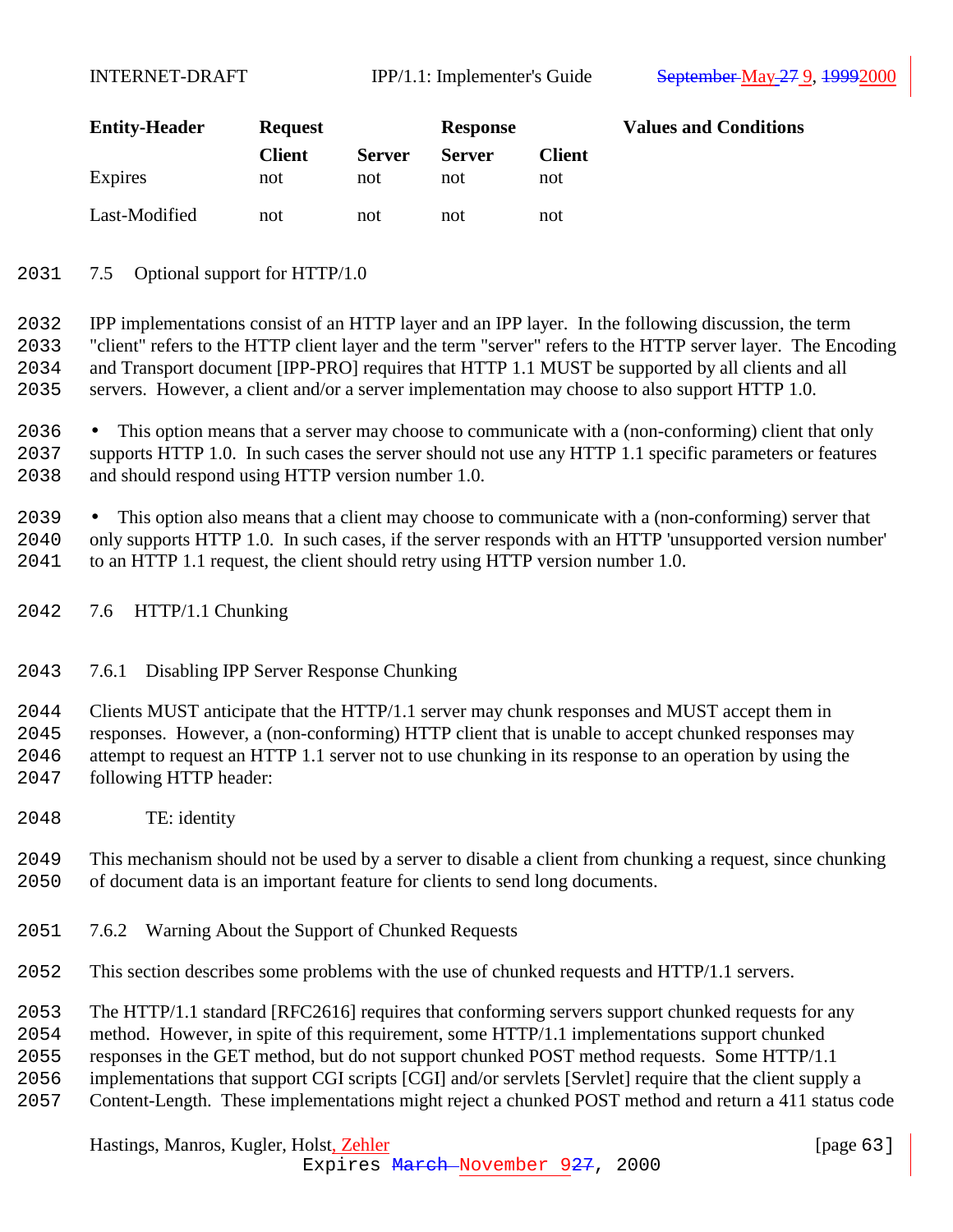| Entity-Header | Request | | Response | | Values and Conditions |
| --- | --- | --- | --- | --- | --- |
| | Client | Server | Server | Client | |
| Expires | not | not | not | not | |
| Last-Modified | not | not | not | not | |

### 7.5 Optional support for HTTP/1.0

IPP implementations consist of an HTTP layer and an IPP layer. In the following discussion, the term "client" refers to the HTTP client layer and the term "server" refers to the HTTP server layer. The Encoding and Transport document [IPP-PRO] requires that HTTP 1.1 MUST be supported by all clients and all servers. However, a client and/or a server implementation may choose to also support HTTP 1.0.

- This option means that a server may choose to communicate with a (non-conforming) client that only supports HTTP 1.0. In such cases the server should not use any HTTP 1.1 specific parameters or features and should respond using HTTP version number 1.0.

- This option also means that a client may choose to communicate with a (non-conforming) server that only supports HTTP 1.0. In such cases, if the server responds with an HTTP 'unsupported version number' to an HTTP 1.1 request, the client should retry using HTTP version number 1.0.

### 7.6 HTTP/1.1 Chunking

#### 7.6.1 Disabling IPP Server Response Chunking

Clients MUST anticipate that the HTTP/1.1 server may chunk responses and MUST accept them in responses. However, a (non-conforming) HTTP client that is unable to accept chunked responses may attempt to request an HTTP 1.1 server not to use chunking in its response to an operation by using the following HTTP header:

    TE: identity

This mechanism should not be used by a server to disable a client from chunking a request, since chunking of document data is an important feature for clients to send long documents.

#### 7.6.2 Warning About the Support of Chunked Requests

This section describes some problems with the use of chunked requests and HTTP/1.1 servers.

The HTTP/1.1 standard [RFC2616] requires that conforming servers support chunked requests for any method. However, in spite of this requirement, some HTTP/1.1 implementations support chunked responses in the GET method, but do not support chunked POST method requests. Some HTTP/1.1 implementations that support CGI scripts [CGI] and/or servlets [Servlet] require that the client supply a Content-Length. These implementations might reject a chunked POST method and return a 411 status code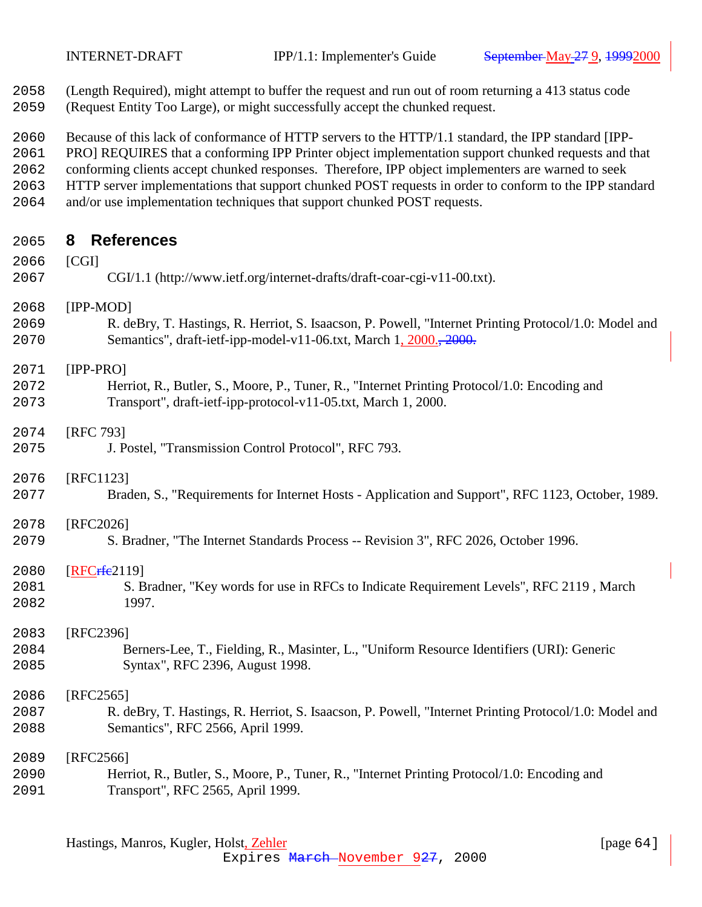(Length Required), might attempt to buffer the request and run out of room returning a 413 status code (Request Entity Too Large), or might successfully accept the chunked request.

Because of this lack of conformance of HTTP servers to the HTTP/1.1 standard, the IPP standard [IPP-PRO] REQUIRES that a conforming IPP Printer object implementation support chunked requests and that conforming clients accept chunked responses. Therefore, IPP object implementers are warned to seek HTTP server implementations that support chunked POST requests in order to conform to the IPP standard and/or use implementation techniques that support chunked POST requests.

# 8 References

[CGI]
CGI/1.1 (http://www.ietf.org/internet-drafts/draft-coar-cgi-v11-00.txt).

[IPP-MOD]
R. deBry, T. Hastings, R. Herriot, S. Isaacson, P. Powell, "Internet Printing Protocol/1.0: Model and Semantics", draft-ietf-ipp-model-v11-06.txt, March 1, 2000.

[IPP-PRO]
Herriot, R., Butler, S., Moore, P., Tuner, R., "Internet Printing Protocol/1.0: Encoding and Transport", draft-ietf-ipp-protocol-v11-05.txt, March 1, 2000.

[RFC 793]
J. Postel, "Transmission Control Protocol", RFC 793.

[RFC1123]
Braden, S., "Requirements for Internet Hosts - Application and Support", RFC 1123, October, 1989.

[RFC2026]
S. Bradner, "The Internet Standards Process -- Revision 3", RFC 2026, October 1996.

[RFC2119]
S. Bradner, "Key words for use in RFCs to Indicate Requirement Levels", RFC 2119 , March 1997.

[RFC2396]
Berners-Lee, T., Fielding, R., Masinter, L., "Uniform Resource Identifiers (URI): Generic Syntax", RFC 2396, August 1998.

[RFC2565]
R. deBry, T. Hastings, R. Herriot, S. Isaacson, P. Powell, "Internet Printing Protocol/1.0: Model and Semantics", RFC 2566, April 1999.

[RFC2566]
Herriot, R., Butler, S., Moore, P., Tuner, R., "Internet Printing Protocol/1.0: Encoding and Transport", RFC 2565, April 1999.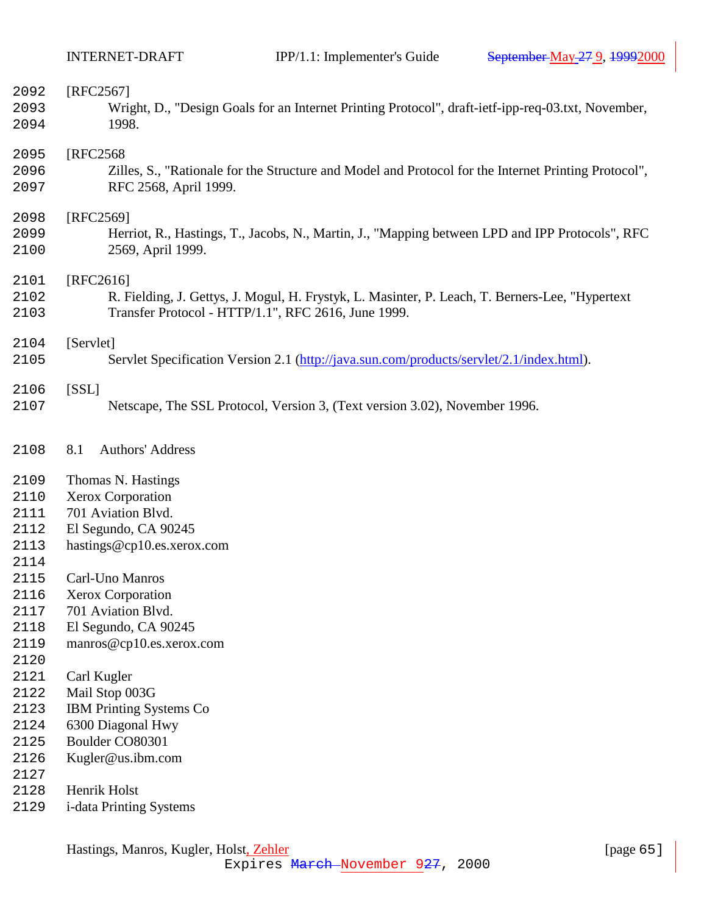[RFC2567]
Wright, D., "Design Goals for an Internet Printing Protocol", draft-ietf-ipp-req-03.txt, November, 1998.

[RFC2568
Zilles, S., "Rationale for the Structure and Model and Protocol for the Internet Printing Protocol", RFC 2568, April 1999.

[RFC2569]
Herriot, R., Hastings, T., Jacobs, N., Martin, J., "Mapping between LPD and IPP Protocols", RFC 2569, April 1999.

[RFC2616]
R. Fielding, J. Gettys, J. Mogul, H. Frystyk, L. Masinter, P. Leach, T. Berners-Lee, "Hypertext Transfer Protocol - HTTP/1.1", RFC 2616, June 1999.

[Servlet]
Servlet Specification Version 2.1 (http://java.sun.com/products/servlet/2.1/index.html).

[SSL]
Netscape, The SSL Protocol, Version 3, (Text version 3.02), November 1996.

## 8.1 Authors' Address

Thomas N. Hastings
Xerox Corporation
701 Aviation Blvd.
El Segundo, CA 90245
hastings@cp10.es.xerox.com

Carl-Uno Manros
Xerox Corporation
701 Aviation Blvd.
El Segundo, CA 90245
manros@cp10.es.xerox.com

Carl Kugler
Mail Stop 003G
IBM Printing Systems Co
6300 Diagonal Hwy
Boulder CO80301
Kugler@us.ibm.com

Henrik Holst
i-data Printing Systems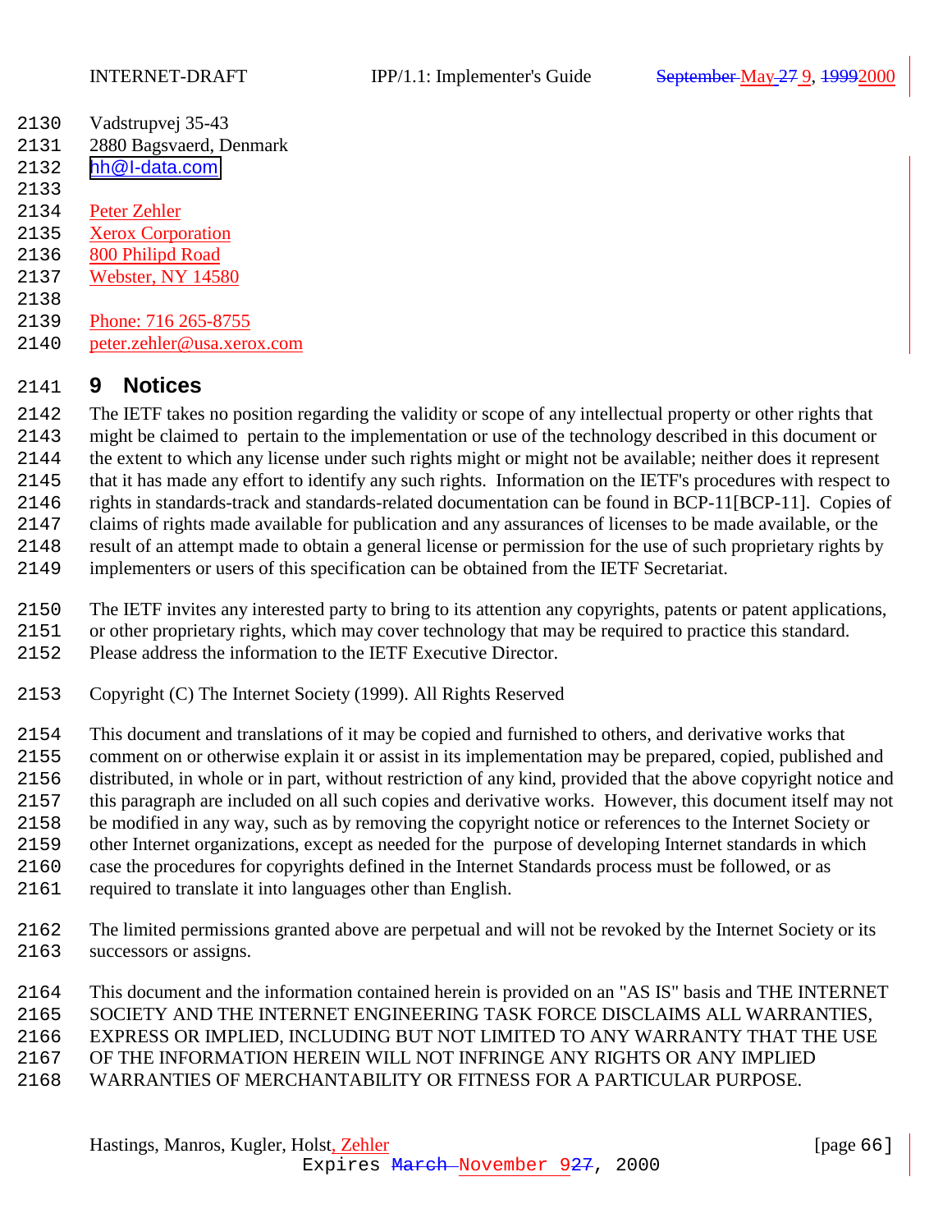Vadstrupvej 35-43
2880 Bagsvaerd, Denmark
hh@I-data.com

Peter Zehler
Xerox Corporation
800 Philipd Road
Webster, NY 14580

Phone: 716 265-8755
peter.zehler@usa.xerox.com

# 9 Notices

The IETF takes no position regarding the validity or scope of any intellectual property or other rights that might be claimed to pertain to the implementation or use of the technology described in this document or the extent to which any license under such rights might or might not be available; neither does it represent that it has made any effort to identify any such rights. Information on the IETF's procedures with respect to rights in standards-track and standards-related documentation can be found in BCP-11[BCP-11]. Copies of claims of rights made available for publication and any assurances of licenses to be made available, or the result of an attempt made to obtain a general license or permission for the use of such proprietary rights by implementers or users of this specification can be obtained from the IETF Secretariat.

The IETF invites any interested party to bring to its attention any copyrights, patents or patent applications, or other proprietary rights, which may cover technology that may be required to practice this standard. Please address the information to the IETF Executive Director.

Copyright (C) The Internet Society (1999). All Rights Reserved

This document and translations of it may be copied and furnished to others, and derivative works that comment on or otherwise explain it or assist in its implementation may be prepared, copied, published and distributed, in whole or in part, without restriction of any kind, provided that the above copyright notice and this paragraph are included on all such copies and derivative works. However, this document itself may not be modified in any way, such as by removing the copyright notice or references to the Internet Society or other Internet organizations, except as needed for the purpose of developing Internet standards in which case the procedures for copyrights defined in the Internet Standards process must be followed, or as required to translate it into languages other than English.

The limited permissions granted above are perpetual and will not be revoked by the Internet Society or its successors or assigns.

This document and the information contained herein is provided on an "AS IS" basis and THE INTERNET SOCIETY AND THE INTERNET ENGINEERING TASK FORCE DISCLAIMS ALL WARRANTIES, EXPRESS OR IMPLIED, INCLUDING BUT NOT LIMITED TO ANY WARRANTY THAT THE USE OF THE INFORMATION HEREIN WILL NOT INFRINGE ANY RIGHTS OR ANY IMPLIED WARRANTIES OF MERCHANTABILITY OR FITNESS FOR A PARTICULAR PURPOSE.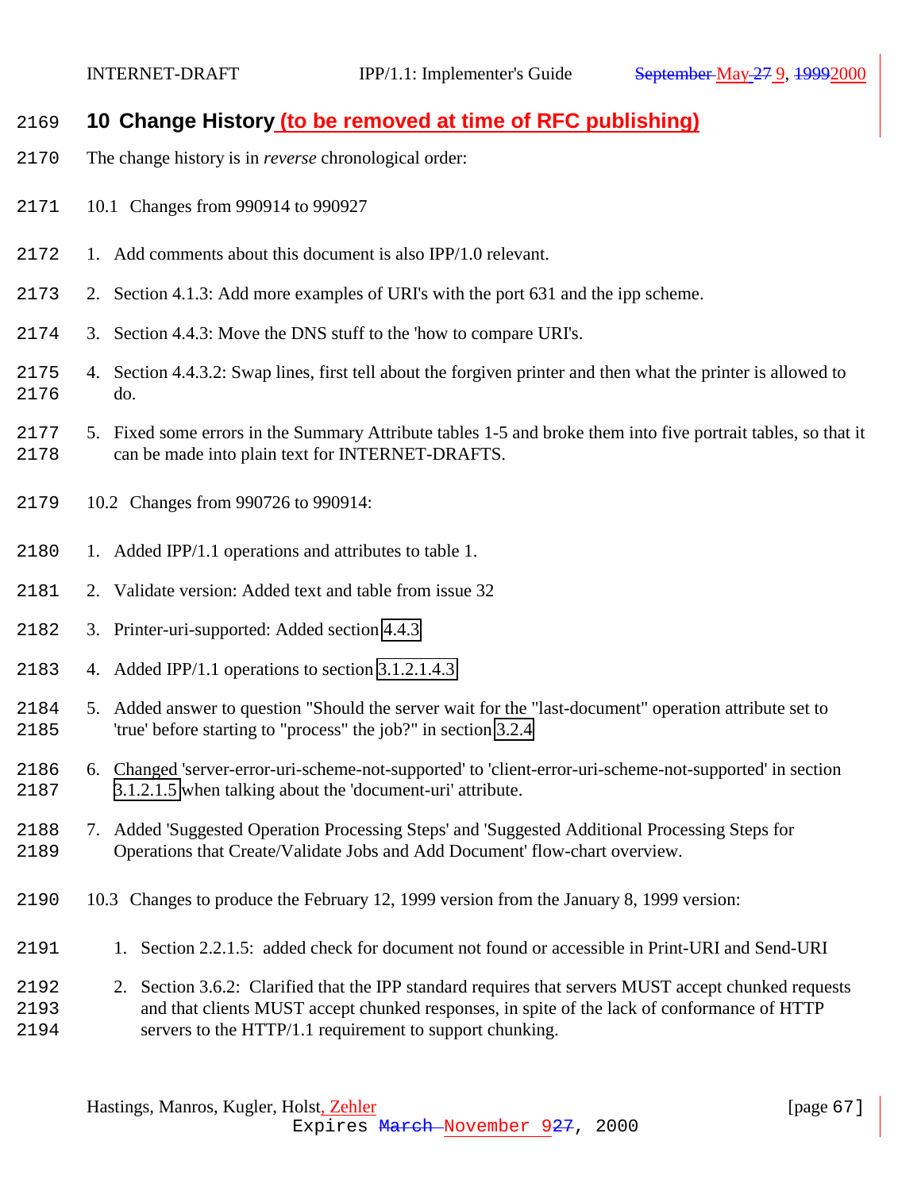# 10 Change History (to be removed at time of RFC publishing)

The change history is in *reverse* chronological order:

## 10.1 Changes from 990914 to 990927

1. Add comments about this document is also IPP/1.0 relevant.
2. Section 4.1.3: Add more examples of URI's with the port 631 and the ipp scheme.
3. Section 4.4.3: Move the DNS stuff to the 'how to compare URI's.
4. Section 4.4.3.2: Swap lines, first tell about the forgiven printer and then what the printer is allowed to do.
5. Fixed some errors in the Summary Attribute tables 1-5 and broke them into five portrait tables, so that it can be made into plain text for INTERNET-DRAFTS.

## 10.2 Changes from 990726 to 990914:

1. Added IPP/1.1 operations and attributes to table 1.
2. Validate version: Added text and table from issue 32
3. Printer-uri-supported: Added section 4.4.3
4. Added IPP/1.1 operations to section 3.1.2.1.4.3
5. Added answer to question "Should the server wait for the "last-document" operation attribute set to 'true' before starting to "process" the job?" in section 3.2.4
6. Changed 'server-error-uri-scheme-not-supported' to 'client-error-uri-scheme-not-supported' in section 3.1.2.1.5 when talking about the 'document-uri' attribute.
7. Added 'Suggested Operation Processing Steps' and 'Suggested Additional Processing Steps for Operations that Create/Validate Jobs and Add Document' flow-chart overview.

## 10.3 Changes to produce the February 12, 1999 version from the January 8, 1999 version:

1. Section 2.2.1.5: added check for document not found or accessible in Print-URI and Send-URI
2. Section 3.6.2: Clarified that the IPP standard requires that servers MUST accept chunked requests and that clients MUST accept chunked responses, in spite of the lack of conformance of HTTP servers to the HTTP/1.1 requirement to support chunking.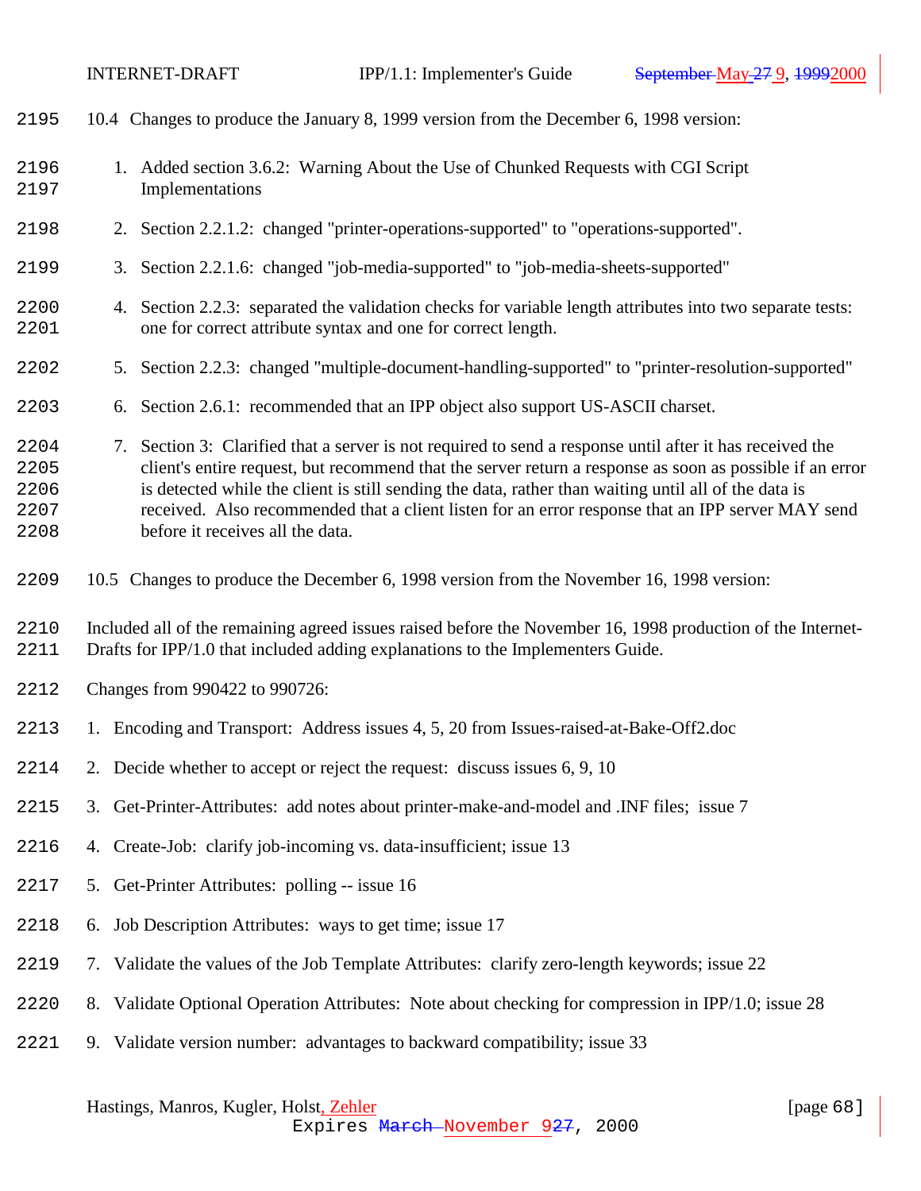## 10.4 Changes to produce the January 8, 1999 version from the December 6, 1998 version:

1. Added section 3.6.2: Warning About the Use of Chunked Requests with CGI Script Implementations
2. Section 2.2.1.2: changed "printer-operations-supported" to "operations-supported".
3. Section 2.2.1.6: changed "job-media-supported" to "job-media-sheets-supported"
4. Section 2.2.3: separated the validation checks for variable length attributes into two separate tests: one for correct attribute syntax and one for correct length.
5. Section 2.2.3: changed "multiple-document-handling-supported" to "printer-resolution-supported"
6. Section 2.6.1: recommended that an IPP object also support US-ASCII charset.
7. Section 3: Clarified that a server is not required to send a response until after it has received the client's entire request, but recommend that the server return a response as soon as possible if an error is detected while the client is still sending the data, rather than waiting until all of the data is received. Also recommended that a client listen for an error response that an IPP server MAY send before it receives all the data.

## 10.5 Changes to produce the December 6, 1998 version from the November 16, 1998 version:

Included all of the remaining agreed issues raised before the November 16, 1998 production of the Internet-Drafts for IPP/1.0 that included adding explanations to the Implementers Guide.

Changes from 990422 to 990726:

1. Encoding and Transport: Address issues 4, 5, 20 from Issues-raised-at-Bake-Off2.doc
2. Decide whether to accept or reject the request: discuss issues 6, 9, 10
3. Get-Printer-Attributes: add notes about printer-make-and-model and .INF files; issue 7
4. Create-Job: clarify job-incoming vs. data-insufficient; issue 13
5. Get-Printer Attributes: polling -- issue 16
6. Job Description Attributes: ways to get time; issue 17
7. Validate the values of the Job Template Attributes: clarify zero-length keywords; issue 22
8. Validate Optional Operation Attributes: Note about checking for compression in IPP/1.0; issue 28
9. Validate version number: advantages to backward compatibility; issue 33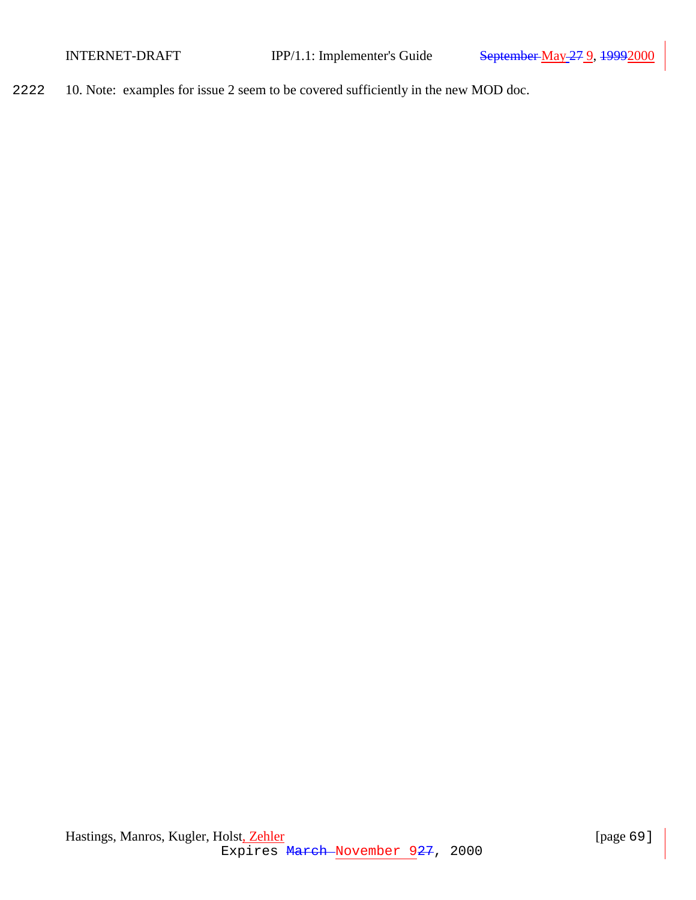10. Note:  examples for issue 2 seem to be covered sufficiently in the new MOD doc.